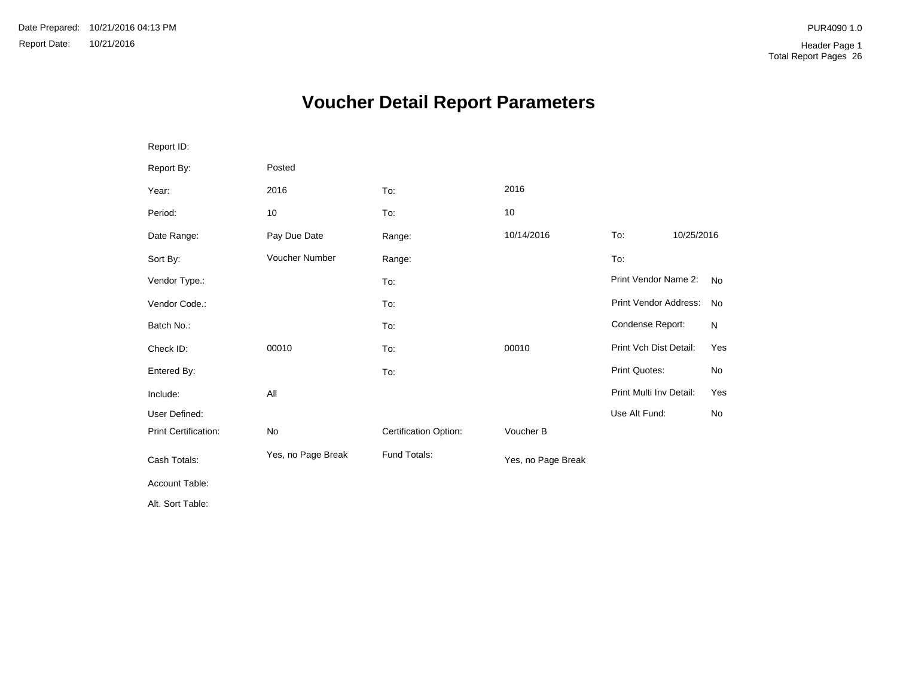Date Prepared: 10/21/2016 04:13 PM
Report Date: 10/21/2016

PUR4090 1.0
Header Page 1
Total Report Pages 26

# Voucher Detail Report Parameters

| | | | | | |
|---|---|---|---|---|---|
| Report ID: | | | | | |
| Report By: | Posted | | | | |
| Year: | 2016 | To: | 2016 | | |
| Period: | 10 | To: | 10 | | |
| Date Range: | Pay Due Date | Range: | 10/14/2016 | To: | 10/25/2016 |
| Sort By: | Voucher Number | Range: | | To: | |
| Vendor Type.: | | To: | | Print Vendor Name 2: | No |
| Vendor Code.: | | To: | | Print Vendor Address: | No |
| Batch No.: | | To: | | Condense Report: | N |
| Check ID: | 00010 | To: | 00010 | Print Vch Dist Detail: | Yes |
| Entered By: | | To: | | Print Quotes: | No |
| Include: | All | | | Print Multi Inv Detail: | Yes |
| User Defined: | | | | Use Alt Fund: | No |
| Print Certification: | No | Certification Option: | Voucher B | | |
| Cash Totals: | Yes, no Page Break | Fund Totals: | Yes, no Page Break | | |
| Account Table: | | | | | |
| Alt. Sort Table: | | | | | |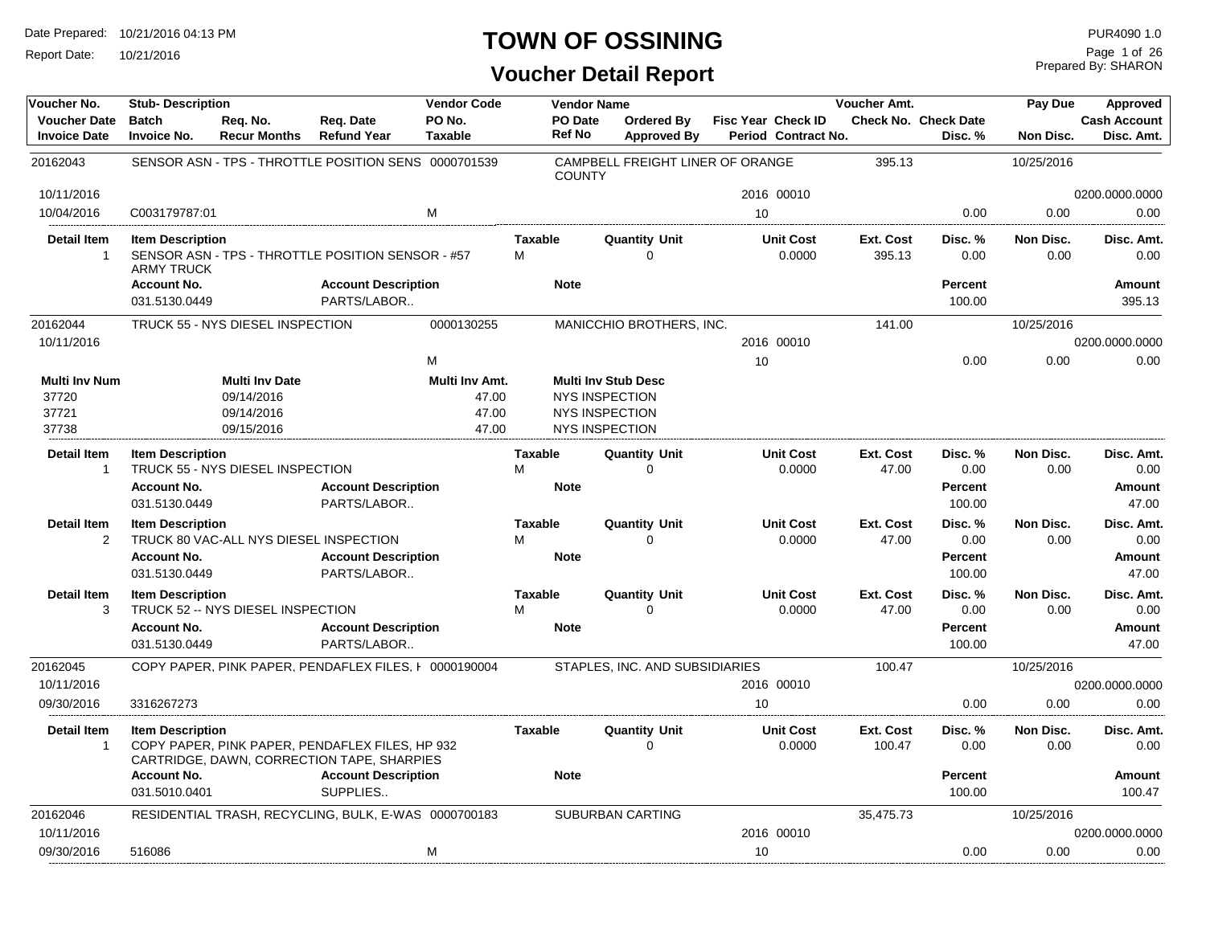# TOWN OF OSSINING

## Voucher Detail Report

Date Prepared: 10/21/2016 04:13 PM
Report Date: 10/21/2016

PUR4090 1.0
Prepared By: SHARON

| Voucher No. | Stub- Description | | | Vendor Code | Vendor Name | | | | Voucher Amt. | | Pay Due | Approved |
|---|---|---|---|---|---|---|---|---|---|---|---|---|
| Voucher Date | Batch | Req. No. | Req. Date | PO No. | PO Date | Ordered By | Fisc Year | Check ID | Check No. | Check Date | | Cash Account |
| Invoice Date | Invoice No. | Recur Months | Refund Year | Taxable | Ref No | Approved By | Period | Contract No. | | Disc. % | Non Disc. | Disc. Amt. |
| 20162043 | SENSOR ASN - TPS - THROTTLE POSITION SENS | | | 0000701539 | CAMPBELL FREIGHT LINER OF ORANGE COUNTY | | | | 395.13 | | 10/25/2016 | |
| 10/11/2016 | | | | | | | 2016 | 00010 | | | | 0200.0000.0000 |
| 10/04/2016 | C003179787:01 | | | M | | | 10 | | | 0.00 | 0.00 | 0.00 |

| Detail Item | Item Description | Taxable | Quantity Unit | Unit Cost | Ext. Cost | Disc. % | Non Disc. | Disc. Amt. |
|---|---|---|---|---|---|---|---|---|
| 1 | SENSOR ASN - TPS - THROTTLE POSITION SENSOR - #57 ARMY TRUCK | M | 0 | 0.0000 | 395.13 | 0.00 | 0.00 | 0.00 |

| Account No. | Account Description | Note | Percent | Amount |
|---|---|---|---|---|
| 031.5130.0449 | PARTS/LABOR.. | | 100.00 | 395.13 |

| Voucher No. | Stub- Description | Vendor Code | Vendor Name | Fisc Year | Check ID | Voucher Amt. | Disc. % | Pay Due | Approved |
|---|---|---|---|---|---|---|---|---|---|
| 20162044 | TRUCK 55 - NYS DIESEL INSPECTION | 0000130255 | MANICCHIO BROTHERS, INC. | | | 141.00 | | 10/25/2016 | |
| 10/11/2016 | | | | 2016 | 00010 | | | | 0200.0000.0000 |
| | | M | | 10 | | | 0.00 | 0.00 | 0.00 |

| Multi Inv Num | Multi Inv Date | Multi Inv Amt. | Multi Inv Stub Desc |
|---|---|---|---|
| 37720 | 09/14/2016 | 47.00 | NYS INSPECTION |
| 37721 | 09/14/2016 | 47.00 | NYS INSPECTION |
| 37738 | 09/15/2016 | 47.00 | NYS INSPECTION |

| Detail Item | Item Description | Taxable | Quantity Unit | Unit Cost | Ext. Cost | Disc. % | Non Disc. | Disc. Amt. |
|---|---|---|---|---|---|---|---|---|
| 1 | TRUCK 55 - NYS DIESEL INSPECTION | M | 0 | 0.0000 | 47.00 | 0.00 | 0.00 | 0.00 |

| Account No. | Account Description | Note | Percent | Amount |
|---|---|---|---|---|
| 031.5130.0449 | PARTS/LABOR.. | | 100.00 | 47.00 |

| Detail Item | Item Description | Taxable | Quantity Unit | Unit Cost | Ext. Cost | Disc. % | Non Disc. | Disc. Amt. |
|---|---|---|---|---|---|---|---|---|
| 2 | TRUCK 80 VAC-ALL NYS DIESEL INSPECTION | M | 0 | 0.0000 | 47.00 | 0.00 | 0.00 | 0.00 |

| Account No. | Account Description | Note | Percent | Amount |
|---|---|---|---|---|
| 031.5130.0449 | PARTS/LABOR.. | | 100.00 | 47.00 |

| Detail Item | Item Description | Taxable | Quantity Unit | Unit Cost | Ext. Cost | Disc. % | Non Disc. | Disc. Amt. |
|---|---|---|---|---|---|---|---|---|
| 3 | TRUCK 52 -- NYS DIESEL INSPECTION | M | 0 | 0.0000 | 47.00 | 0.00 | 0.00 | 0.00 |

| Account No. | Account Description | Note | Percent | Amount |
|---|---|---|---|---|
| 031.5130.0449 | PARTS/LABOR.. | | 100.00 | 47.00 |

| Voucher No. | Stub- Description | Vendor Code | Vendor Name | Fisc Year | Check ID | Voucher Amt. | Disc. % | Pay Due | Approved |
|---|---|---|---|---|---|---|---|---|---|
| 20162045 | COPY PAPER, PINK PAPER, PENDAFLEX FILES, H | 0000190004 | STAPLES, INC. AND SUBSIDIARIES | | | 100.47 | | 10/25/2016 | |
| 10/11/2016 | | | | 2016 | 00010 | | | | 0200.0000.0000 |
| 09/30/2016 | 3316267273 | | | 10 | | | 0.00 | 0.00 | 0.00 |

| Detail Item | Item Description | Taxable | Quantity Unit | Unit Cost | Ext. Cost | Disc. % | Non Disc. | Disc. Amt. |
|---|---|---|---|---|---|---|---|---|
| 1 | COPY PAPER, PINK PAPER, PENDAFLEX FILES, HP 932 CARTRIDGE, DAWN, CORRECTION TAPE, SHARPIES | | 0 | 0.0000 | 100.47 | 0.00 | 0.00 | 0.00 |

| Account No. | Account Description | Note | Percent | Amount |
|---|---|---|---|---|
| 031.5010.0401 | SUPPLIES.. | | 100.00 | 100.47 |

| Voucher No. | Stub- Description | Vendor Code | Vendor Name | Fisc Year | Check ID | Voucher Amt. | Disc. % | Pay Due | Approved |
|---|---|---|---|---|---|---|---|---|---|
| 20162046 | RESIDENTIAL TRASH, RECYCLING, BULK, E-WAS | 0000700183 | SUBURBAN CARTING | | | 35,475.73 | | 10/25/2016 | |
| 10/11/2016 | | | | 2016 | 00010 | | | | 0200.0000.0000 |
| 09/30/2016 | 516086 | M | | 10 | | | 0.00 | 0.00 | 0.00 |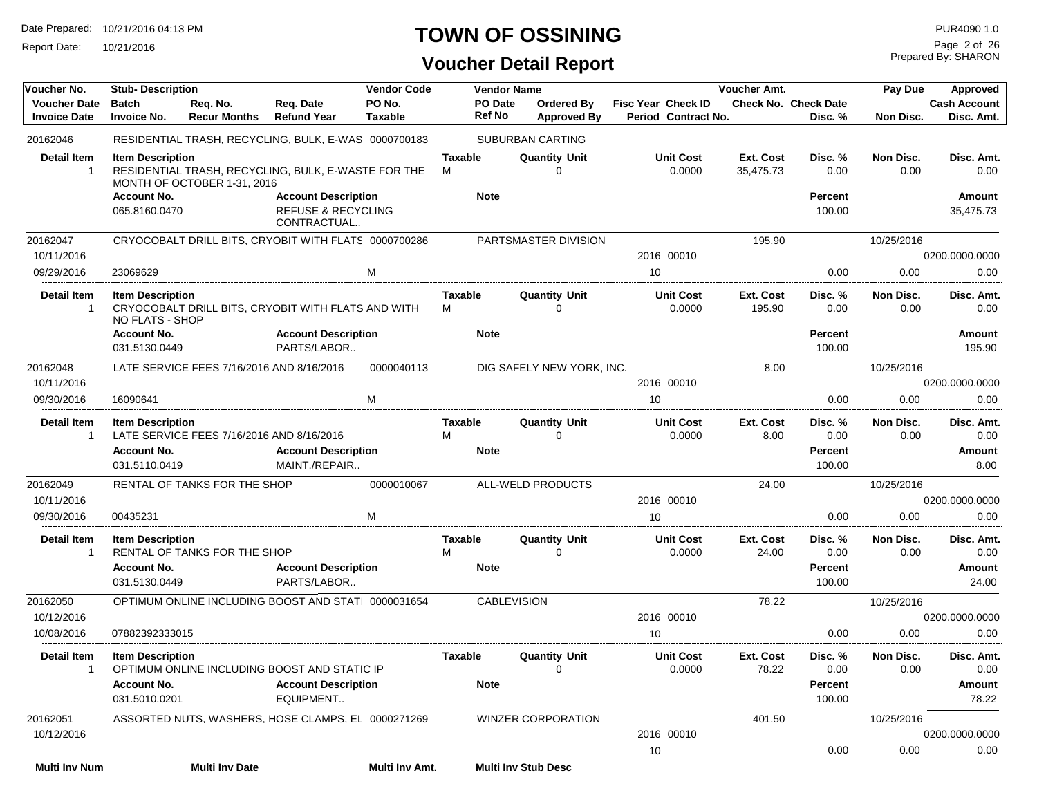# TOWN OF OSSINING

## Voucher Detail Report

Date Prepared: 10/21/2016 04:13 PM
Report Date: 10/21/2016

PUR4090 1.0
Prepared By: SHARON

| Voucher No. | Stub- Description | Req. No. | Req. Date | Vendor Code | Vendor Name | | Fisc Year Check ID | Voucher Amt. | | Pay Due | Approved |
|---|---|---|---|---|---|---|---|---|---|---|---|
| Voucher Date | Batch | | | PO No. | PO Date | Ordered By | | Check No. | Check Date | | Cash Account |
| Invoice Date | Invoice No. | Recur Months | Refund Year | Taxable | Ref No | Approved By | Period Contract No. | | Disc. % | Non Disc. | Disc. Amt. |
| 20162046 | RESIDENTIAL TRASH, RECYCLING, BULK, E-WAS | | | 0000700183 | SUBURBAN CARTING | | | | | | |

| Detail Item | Item Description | Taxable | Quantity Unit | Unit Cost | Ext. Cost | Disc. % | Non Disc. | Disc. Amt. |
|---|---|---|---|---|---|---|---|---|
| 1 | RESIDENTIAL TRASH, RECYCLING, BULK, E-WASTE FOR THE MONTH OF OCTOBER 1-31, 2016 | M | 0 | 0.0000 | 35,475.73 | 0.00 | 0.00 | 0.00 |

| Account No. | Account Description | Note | Percent | Amount |
|---|---|---|---|---|
| 065.8160.0470 | REFUSE & RECYCLING CONTRACTUAL.. | | 100.00 | 35,475.73 |

| Voucher No. | Stub- Description | Vendor Code | Vendor Name | Fisc Year Check ID | Voucher Amt. | Disc. % | Pay Due | Approved |
|---|---|---|---|---|---|---|---|---|
| 20162047 | CRYOCOBALT DRILL BITS, CRYOBIT WITH FLATS | 0000700286 | PARTSMASTER DIVISION | | 195.90 | | 10/25/2016 | |
| 10/11/2016 | | | | 2016 00010 | | | | 0200.0000.0000 |
| 09/29/2016 | 23069629 | M | | 10 | | 0.00 | 0.00 | 0.00 |

| Detail Item | Item Description | Taxable | Quantity Unit | Unit Cost | Ext. Cost | Disc. % | Non Disc. | Disc. Amt. |
|---|---|---|---|---|---|---|---|---|
| 1 | CRYOCOBALT DRILL BITS, CRYOBIT WITH FLATS AND WITH NO FLATS - SHOP | M | 0 | 0.0000 | 195.90 | 0.00 | 0.00 | 0.00 |

| Account No. | Account Description | Note | Percent | Amount |
|---|---|---|---|---|
| 031.5130.0449 | PARTS/LABOR.. | | 100.00 | 195.90 |

| Voucher No. | Stub- Description | Vendor Code | Vendor Name | Fisc Year Check ID | Voucher Amt. | Disc. % | Pay Due | Approved |
|---|---|---|---|---|---|---|---|---|
| 20162048 | LATE SERVICE FEES 7/16/2016 AND 8/16/2016 | 0000040113 | DIG SAFELY NEW YORK, INC. | | 8.00 | | 10/25/2016 | |
| 10/11/2016 | | | | 2016 00010 | | | | 0200.0000.0000 |
| 09/30/2016 | 16090641 | M | | 10 | | 0.00 | 0.00 | 0.00 |

| Detail Item | Item Description | Taxable | Quantity Unit | Unit Cost | Ext. Cost | Disc. % | Non Disc. | Disc. Amt. |
|---|---|---|---|---|---|---|---|---|
| 1 | LATE SERVICE FEES 7/16/2016 AND 8/16/2016 | M | 0 | 0.0000 | 8.00 | 0.00 | 0.00 | 0.00 |

| Account No. | Account Description | Note | Percent | Amount |
|---|---|---|---|---|
| 031.5110.0419 | MAINT./REPAIR.. | | 100.00 | 8.00 |

| Voucher No. | Stub- Description | Vendor Code | Vendor Name | Fisc Year Check ID | Voucher Amt. | Disc. % | Pay Due | Approved |
|---|---|---|---|---|---|---|---|---|
| 20162049 | RENTAL OF TANKS FOR THE SHOP | 0000010067 | ALL-WELD PRODUCTS | | 24.00 | | 10/25/2016 | |
| 10/11/2016 | | | | 2016 00010 | | | | 0200.0000.0000 |
| 09/30/2016 | 00435231 | M | | 10 | | 0.00 | 0.00 | 0.00 |

| Detail Item | Item Description | Taxable | Quantity Unit | Unit Cost | Ext. Cost | Disc. % | Non Disc. | Disc. Amt. |
|---|---|---|---|---|---|---|---|---|
| 1 | RENTAL OF TANKS FOR THE SHOP | M | 0 | 0.0000 | 24.00 | 0.00 | 0.00 | 0.00 |

| Account No. | Account Description | Note | Percent | Amount |
|---|---|---|---|---|
| 031.5130.0449 | PARTS/LABOR.. | | 100.00 | 24.00 |

| Voucher No. | Stub- Description | Vendor Code | Vendor Name | Fisc Year Check ID | Voucher Amt. | Disc. % | Pay Due | Approved |
|---|---|---|---|---|---|---|---|---|
| 20162050 | OPTIMUM ONLINE INCLUDING BOOST AND STAT | 0000031654 | CABLEVISION | | 78.22 | | 10/25/2016 | |
| 10/12/2016 | | | | 2016 00010 | | | | 0200.0000.0000 |
| 10/08/2016 | 07882392333015 | | | 10 | | 0.00 | 0.00 | 0.00 |

| Detail Item | Item Description | Taxable | Quantity Unit | Unit Cost | Ext. Cost | Disc. % | Non Disc. | Disc. Amt. |
|---|---|---|---|---|---|---|---|---|
| 1 | OPTIMUM ONLINE INCLUDING BOOST AND STATIC IP | | 0 | 0.0000 | 78.22 | 0.00 | 0.00 | 0.00 |

| Account No. | Account Description | Note | Percent | Amount |
|---|---|---|---|---|
| 031.5010.0201 | EQUIPMENT.. | | 100.00 | 78.22 |

| Voucher No. | Stub- Description | Vendor Code | Vendor Name | Fisc Year Check ID | Voucher Amt. | Disc. % | Pay Due | Approved |
|---|---|---|---|---|---|---|---|---|
| 20162051 | ASSORTED NUTS, WASHERS, HOSE CLAMPS, EL | 0000271269 | WINZER CORPORATION | | 401.50 | | 10/25/2016 | |
| 10/12/2016 | | | | 2016 00010 | | | | 0200.0000.0000 |
| | | | | 10 | | 0.00 | 0.00 | 0.00 |

| Multi Inv Num | Multi Inv Date | Multi Inv Amt. | Multi Inv Stub Desc |
|---|---|---|---|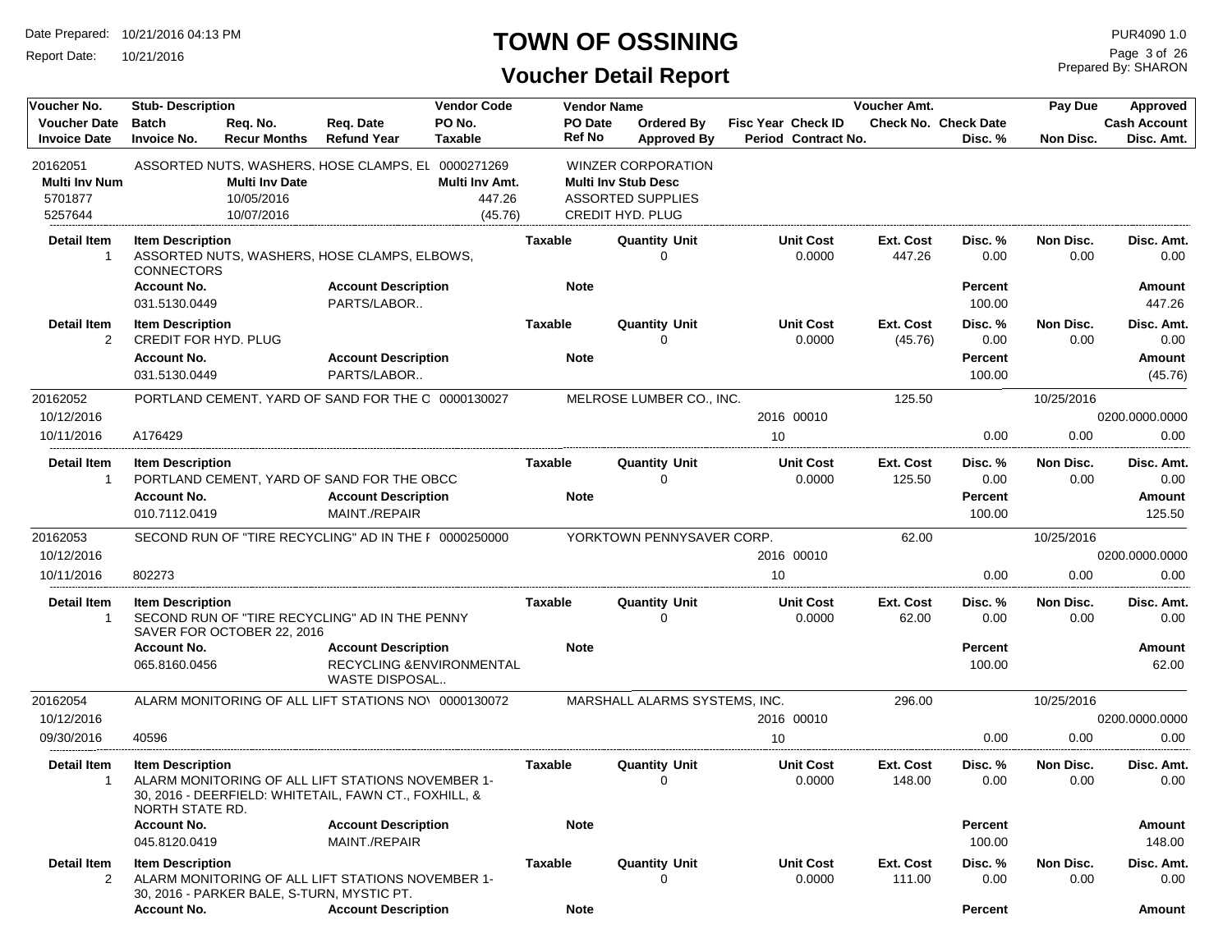# TOWN OF OSSINING

## Voucher Detail Report

Date Prepared: 10/21/2016 04:13 PM
Report Date: 10/21/2016

PUR4090 1.0
Prepared By: SHARON

| Voucher No. / Voucher Date / Invoice Date | Stub- Description / Batch / Invoice No. | Req. No. / Recur Months | Req. Date / Refund Year | Vendor Code / PO No. / Taxable | Vendor Name / PO Date / Ref No | Ordered By / Approved By | Fisc Year / Period | Check ID / Contract No. | Voucher Amt. / Check No. | Check Date / Disc. % | Pay Due / Non Disc. | Approved / Cash Account / Disc. Amt. |
|---|---|---|---|---|---|---|---|---|---|---|---|---|
| 20162051 | ASSORTED NUTS, WASHERS, HOSE CLAMPS, EL | | | 0000271269 | WINZER CORPORATION | | | | | | | |
| Multi Inv Num | | Multi Inv Date | | Multi Inv Amt. | Multi Inv Stub Desc | | | | | | | |
| 5701877 | | 10/05/2016 | | 447.26 | ASSORTED SUPPLIES | | | | | | | |
| 5257644 | | 10/07/2016 | | (45.76) | CREDIT HYD. PLUG | | | | | | | |

| Detail Item | Item Description | Taxable | Quantity Unit | Unit Cost | Ext. Cost | Disc. % | Non Disc. | Disc. Amt. |
|---|---|---|---|---|---|---|---|---|
| 1 | ASSORTED NUTS, WASHERS, HOSE CLAMPS, ELBOWS, CONNECTORS | | 0 | 0.0000 | 447.26 | 0.00 | 0.00 | 0.00 |

| Account No. | Account Description | Note | Percent | Amount |
|---|---|---|---|---|
| 031.5130.0449 | PARTS/LABOR.. | | 100.00 | 447.26 |

| Detail Item | Item Description | Taxable | Quantity Unit | Unit Cost | Ext. Cost | Disc. % | Non Disc. | Disc. Amt. |
|---|---|---|---|---|---|---|---|---|
| 2 | CREDIT FOR HYD. PLUG | | 0 | 0.0000 | (45.76) | 0.00 | 0.00 | 0.00 |

| Account No. | Account Description | Note | Percent | Amount |
|---|---|---|---|---|
| 031.5130.0449 | PARTS/LABOR.. | | 100.00 | (45.76) |

| Voucher No. / Voucher Date / Invoice Date | Stub- Description / Batch / Invoice No. | Vendor Code | Vendor Name | Fisc Year / Period | Check ID | Voucher Amt. | Disc. % | Pay Due / Non Disc. | Approved / Cash Account / Disc. Amt. |
|---|---|---|---|---|---|---|---|---|---|
| 20162052 | PORTLAND CEMENT, YARD OF SAND FOR THE C | 0000130027 | MELROSE LUMBER CO., INC. | | | 125.50 | | 10/25/2016 | |
| 10/12/2016 | | | | 2016 | 00010 | | | | 0200.0000.0000 |
| 10/11/2016 | A176429 | | | 10 | | | 0.00 | 0.00 | 0.00 |

| Detail Item | Item Description | Taxable | Quantity Unit | Unit Cost | Ext. Cost | Disc. % | Non Disc. | Disc. Amt. |
|---|---|---|---|---|---|---|---|---|
| 1 | PORTLAND CEMENT, YARD OF SAND FOR THE OBCC | | 0 | 0.0000 | 125.50 | 0.00 | 0.00 | 0.00 |

| Account No. | Account Description | Note | Percent | Amount |
|---|---|---|---|---|
| 010.7112.0419 | MAINT./REPAIR | | 100.00 | 125.50 |

| Voucher No. / Voucher Date / Invoice Date | Stub- Description / Batch / Invoice No. | Vendor Code | Vendor Name | Fisc Year / Period | Check ID | Voucher Amt. | Disc. % | Pay Due / Non Disc. | Approved / Cash Account / Disc. Amt. |
|---|---|---|---|---|---|---|---|---|---|
| 20162053 | SECOND RUN OF "TIRE RECYCLING" AD IN THE F | 0000250000 | YORKTOWN PENNYSAVER CORP. | | | 62.00 | | 10/25/2016 | |
| 10/12/2016 | | | | 2016 | 00010 | | | | 0200.0000.0000 |
| 10/11/2016 | 802273 | | | 10 | | | 0.00 | 0.00 | 0.00 |

| Detail Item | Item Description | Taxable | Quantity Unit | Unit Cost | Ext. Cost | Disc. % | Non Disc. | Disc. Amt. |
|---|---|---|---|---|---|---|---|---|
| 1 | SECOND RUN OF "TIRE RECYCLING" AD IN THE PENNY SAVER FOR OCTOBER 22, 2016 | | 0 | 0.0000 | 62.00 | 0.00 | 0.00 | 0.00 |

| Account No. | Account Description | Note | Percent | Amount |
|---|---|---|---|---|
| 065.8160.0456 | RECYCLING &ENVIRONMENTAL WASTE DISPOSAL.. | | 100.00 | 62.00 |

| Voucher No. / Voucher Date / Invoice Date | Stub- Description / Batch / Invoice No. | Vendor Code | Vendor Name | Fisc Year / Period | Check ID | Voucher Amt. | Disc. % | Pay Due / Non Disc. | Approved / Cash Account / Disc. Amt. |
|---|---|---|---|---|---|---|---|---|---|
| 20162054 | ALARM MONITORING OF ALL LIFT STATIONS NO\ | 0000130072 | MARSHALL ALARMS SYSTEMS, INC. | | | 296.00 | | 10/25/2016 | |
| 10/12/2016 | | | | 2016 | 00010 | | | | 0200.0000.0000 |
| 09/30/2016 | 40596 | | | 10 | | | 0.00 | 0.00 | 0.00 |

| Detail Item | Item Description | Taxable | Quantity Unit | Unit Cost | Ext. Cost | Disc. % | Non Disc. | Disc. Amt. |
|---|---|---|---|---|---|---|---|---|
| 1 | ALARM MONITORING OF ALL LIFT STATIONS NOVEMBER 1-30, 2016 - DEERFIELD: WHITETAIL, FAWN CT., FOXHILL, & NORTH STATE RD. | | 0 | 0.0000 | 148.00 | 0.00 | 0.00 | 0.00 |

| Account No. | Account Description | Note | Percent | Amount |
|---|---|---|---|---|
| 045.8120.0419 | MAINT./REPAIR | | 100.00 | 148.00 |

| Detail Item | Item Description | Taxable | Quantity Unit | Unit Cost | Ext. Cost | Disc. % | Non Disc. | Disc. Amt. |
|---|---|---|---|---|---|---|---|---|
| 2 | ALARM MONITORING OF ALL LIFT STATIONS NOVEMBER 1-30, 2016 - PARKER BALE, S-TURN, MYSTIC PT. | | 0 | 0.0000 | 111.00 | 0.00 | 0.00 | 0.00 |

| Account No. | Account Description | Note | Percent | Amount |
|---|---|---|---|---|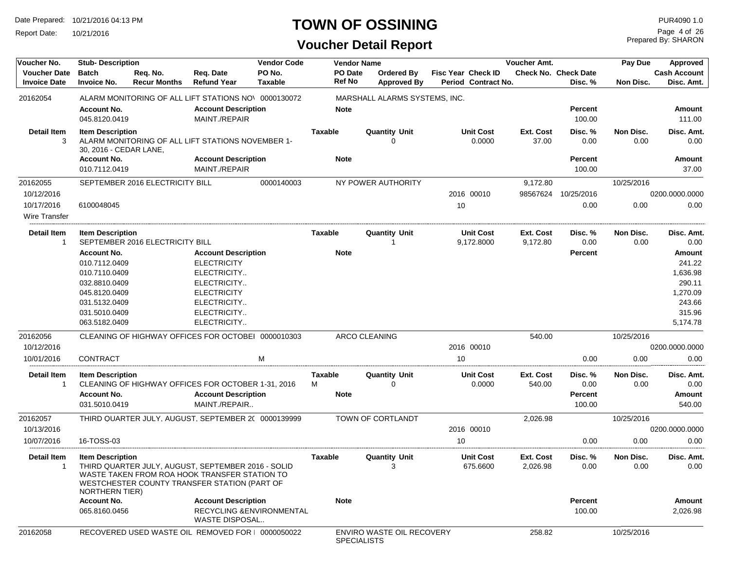# TOWN OF OSSINING

## Voucher Detail Report

Date Prepared: 10/21/2016 04:13 PM
Report Date: 10/21/2016
PUR4090 1.0
Prepared By: SHARON

| Voucher No. / Voucher Date / Invoice Date | Stub-Description / Batch / Invoice No. | Req. No. / Recur Months | Req. Date / Refund Year | Vendor Code / PO No. / Taxable | Vendor Name / PO Date / Ref No | Ordered By / Approved By | Fisc Year / Period | Check ID / Contract No. | Voucher Amt. / Check No. | Check Date / Disc. % | Pay Due / Non Disc. | Approved / Cash Account / Disc. Amt. |
|---|---|---|---|---|---|---|---|---|---|---|---|---|
| 20162054 | ALARM MONITORING OF ALL LIFT STATIONS NOV | | | 0000130072 | MARSHALL ALARMS SYSTEMS, INC. | | | | | | | |

| Account No. | Account Description | Note | Percent | Amount |
|---|---|---|---|---|
| 045.8120.0419 | MAINT./REPAIR | | 100.00 | 111.00 |

| Detail Item | Item Description | Taxable | Quantity Unit | Unit Cost | Ext. Cost | Disc. % | Non Disc. | Disc. Amt. |
|---|---|---|---|---|---|---|---|---|
| 3 | ALARM MONITORING OF ALL LIFT STATIONS NOVEMBER 1-30, 2016 - CEDAR LANE, | | 0 | 0.0000 | 37.00 | 0.00 | 0.00 | 0.00 |

| Account No. | Account Description | Note | Percent | Amount |
|---|---|---|---|---|
| 010.7112.0419 | MAINT./REPAIR | | 100.00 | 37.00 |

| Voucher No. / Voucher Date / Invoice Date | Stub-Description / Batch / Invoice No. | Vendor Code / PO No. / Taxable | Vendor Name | Fisc Year / Period | Check ID | Voucher Amt. / Check No. | Check Date / Disc. % | Pay Due / Non Disc. | Cash Account / Disc. Amt. |
|---|---|---|---|---|---|---|---|---|---|
| 20162055 | SEPTEMBER 2016 ELECTRICITY BILL | 0000140003 | NY POWER AUTHORITY | | | 9,172.80 | | 10/25/2016 | |
| 10/12/2016 | | | | 2016 | 00010 | 98567624 | 10/25/2016 | | 0200.0000.0000 |
| 10/17/2016 | 6100048045 | | | 10 | | | 0.00 | 0.00 | 0.00 |
| Wire Transfer | | | | | | | | | |

| Detail Item | Item Description | Taxable | Quantity Unit | Unit Cost | Ext. Cost | Disc. % | Non Disc. | Disc. Amt. |
|---|---|---|---|---|---|---|---|---|
| 1 | SEPTEMBER 2016 ELECTRICITY BILL | | 1 | 9,172.8000 | 9,172.80 | 0.00 | 0.00 | 0.00 |

| Account No. | Account Description | Note | Percent | Amount |
|---|---|---|---|---|
| 010.7112.0409 | ELECTRICITY | | | 241.22 |
| 010.7110.0409 | ELECTRICITY.. | | | 1,636.98 |
| 032.8810.0409 | ELECTRICITY.. | | | 290.11 |
| 045.8120.0409 | ELECTRICITY | | | 1,270.09 |
| 031.5132.0409 | ELECTRICITY.. | | | 243.66 |
| 031.5010.0409 | ELECTRICITY.. | | | 315.96 |
| 063.5182.0409 | ELECTRICITY.. | | | 5,174.78 |

| Voucher No. / Voucher Date / Invoice Date | Stub-Description / Batch / Invoice No. | Vendor Code / PO No. / Taxable | Vendor Name | Fisc Year / Period | Check ID | Voucher Amt. / Check No. | Check Date / Disc. % | Pay Due / Non Disc. | Cash Account / Disc. Amt. |
|---|---|---|---|---|---|---|---|---|---|
| 20162056 | CLEANING OF HIGHWAY OFFICES FOR OCTOBEI | 0000010303 | ARCO CLEANING | | | 540.00 | | 10/25/2016 | |
| 10/12/2016 | | | | 2016 | 00010 | | | | 0200.0000.0000 |
| 10/01/2016 | CONTRACT | M | | 10 | | | 0.00 | 0.00 | 0.00 |

| Detail Item | Item Description | Taxable | Quantity Unit | Unit Cost | Ext. Cost | Disc. % | Non Disc. | Disc. Amt. |
|---|---|---|---|---|---|---|---|---|
| 1 | CLEANING OF HIGHWAY OFFICES FOR OCTOBER 1-31, 2016 | M | 0 | 0.0000 | 540.00 | 0.00 | 0.00 | 0.00 |

| Account No. | Account Description | Note | Percent | Amount |
|---|---|---|---|---|
| 031.5010.0419 | MAINT./REPAIR.. | | 100.00 | 540.00 |

| Voucher No. / Voucher Date / Invoice Date | Stub-Description / Batch / Invoice No. | Vendor Code / PO No. / Taxable | Vendor Name | Fisc Year / Period | Check ID | Voucher Amt. / Check No. | Check Date / Disc. % | Pay Due / Non Disc. | Cash Account / Disc. Amt. |
|---|---|---|---|---|---|---|---|---|---|
| 20162057 | THIRD QUARTER JULY, AUGUST, SEPTEMBER 2( | 0000139999 | TOWN OF CORTLANDT | | | 2,026.98 | | 10/25/2016 | |
| 10/13/2016 | | | | 2016 | 00010 | | | | 0200.0000.0000 |
| 10/07/2016 | 16-TOSS-03 | | | 10 | | | 0.00 | 0.00 | 0.00 |

| Detail Item | Item Description | Taxable | Quantity Unit | Unit Cost | Ext. Cost | Disc. % | Non Disc. | Disc. Amt. |
|---|---|---|---|---|---|---|---|---|
| 1 | THIRD QUARTER JULY, AUGUST, SEPTEMBER 2016 - SOLID WASTE TAKEN FROM ROA HOOK TRANSFER STATION TO WESTCHESTER COUNTY TRANSFER STATION (PART OF NORTHERN TIER) | | 3 | 675.6600 | 2,026.98 | 0.00 | 0.00 | 0.00 |

| Account No. | Account Description | Note | Percent | Amount |
|---|---|---|---|---|
| 065.8160.0456 | RECYCLING &ENVIRONMENTAL WASTE DISPOSAL.. | | 100.00 | 2,026.98 |

| Voucher No. | Stub-Description | Vendor Code | Vendor Name | Voucher Amt. | Pay Due |
|---|---|---|---|---|---|
| 20162058 | RECOVERED USED WASTE OIL REMOVED FOR I | 0000050022 | ENVIRO WASTE OIL RECOVERY SPECIALISTS | 258.82 | 10/25/2016 |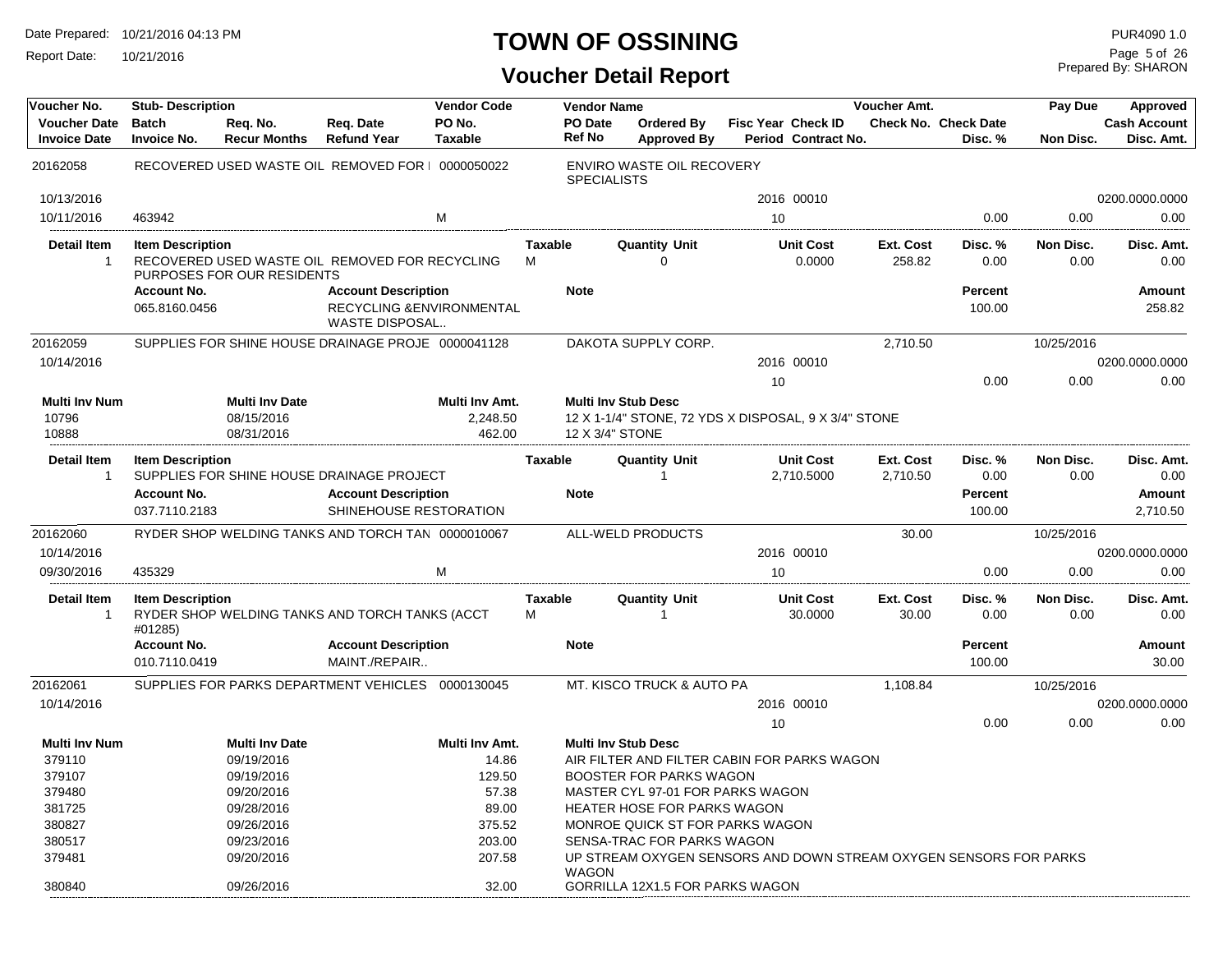# TOWN OF OSSINING

## Voucher Detail Report

Date Prepared: 10/21/2016 04:13 PM
Report Date: 10/21/2016

PUR4090 1.0
Prepared By: SHARON

| Voucher No. | Stub- Description | | | Vendor Code | Vendor Name | | | Voucher Amt. | | Pay Due | Approved |
|---|---|---|---|---|---|---|---|---|---|---|---|
| Voucher Date | Batch | Req. No. | Req. Date | PO No. | PO Date | Ordered By | Fisc Year Check ID | Check No. | Check Date | | Cash Account |
| Invoice Date | Invoice No. | Recur Months | Refund Year | Taxable | Ref No | Approved By | Period Contract No. | | Disc. % | Non Disc. | Disc. Amt. |

---

**20162058** — RECOVERED USED WASTE OIL REMOVED FOR I — 0000050022 — ENVIRO WASTE OIL RECOVERY SPECIALISTS

| Voucher Date | Invoice Date | Invoice No. | Taxable | Fisc Year | Check ID | Period | Disc. % | Non Disc. | Cash Account | Disc. Amt. |
|---|---|---|---|---|---|---|---|---|---|---|
| 10/13/2016 | 10/11/2016 | 463942 | M | 2016 | 00010 | 10 | 0.00 | 0.00 | 0200.0000.0000 | 0.00 |

| Detail Item | Item Description | Taxable | Quantity Unit | Unit Cost | Ext. Cost | Disc. % | Non Disc. | Disc. Amt. |
|---|---|---|---|---|---|---|---|---|
| 1 | RECOVERED USED WASTE OIL REMOVED FOR RECYCLING PURPOSES FOR OUR RESIDENTS | M | 0 | 0.0000 | 258.82 | 0.00 | 0.00 | 0.00 |

| Account No. | Account Description | Note | Percent | Amount |
|---|---|---|---|---|
| 065.8160.0456 | RECYCLING &ENVIRONMENTAL WASTE DISPOSAL.. | | 100.00 | 258.82 |

---

**20162059** — SUPPLIES FOR SHINE HOUSE DRAINAGE PROJE — 0000041128 — DAKOTA SUPPLY CORP. — Voucher Amt. 2,710.50 — Pay Due 10/25/2016

| Voucher Date | Fisc Year | Check ID | Period | Disc. % | Non Disc. | Cash Account | Disc. Amt. |
|---|---|---|---|---|---|---|---|
| 10/14/2016 | 2016 | 00010 | 10 | 0.00 | 0.00 | 0200.0000.0000 | 0.00 |

| Multi Inv Num | Multi Inv Date | Multi Inv Amt. | Multi Inv Stub Desc |
|---|---|---|---|
| 10796 | 08/15/2016 | 2,248.50 | 12 X 1-1/4" STONE, 72 YDS X DISPOSAL, 9 X 3/4" STONE |
| 10888 | 08/31/2016 | 462.00 | 12 X 3/4" STONE |

| Detail Item | Item Description | Taxable | Quantity Unit | Unit Cost | Ext. Cost | Disc. % | Non Disc. | Disc. Amt. |
|---|---|---|---|---|---|---|---|---|
| 1 | SUPPLIES FOR SHINE HOUSE DRAINAGE PROJECT | | 1 | 2,710.5000 | 2,710.50 | 0.00 | 0.00 | 0.00 |

| Account No. | Account Description | Note | Percent | Amount |
|---|---|---|---|---|
| 037.7110.2183 | SHINEHOUSE RESTORATION | | 100.00 | 2,710.50 |

---

**20162060** — RYDER SHOP WELDING TANKS AND TORCH TAN — 0000010067 — ALL-WELD PRODUCTS — Voucher Amt. 30.00 — Pay Due 10/25/2016

| Voucher Date | Invoice Date | Invoice No. | Taxable | Fisc Year | Check ID | Period | Disc. % | Non Disc. | Cash Account | Disc. Amt. |
|---|---|---|---|---|---|---|---|---|---|---|
| 10/14/2016 | 09/30/2016 | 435329 | M | 2016 | 00010 | 10 | 0.00 | 0.00 | 0200.0000.0000 | 0.00 |

| Detail Item | Item Description | Taxable | Quantity Unit | Unit Cost | Ext. Cost | Disc. % | Non Disc. | Disc. Amt. |
|---|---|---|---|---|---|---|---|---|
| 1 | RYDER SHOP WELDING TANKS AND TORCH TANKS (ACCT #01285) | M | 1 | 30.0000 | 30.00 | 0.00 | 0.00 | 0.00 |

| Account No. | Account Description | Note | Percent | Amount |
|---|---|---|---|---|
| 010.7110.0419 | MAINT./REPAIR.. | | 100.00 | 30.00 |

---

**20162061** — SUPPLIES FOR PARKS DEPARTMENT VEHICLES — 0000130045 — MT. KISCO TRUCK & AUTO PA — Voucher Amt. 1,108.84 — Pay Due 10/25/2016

| Voucher Date | Fisc Year | Check ID | Period | Disc. % | Non Disc. | Cash Account | Disc. Amt. |
|---|---|---|---|---|---|---|---|
| 10/14/2016 | 2016 | 00010 | 10 | 0.00 | 0.00 | 0200.0000.0000 | 0.00 |

| Multi Inv Num | Multi Inv Date | Multi Inv Amt. | Multi Inv Stub Desc |
|---|---|---|---|
| 379110 | 09/19/2016 | 14.86 | AIR FILTER AND FILTER CABIN FOR PARKS WAGON |
| 379107 | 09/19/2016 | 129.50 | BOOSTER FOR PARKS WAGON |
| 379480 | 09/20/2016 | 57.38 | MASTER CYL 97-01 FOR PARKS WAGON |
| 381725 | 09/28/2016 | 89.00 | HEATER HOSE FOR PARKS WAGON |
| 380827 | 09/26/2016 | 375.52 | MONROE QUICK ST FOR PARKS WAGON |
| 380517 | 09/23/2016 | 203.00 | SENSA-TRAC FOR PARKS WAGON |
| 379481 | 09/20/2016 | 207.58 | UP STREAM OXYGEN SENSORS AND DOWN STREAM OXYGEN SENSORS FOR PARKS WAGON |
| 380840 | 09/26/2016 | 32.00 | GORRILLA 12X1.5 FOR PARKS WAGON |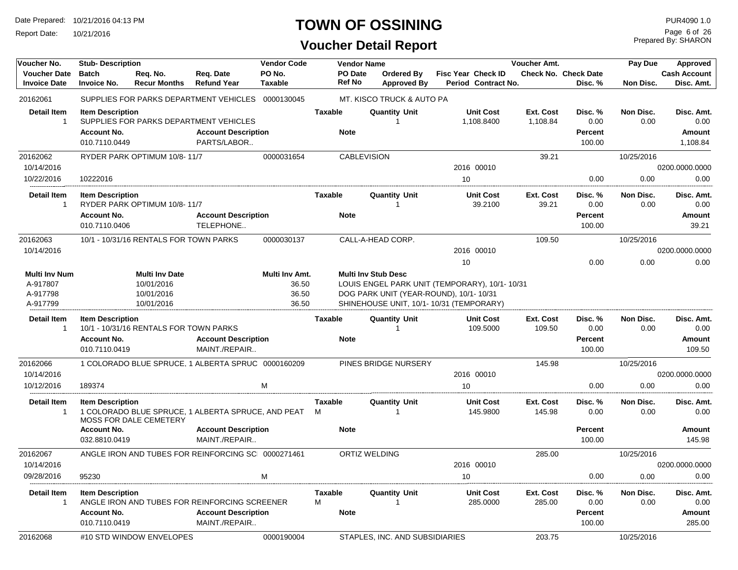# TOWN OF OSSINING

## Voucher Detail Report

Date Prepared: 10/21/2016 04:13 PM
Report Date: 10/21/2016

PUR4090 1.0
Prepared By: SHARON

| Voucher No. | Stub- Description | | | Vendor Code | Vendor Name | | | | Voucher Amt. | | Pay Due | Approved |
|---|---|---|---|---|---|---|---|---|---|---|---|---|
| Voucher Date | Batch | Req. No. | Req. Date | PO No. | PO Date | Ordered By | Fisc Year Check ID | | Check No. | Check Date | | Cash Account |
| Invoice Date | Invoice No. | Recur Months | Refund Year | Taxable | Ref No | Approved By | Period Contract No. | | | Disc. % | Non Disc. | Disc. Amt. |

**20162061** — SUPPLIES FOR PARKS DEPARTMENT VEHICLES — Vendor Code: 0000130045 — MT. KISCO TRUCK & AUTO PA

| Detail Item | Item Description | Taxable | Quantity Unit | Unit Cost | Ext. Cost | Disc. % | Non Disc. | Disc. Amt. |
|---|---|---|---|---|---|---|---|---|
| 1 | SUPPLIES FOR PARKS DEPARTMENT VEHICLES | | 1 | 1,108.8400 | 1,108.84 | 0.00 | 0.00 | 0.00 |

| Account No. | Account Description | Note | Percent | Amount |
|---|---|---|---|---|
| 010.7110.0449 | PARTS/LABOR.. | | 100.00 | 1,108.84 |

**20162062** — RYDER PARK OPTIMUM 10/8- 11/7 — Vendor Code: 0000031654 — CABLEVISION — Voucher Amt.: 39.21 — Pay Due: 10/25/2016

| Voucher Date | Invoice Date | Invoice No. | Fisc Year | Check ID | Period | Disc. % | Non Disc. | Cash Account | Disc. Amt. |
|---|---|---|---|---|---|---|---|---|---|
| 10/14/2016 | 10/22/2016 | 10222016 | 2016 | 00010 | 10 | 0.00 | 0.00 | 0200.0000.0000 | 0.00 |

| Detail Item | Item Description | Taxable | Quantity Unit | Unit Cost | Ext. Cost | Disc. % | Non Disc. | Disc. Amt. |
|---|---|---|---|---|---|---|---|---|
| 1 | RYDER PARK OPTIMUM 10/8- 11/7 | | 1 | 39.2100 | 39.21 | 0.00 | 0.00 | 0.00 |

| Account No. | Account Description | Note | Percent | Amount |
|---|---|---|---|---|
| 010.7110.0406 | TELEPHONE.. | | 100.00 | 39.21 |

**20162063** — 10/1 - 10/31/16 RENTALS FOR TOWN PARKS — Vendor Code: 0000030137 — CALL-A-HEAD CORP. — Voucher Amt.: 109.50 — Pay Due: 10/25/2016

| Voucher Date | Fisc Year | Check ID | Period | Disc. % | Non Disc. | Cash Account | Disc. Amt. |
|---|---|---|---|---|---|---|---|
| 10/14/2016 | 2016 | 00010 | 10 | 0.00 | 0.00 | 0200.0000.0000 | 0.00 |

| Multi Inv Num | Multi Inv Date | Multi Inv Amt. | Multi Inv Stub Desc |
|---|---|---|---|
| A-917807 | 10/01/2016 | 36.50 | LOUIS ENGEL PARK UNIT (TEMPORARY), 10/1- 10/31 |
| A-917798 | 10/01/2016 | 36.50 | DOG PARK UNIT (YEAR-ROUND), 10/1- 10/31 |
| A-917799 | 10/01/2016 | 36.50 | SHINEHOUSE UNIT, 10/1- 10/31 (TEMPORARY) |

| Detail Item | Item Description | Taxable | Quantity Unit | Unit Cost | Ext. Cost | Disc. % | Non Disc. | Disc. Amt. |
|---|---|---|---|---|---|---|---|---|
| 1 | 10/1 - 10/31/16 RENTALS FOR TOWN PARKS | | 1 | 109.5000 | 109.50 | 0.00 | 0.00 | 0.00 |

| Account No. | Account Description | Note | Percent | Amount |
|---|---|---|---|---|
| 010.7110.0419 | MAINT./REPAIR.. | | 100.00 | 109.50 |

**20162066** — 1 COLORADO BLUE SPRUCE, 1 ALBERTA SPRUC — Vendor Code: 0000160209 — PINES BRIDGE NURSERY — Voucher Amt.: 145.98 — Pay Due: 10/25/2016

| Voucher Date | Invoice Date | Invoice No. | Taxable | Fisc Year | Check ID | Period | Disc. % | Non Disc. | Cash Account | Disc. Amt. |
|---|---|---|---|---|---|---|---|---|---|---|
| 10/14/2016 | 10/12/2016 | 189374 | M | 2016 | 00010 | 10 | 0.00 | 0.00 | 0200.0000.0000 | 0.00 |

| Detail Item | Item Description | Taxable | Quantity Unit | Unit Cost | Ext. Cost | Disc. % | Non Disc. | Disc. Amt. |
|---|---|---|---|---|---|---|---|---|
| 1 | 1 COLORADO BLUE SPRUCE, 1 ALBERTA SPRUCE, AND PEAT MOSS FOR DALE CEMETERY | M | 1 | 145.9800 | 145.98 | 0.00 | 0.00 | 0.00 |

| Account No. | Account Description | Note | Percent | Amount |
|---|---|---|---|---|
| 032.8810.0419 | MAINT./REPAIR.. | | 100.00 | 145.98 |

**20162067** — ANGLE IRON AND TUBES FOR REINFORCING SC — Vendor Code: 0000271461 — ORTIZ WELDING — Voucher Amt.: 285.00 — Pay Due: 10/25/2016

| Voucher Date | Invoice Date | Invoice No. | Taxable | Fisc Year | Check ID | Period | Disc. % | Non Disc. | Cash Account | Disc. Amt. |
|---|---|---|---|---|---|---|---|---|---|---|
| 10/14/2016 | 09/28/2016 | 95230 | M | 2016 | 00010 | 10 | 0.00 | 0.00 | 0200.0000.0000 | 0.00 |

| Detail Item | Item Description | Taxable | Quantity Unit | Unit Cost | Ext. Cost | Disc. % | Non Disc. | Disc. Amt. |
|---|---|---|---|---|---|---|---|---|
| 1 | ANGLE IRON AND TUBES FOR REINFORCING SCREENER | M | 1 | 285.0000 | 285.00 | 0.00 | 0.00 | 0.00 |

| Account No. | Account Description | Note | Percent | Amount |
|---|---|---|---|---|
| 010.7110.0419 | MAINT./REPAIR.. | | 100.00 | 285.00 |

**20162068** — #10 STD WINDOW ENVELOPES — Vendor Code: 0000190004 — STAPLES, INC. AND SUBSIDIARIES — Voucher Amt.: 203.75 — Pay Due: 10/25/2016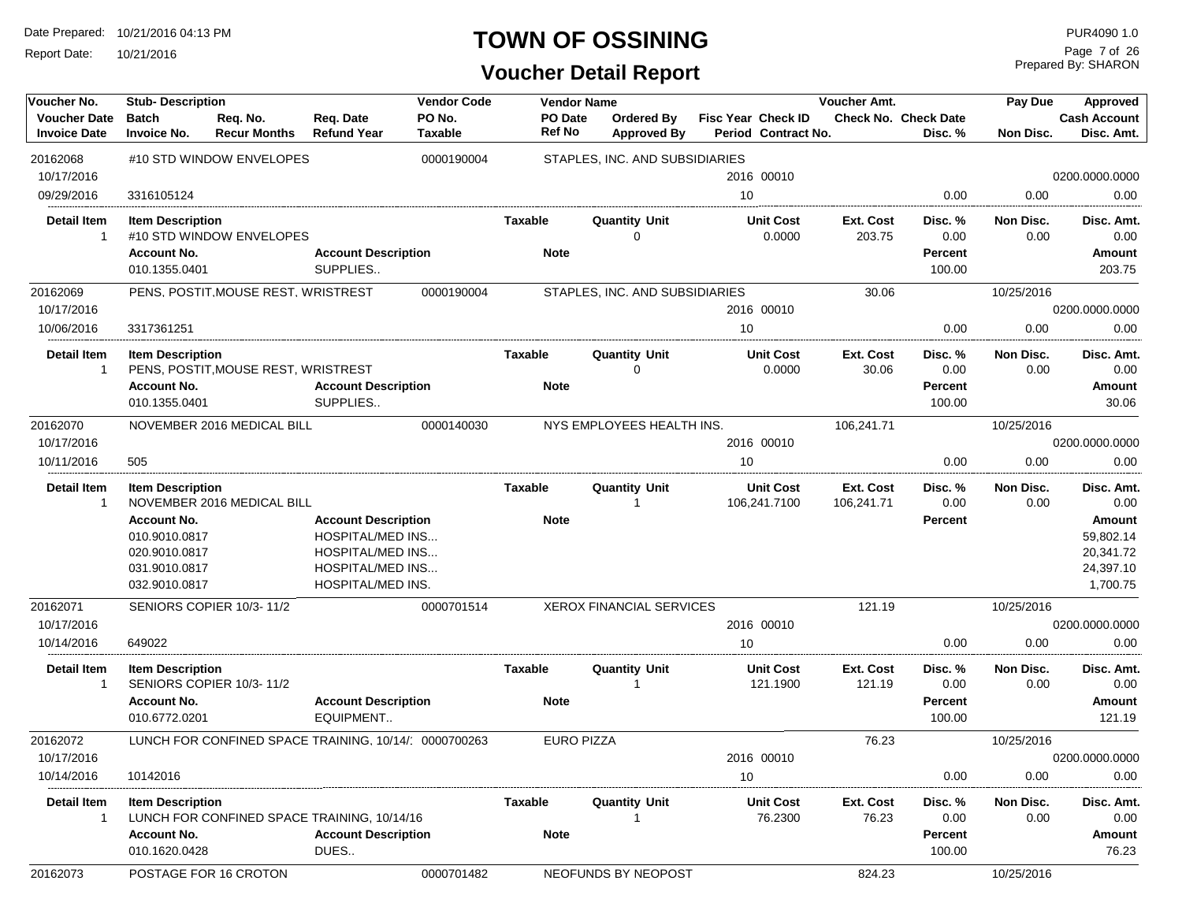# TOWN OF OSSINING

## Voucher Detail Report

Date Prepared: 10/21/2016 04:13 PM
Report Date: 10/21/2016

PUR4090 1.0
Prepared By: SHARON

| Voucher No. | Stub- Description | | | Vendor Code | Vendor Name | | | | Voucher Amt. | | Pay Due | Approved |
|---|---|---|---|---|---|---|---|---|---|---|---|---|
| Voucher Date | Batch | Req. No. | Req. Date | PO No. | PO Date | Ordered By | Fisc Year | Check ID | Check No. | Check Date | | Cash Account |
| Invoice Date | Invoice No. | Recur Months | Refund Year | Taxable | Ref No | Approved By | Period | Contract No. | | Disc. % | Non Disc. | Disc. Amt. |

**20162068** — #10 STD WINDOW ENVELOPES — Vendor Code 0000190004 — STAPLES, INC. AND SUBSIDIARIES
Voucher Date: 10/17/2016 — Fisc Year 2016, Check ID 00010 — Cash Account 0200.0000.0000
Invoice Date: 09/29/2016 — Invoice No. 3316105124 — Period 10 — Disc. % 0.00 — Non Disc. 0.00 — Disc. Amt. 0.00

| Detail Item | Item Description | Taxable | Quantity Unit | Unit Cost | Ext. Cost | Disc. % | Non Disc. | Disc. Amt. |
|---|---|---|---|---|---|---|---|---|
| 1 | #10 STD WINDOW ENVELOPES | | 0 | 0.0000 | 203.75 | 0.00 | 0.00 | 0.00 |

| Account No. | Account Description | Note | Percent | Amount |
|---|---|---|---|---|
| 010.1355.0401 | SUPPLIES.. | | 100.00 | 203.75 |

**20162069** — PENS, POSTIT,MOUSE REST, WRISTREST — Vendor Code 0000190004 — STAPLES, INC. AND SUBSIDIARIES — Voucher Amt. 30.06 — Pay Due 10/25/2016
Voucher Date: 10/17/2016 — Fisc Year 2016, Check ID 00010 — Cash Account 0200.0000.0000
Invoice Date: 10/06/2016 — Invoice No. 3317361251 — Period 10 — Disc. % 0.00 — Non Disc. 0.00 — Disc. Amt. 0.00

| Detail Item | Item Description | Taxable | Quantity Unit | Unit Cost | Ext. Cost | Disc. % | Non Disc. | Disc. Amt. |
|---|---|---|---|---|---|---|---|---|
| 1 | PENS, POSTIT,MOUSE REST, WRISTREST | | 0 | 0.0000 | 30.06 | 0.00 | 0.00 | 0.00 |

| Account No. | Account Description | Note | Percent | Amount |
|---|---|---|---|---|
| 010.1355.0401 | SUPPLIES.. | | 100.00 | 30.06 |

**20162070** — NOVEMBER 2016 MEDICAL BILL — Vendor Code 0000140030 — NYS EMPLOYEES HEALTH INS. — Voucher Amt. 106,241.71 — Pay Due 10/25/2016
Voucher Date: 10/17/2016 — Fisc Year 2016, Check ID 00010 — Cash Account 0200.0000.0000
Invoice Date: 10/11/2016 — Invoice No. 505 — Period 10 — Disc. % 0.00 — Non Disc. 0.00 — Disc. Amt. 0.00

| Detail Item | Item Description | Taxable | Quantity Unit | Unit Cost | Ext. Cost | Disc. % | Non Disc. | Disc. Amt. |
|---|---|---|---|---|---|---|---|---|
| 1 | NOVEMBER 2016 MEDICAL BILL | | 1 | 106,241.7100 | 106,241.71 | 0.00 | 0.00 | 0.00 |

| Account No. | Account Description | Note | Percent | Amount |
|---|---|---|---|---|
| 010.9010.0817 | HOSPITAL/MED INS... | | | 59,802.14 |
| 020.9010.0817 | HOSPITAL/MED INS... | | | 20,341.72 |
| 031.9010.0817 | HOSPITAL/MED INS... | | | 24,397.10 |
| 032.9010.0817 | HOSPITAL/MED INS. | | | 1,700.75 |

**20162071** — SENIORS COPIER 10/3- 11/2 — Vendor Code 0000701514 — XEROX FINANCIAL SERVICES — Voucher Amt. 121.19 — Pay Due 10/25/2016
Voucher Date: 10/17/2016 — Fisc Year 2016, Check ID 00010 — Cash Account 0200.0000.0000
Invoice Date: 10/14/2016 — Invoice No. 649022 — Period 10 — Disc. % 0.00 — Non Disc. 0.00 — Disc. Amt. 0.00

| Detail Item | Item Description | Taxable | Quantity Unit | Unit Cost | Ext. Cost | Disc. % | Non Disc. | Disc. Amt. |
|---|---|---|---|---|---|---|---|---|
| 1 | SENIORS COPIER 10/3- 11/2 | | 1 | 121.1900 | 121.19 | 0.00 | 0.00 | 0.00 |

| Account No. | Account Description | Note | Percent | Amount |
|---|---|---|---|---|
| 010.6772.0201 | EQUIPMENT.. | | 100.00 | 121.19 |

**20162072** — LUNCH FOR CONFINED SPACE TRAINING, 10/14/: — Vendor Code 0000700263 — EURO PIZZA — Voucher Amt. 76.23 — Pay Due 10/25/2016
Voucher Date: 10/17/2016 — Fisc Year 2016, Check ID 00010 — Cash Account 0200.0000.0000
Invoice Date: 10/14/2016 — Invoice No. 10142016 — Period 10 — Disc. % 0.00 — Non Disc. 0.00 — Disc. Amt. 0.00

| Detail Item | Item Description | Taxable | Quantity Unit | Unit Cost | Ext. Cost | Disc. % | Non Disc. | Disc. Amt. |
|---|---|---|---|---|---|---|---|---|
| 1 | LUNCH FOR CONFINED SPACE TRAINING, 10/14/16 | | 1 | 76.2300 | 76.23 | 0.00 | 0.00 | 0.00 |

| Account No. | Account Description | Note | Percent | Amount |
|---|---|---|---|---|
| 010.1620.0428 | DUES.. | | 100.00 | 76.23 |

**20162073** — POSTAGE FOR 16 CROTON — Vendor Code 0000701482 — NEOFUNDS BY NEOPOST — Voucher Amt. 824.23 — Pay Due 10/25/2016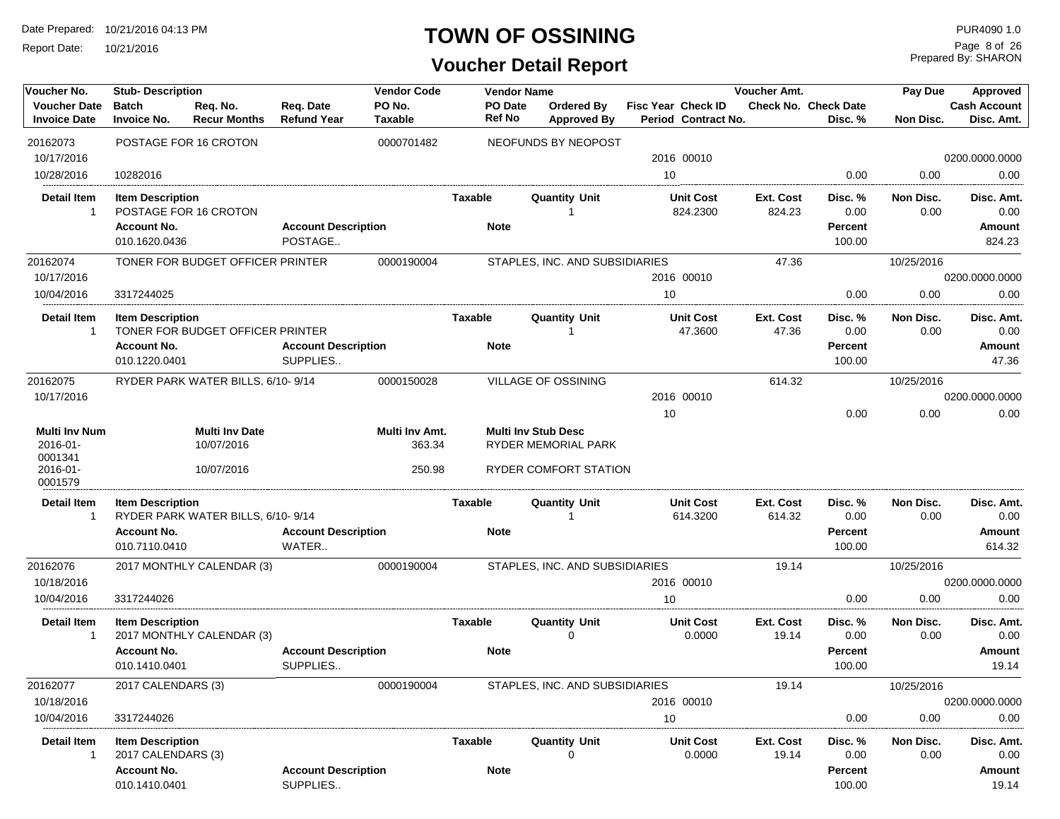# TOWN OF OSSINING

## Voucher Detail Report

Date Prepared: 10/21/2016 04:13 PM
Report Date: 10/21/2016

PUR4090 1.0
Prepared By: SHARON

| Voucher No. | Stub- Description | | | Vendor Code | Vendor Name | | | | Voucher Amt. | | Pay Due | Approved |
|---|---|---|---|---|---|---|---|---|---|---|---|---|
| Voucher Date | Batch | Req. No. | Req. Date | PO No. | PO Date | Ordered By | Fisc Year | Check ID | Check No. | Check Date | | Cash Account |
| Invoice Date | Invoice No. | Recur Months | Refund Year | Taxable | Ref No | Approved By | Period | Contract No. | | Disc. % | Non Disc. | Disc. Amt. |

**20162073** — POSTAGE FOR 16 CROTON — 0000701482 — NEOFUNDS BY NEOPOST

| Voucher Date | Invoice Date | Invoice No. | Fisc Year | Check ID | Period | Disc. % | Non Disc. | Cash Account | Disc. Amt. |
|---|---|---|---|---|---|---|---|---|---|
| 10/17/2016 | 10/28/2016 | 10282016 | 2016 | 00010 | 10 | 0.00 | 0.00 | 0200.0000.0000 | 0.00 |

| Detail Item | Item Description | Taxable | Quantity | Unit | Unit Cost | Ext. Cost | Disc. % | Non Disc. | Disc. Amt. |
|---|---|---|---|---|---|---|---|---|---|
| 1 | POSTAGE FOR 16 CROTON | | 1 | | 824.2300 | 824.23 | 0.00 | 0.00 | 0.00 |

| Account No. | Account Description | Note | Percent | Amount |
|---|---|---|---|---|
| 010.1620.0436 | POSTAGE.. | | 100.00 | 824.23 |

**20162074** — TONER FOR BUDGET OFFICER PRINTER — 0000190004 — STAPLES, INC. AND SUBSIDIARIES — Voucher Amt. 47.36 — Pay Due 10/25/2016

| Voucher Date | Invoice Date | Invoice No. | Fisc Year | Check ID | Period | Disc. % | Non Disc. | Cash Account | Disc. Amt. |
|---|---|---|---|---|---|---|---|---|---|
| 10/17/2016 | 10/04/2016 | 3317244025 | 2016 | 00010 | 10 | 0.00 | 0.00 | 0200.0000.0000 | 0.00 |

| Detail Item | Item Description | Taxable | Quantity | Unit | Unit Cost | Ext. Cost | Disc. % | Non Disc. | Disc. Amt. |
|---|---|---|---|---|---|---|---|---|---|
| 1 | TONER FOR BUDGET OFFICER PRINTER | | 1 | | 47.3600 | 47.36 | 0.00 | 0.00 | 0.00 |

| Account No. | Account Description | Note | Percent | Amount |
|---|---|---|---|---|
| 010.1220.0401 | SUPPLIES.. | | 100.00 | 47.36 |

**20162075** — RYDER PARK WATER BILLS, 6/10- 9/14 — 0000150028 — VILLAGE OF OSSINING — Voucher Amt. 614.32 — Pay Due 10/25/2016

| Voucher Date | Invoice Date | Invoice No. | Fisc Year | Check ID | Period | Disc. % | Non Disc. | Cash Account | Disc. Amt. |
|---|---|---|---|---|---|---|---|---|---|
| 10/17/2016 | | | 2016 | 00010 | 10 | 0.00 | 0.00 | 0200.0000.0000 | 0.00 |

| Multi Inv Num | Multi Inv Date | Multi Inv Amt. | Multi Inv Stub Desc |
|---|---|---|---|
| 2016-01-0001341 | 10/07/2016 | 363.34 | RYDER MEMORIAL PARK |
| 2016-01-0001579 | 10/07/2016 | 250.98 | RYDER COMFORT STATION |

| Detail Item | Item Description | Taxable | Quantity | Unit | Unit Cost | Ext. Cost | Disc. % | Non Disc. | Disc. Amt. |
|---|---|---|---|---|---|---|---|---|---|
| 1 | RYDER PARK WATER BILLS, 6/10- 9/14 | | 1 | | 614.3200 | 614.32 | 0.00 | 0.00 | 0.00 |

| Account No. | Account Description | Note | Percent | Amount |
|---|---|---|---|---|
| 010.7110.0410 | WATER.. | | 100.00 | 614.32 |

**20162076** — 2017 MONTHLY CALENDAR (3) — 0000190004 — STAPLES, INC. AND SUBSIDIARIES — Voucher Amt. 19.14 — Pay Due 10/25/2016

| Voucher Date | Invoice Date | Invoice No. | Fisc Year | Check ID | Period | Disc. % | Non Disc. | Cash Account | Disc. Amt. |
|---|---|---|---|---|---|---|---|---|---|
| 10/18/2016 | 10/04/2016 | 3317244026 | 2016 | 00010 | 10 | 0.00 | 0.00 | 0200.0000.0000 | 0.00 |

| Detail Item | Item Description | Taxable | Quantity | Unit | Unit Cost | Ext. Cost | Disc. % | Non Disc. | Disc. Amt. |
|---|---|---|---|---|---|---|---|---|---|
| 1 | 2017 MONTHLY CALENDAR (3) | | 0 | | 0.0000 | 19.14 | 0.00 | 0.00 | 0.00 |

| Account No. | Account Description | Note | Percent | Amount |
|---|---|---|---|---|
| 010.1410.0401 | SUPPLIES.. | | 100.00 | 19.14 |

**20162077** — 2017 CALENDARS (3) — 0000190004 — STAPLES, INC. AND SUBSIDIARIES — Voucher Amt. 19.14 — Pay Due 10/25/2016

| Voucher Date | Invoice Date | Invoice No. | Fisc Year | Check ID | Period | Disc. % | Non Disc. | Cash Account | Disc. Amt. |
|---|---|---|---|---|---|---|---|---|---|
| 10/18/2016 | 10/04/2016 | 3317244026 | 2016 | 00010 | 10 | 0.00 | 0.00 | 0200.0000.0000 | 0.00 |

| Detail Item | Item Description | Taxable | Quantity | Unit | Unit Cost | Ext. Cost | Disc. % | Non Disc. | Disc. Amt. |
|---|---|---|---|---|---|---|---|---|---|
| 1 | 2017 CALENDARS (3) | | 0 | | 0.0000 | 19.14 | 0.00 | 0.00 | 0.00 |

| Account No. | Account Description | Note | Percent | Amount |
|---|---|---|---|---|
| 010.1410.0401 | SUPPLIES.. | | 100.00 | 19.14 |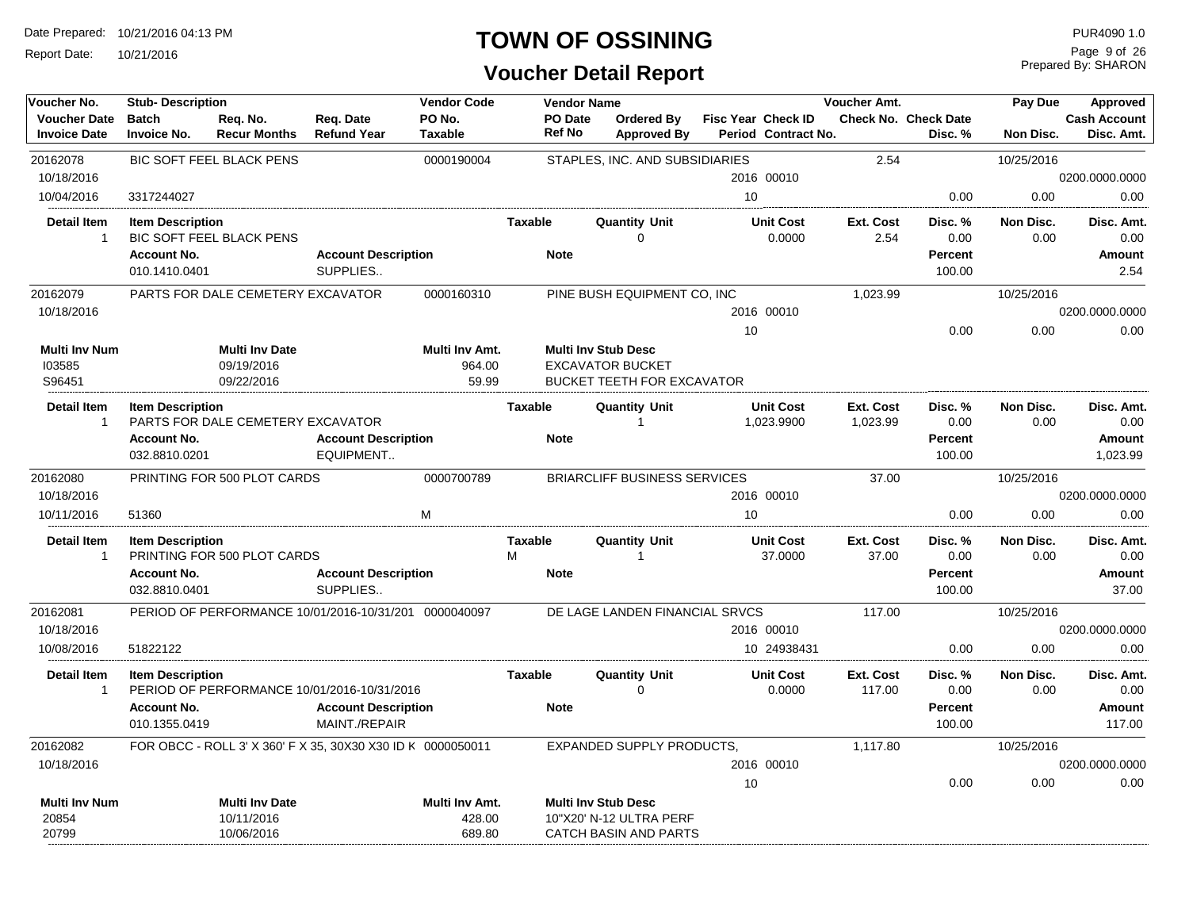# TOWN OF OSSINING

## Voucher Detail Report

Date Prepared: 10/21/2016 04:13 PM
Report Date: 10/21/2016

PUR4090 1.0
Prepared By: SHARON

| Voucher No. / Voucher Date / Invoice Date | Stub-Description / Batch / Invoice No. | Req. No. / Recur Months | Req. Date / Refund Year | Vendor Code / PO No. / Taxable | Vendor Name / PO Date / Ref No | Ordered By / Approved By | Fisc Year / Period | Check ID / Contract No. | Voucher Amt. / Check No. | Check Date / Disc. % | Pay Due / Non Disc. | Approved / Cash Account / Disc. Amt. |
|---|---|---|---|---|---|---|---|---|---|---|---|---|
| 20162078 | BIC SOFT FEEL BLACK PENS | | | 0000190004 | STAPLES, INC. AND SUBSIDIARIES | | | | 2.54 | | 10/25/2016 | |
| 10/18/2016 | | | | | | | 2016 | 00010 | | | | 0200.0000.0000 |
| 10/04/2016 | 3317244027 | | | | | | 10 | | | 0.00 | 0.00 | 0.00 |

| Detail Item | Item Description | Taxable | Quantity Unit | Unit Cost | Ext. Cost | Disc. % | Non Disc. | Disc. Amt. |
|---|---|---|---|---|---|---|---|---|
| 1 | BIC SOFT FEEL BLACK PENS | | 0 | 0.0000 | 2.54 | 0.00 | 0.00 | 0.00 |

| Account No. | Account Description | Note | Percent | Amount |
|---|---|---|---|---|
| 010.1410.0401 | SUPPLIES.. | | 100.00 | 2.54 |

| Voucher No. / Voucher Date / Invoice Date | Stub-Description / Batch / Invoice No. | Req. No. / Recur Months | Req. Date / Refund Year | Vendor Code / PO No. / Taxable | Vendor Name / PO Date / Ref No | Ordered By / Approved By | Fisc Year / Period | Check ID / Contract No. | Voucher Amt. / Check No. | Check Date / Disc. % | Pay Due / Non Disc. | Approved / Cash Account / Disc. Amt. |
|---|---|---|---|---|---|---|---|---|---|---|---|---|
| 20162079 | PARTS FOR DALE CEMETERY EXCAVATOR | | | 0000160310 | PINE BUSH EQUIPMENT CO, INC | | | | 1,023.99 | | 10/25/2016 | |
| 10/18/2016 | | | | | | | 2016 | 00010 | | | | 0200.0000.0000 |
| | | | | | | | 10 | | | 0.00 | 0.00 | 0.00 |

| Multi Inv Num | Multi Inv Date | Multi Inv Amt. | Multi Inv Stub Desc |
|---|---|---|---|
| I03585 | 09/19/2016 | 964.00 | EXCAVATOR BUCKET |
| S96451 | 09/22/2016 | 59.99 | BUCKET TEETH FOR EXCAVATOR |

| Detail Item | Item Description | Taxable | Quantity Unit | Unit Cost | Ext. Cost | Disc. % | Non Disc. | Disc. Amt. |
|---|---|---|---|---|---|---|---|---|
| 1 | PARTS FOR DALE CEMETERY EXCAVATOR | | 1 | 1,023.9900 | 1,023.99 | 0.00 | 0.00 | 0.00 |

| Account No. | Account Description | Note | Percent | Amount |
|---|---|---|---|---|
| 032.8810.0201 | EQUIPMENT.. | | 100.00 | 1,023.99 |

| Voucher No. / Voucher Date / Invoice Date | Stub-Description / Batch / Invoice No. | Req. No. / Recur Months | Req. Date / Refund Year | Vendor Code / PO No. / Taxable | Vendor Name / PO Date / Ref No | Ordered By / Approved By | Fisc Year / Period | Check ID / Contract No. | Voucher Amt. / Check No. | Check Date / Disc. % | Pay Due / Non Disc. | Approved / Cash Account / Disc. Amt. |
|---|---|---|---|---|---|---|---|---|---|---|---|---|
| 20162080 | PRINTING FOR 500 PLOT CARDS | | | 0000700789 | BRIARCLIFF BUSINESS SERVICES | | | | 37.00 | | 10/25/2016 | |
| 10/18/2016 | | | | | | | 2016 | 00010 | | | | 0200.0000.0000 |
| 10/11/2016 | 51360 | | | M | | | 10 | | | 0.00 | 0.00 | 0.00 |

| Detail Item | Item Description | Taxable | Quantity Unit | Unit Cost | Ext. Cost | Disc. % | Non Disc. | Disc. Amt. |
|---|---|---|---|---|---|---|---|---|
| 1 | PRINTING FOR 500 PLOT CARDS | M | 1 | 37.0000 | 37.00 | 0.00 | 0.00 | 0.00 |

| Account No. | Account Description | Note | Percent | Amount |
|---|---|---|---|---|
| 032.8810.0401 | SUPPLIES.. | | 100.00 | 37.00 |

| Voucher No. / Voucher Date / Invoice Date | Stub-Description / Batch / Invoice No. | Req. No. / Recur Months | Req. Date / Refund Year | Vendor Code / PO No. / Taxable | Vendor Name / PO Date / Ref No | Ordered By / Approved By | Fisc Year / Period | Check ID / Contract No. | Voucher Amt. / Check No. | Check Date / Disc. % | Pay Due / Non Disc. | Approved / Cash Account / Disc. Amt. |
|---|---|---|---|---|---|---|---|---|---|---|---|---|
| 20162081 | PERIOD OF PERFORMANCE 10/01/2016-10/31/201 | | | 0000040097 | DE LAGE LANDEN FINANCIAL SRVCS | | | | 117.00 | | 10/25/2016 | |
| 10/18/2016 | | | | | | | 2016 | 00010 | | | | 0200.0000.0000 |
| 10/08/2016 | 51822122 | | | | | | 10 | 24938431 | | 0.00 | 0.00 | 0.00 |

| Detail Item | Item Description | Taxable | Quantity Unit | Unit Cost | Ext. Cost | Disc. % | Non Disc. | Disc. Amt. |
|---|---|---|---|---|---|---|---|---|
| 1 | PERIOD OF PERFORMANCE 10/01/2016-10/31/2016 | | 0 | 0.0000 | 117.00 | 0.00 | 0.00 | 0.00 |

| Account No. | Account Description | Note | Percent | Amount |
|---|---|---|---|---|
| 010.1355.0419 | MAINT./REPAIR | | 100.00 | 117.00 |

| Voucher No. / Voucher Date / Invoice Date | Stub-Description / Batch / Invoice No. | Req. No. / Recur Months | Req. Date / Refund Year | Vendor Code / PO No. / Taxable | Vendor Name / PO Date / Ref No | Ordered By / Approved By | Fisc Year / Period | Check ID / Contract No. | Voucher Amt. / Check No. | Check Date / Disc. % | Pay Due / Non Disc. | Approved / Cash Account / Disc. Amt. |
|---|---|---|---|---|---|---|---|---|---|---|---|---|
| 20162082 | FOR OBCC - ROLL 3' X 360' F X 35, 30X30 X30 ID K | | | 0000050011 | EXPANDED SUPPLY PRODUCTS, | | | | 1,117.80 | | 10/25/2016 | |
| 10/18/2016 | | | | | | | 2016 | 00010 | | | | 0200.0000.0000 |
| | | | | | | | 10 | | | 0.00 | 0.00 | 0.00 |

| Multi Inv Num | Multi Inv Date | Multi Inv Amt. | Multi Inv Stub Desc |
|---|---|---|---|
| 20854 | 10/11/2016 | 428.00 | 10"X20' N-12 ULTRA PERF |
| 20799 | 10/06/2016 | 689.80 | CATCH BASIN AND PARTS |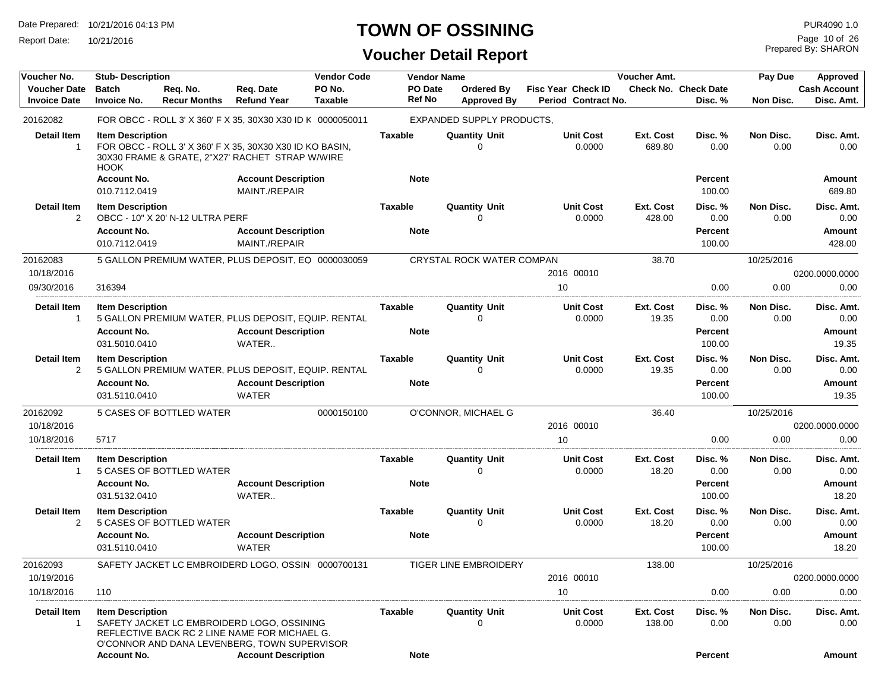# TOWN OF OSSINING

## Voucher Detail Report

Date Prepared: 10/21/2016 04:13 PM
Report Date: 10/21/2016

PUR4090 1.0
Prepared By: SHARON

| Voucher No. | Stub- Description | | | Vendor Code | Vendor Name | | | Voucher Amt. | | Pay Due | Approved |
|---|---|---|---|---|---|---|---|---|---|---|---|
| **Voucher Date** | **Batch** | **Req. No.** | **Req. Date** | **PO No.** | **PO Date** | **Ordered By** | **Fisc Year Check ID** | **Check No. Check Date** | | | **Cash Account** |
| **Invoice Date** | **Invoice No.** | **Recur Months** | **Refund Year** | **Taxable** | **Ref No** | **Approved By** | **Period Contract No.** | | **Disc. %** | **Non Disc.** | **Disc. Amt.** |

**20162082** — FOR OBCC - ROLL 3' X 360' F X 35, 30X30 X30 ID K — Vendor Code: 0000050011 — EXPANDED SUPPLY PRODUCTS,

| Detail Item | Item Description | Taxable | Quantity Unit | Unit Cost | Ext. Cost | Disc. % | Non Disc. | Disc. Amt. |
|---|---|---|---|---|---|---|---|---|
| 1 | FOR OBCC - ROLL 3' X 360' F X 35, 30X30 X30 ID KO BASIN, 30X30 FRAME & GRATE, 2"X27' RACHET STRAP W/WIRE HOOK | | 0 | 0.0000 | 689.80 | 0.00 | 0.00 | 0.00 |

| Account No. | Account Description | Note | Percent | Amount |
|---|---|---|---|---|
| 010.7112.0419 | MAINT./REPAIR | | 100.00 | 689.80 |

| Detail Item | Item Description | Taxable | Quantity Unit | Unit Cost | Ext. Cost | Disc. % | Non Disc. | Disc. Amt. |
|---|---|---|---|---|---|---|---|---|
| 2 | OBCC - 10" X 20' N-12 ULTRA PERF | | 0 | 0.0000 | 428.00 | 0.00 | 0.00 | 0.00 |

| Account No. | Account Description | Note | Percent | Amount |
|---|---|---|---|---|
| 010.7112.0419 | MAINT./REPAIR | | 100.00 | 428.00 |

**20162083** — 5 GALLON PREMIUM WATER, PLUS DEPOSIT, EQ — Vendor Code: 0000030059 — CRYSTAL ROCK WATER COMPAN — Voucher Amt.: 38.70 — Pay Due: 10/25/2016

| Voucher Date | Invoice Date | Invoice No. | Fisc Year | Check ID | Period | Disc. % | Non Disc. | Cash Account / Disc. Amt. |
|---|---|---|---|---|---|---|---|---|
| 10/18/2016 | 09/30/2016 | 316394 | 2016 | 00010 | 10 | 0.00 | 0.00 | 0200.0000.0000 / 0.00 |

| Detail Item | Item Description | Taxable | Quantity Unit | Unit Cost | Ext. Cost | Disc. % | Non Disc. | Disc. Amt. |
|---|---|---|---|---|---|---|---|---|
| 1 | 5 GALLON PREMIUM WATER, PLUS DEPOSIT, EQUIP. RENTAL | | 0 | 0.0000 | 19.35 | 0.00 | 0.00 | 0.00 |

| Account No. | Account Description | Note | Percent | Amount |
|---|---|---|---|---|
| 031.5010.0410 | WATER.. | | 100.00 | 19.35 |

| Detail Item | Item Description | Taxable | Quantity Unit | Unit Cost | Ext. Cost | Disc. % | Non Disc. | Disc. Amt. |
|---|---|---|---|---|---|---|---|---|
| 2 | 5 GALLON PREMIUM WATER, PLUS DEPOSIT, EQUIP. RENTAL | | 0 | 0.0000 | 19.35 | 0.00 | 0.00 | 0.00 |

| Account No. | Account Description | Note | Percent | Amount |
|---|---|---|---|---|
| 031.5110.0410 | WATER | | 100.00 | 19.35 |

**20162092** — 5 CASES OF BOTTLED WATER — Vendor Code: 0000150100 — O'CONNOR, MICHAEL G — Voucher Amt.: 36.40 — Pay Due: 10/25/2016

| Voucher Date | Invoice Date | Invoice No. | Fisc Year | Check ID | Period | Disc. % | Non Disc. | Cash Account / Disc. Amt. |
|---|---|---|---|---|---|---|---|---|
| 10/18/2016 | 10/18/2016 | 5717 | 2016 | 00010 | 10 | 0.00 | 0.00 | 0200.0000.0000 / 0.00 |

| Detail Item | Item Description | Taxable | Quantity Unit | Unit Cost | Ext. Cost | Disc. % | Non Disc. | Disc. Amt. |
|---|---|---|---|---|---|---|---|---|
| 1 | 5 CASES OF BOTTLED WATER | | 0 | 0.0000 | 18.20 | 0.00 | 0.00 | 0.00 |

| Account No. | Account Description | Note | Percent | Amount |
|---|---|---|---|---|
| 031.5132.0410 | WATER.. | | 100.00 | 18.20 |

| Detail Item | Item Description | Taxable | Quantity Unit | Unit Cost | Ext. Cost | Disc. % | Non Disc. | Disc. Amt. |
|---|---|---|---|---|---|---|---|---|
| 2 | 5 CASES OF BOTTLED WATER | | 0 | 0.0000 | 18.20 | 0.00 | 0.00 | 0.00 |

| Account No. | Account Description | Note | Percent | Amount |
|---|---|---|---|---|
| 031.5110.0410 | WATER | | 100.00 | 18.20 |

**20162093** — SAFETY JACKET LC EMBROIDERD LOGO, OSSIN — Vendor Code: 0000700131 — TIGER LINE EMBROIDERY — Voucher Amt.: 138.00 — Pay Due: 10/25/2016

| Voucher Date | Invoice Date | Invoice No. | Fisc Year | Check ID | Period | Disc. % | Non Disc. | Cash Account / Disc. Amt. |
|---|---|---|---|---|---|---|---|---|
| 10/19/2016 | 10/18/2016 | 110 | 2016 | 00010 | 10 | 0.00 | 0.00 | 0200.0000.0000 / 0.00 |

| Detail Item | Item Description | Taxable | Quantity Unit | Unit Cost | Ext. Cost | Disc. % | Non Disc. | Disc. Amt. |
|---|---|---|---|---|---|---|---|---|
| 1 | SAFETY JACKET LC EMBROIDERD LOGO, OSSINING REFLECTIVE BACK RC 2 LINE NAME FOR MICHAEL G. O'CONNOR AND DANA LEVENBERG, TOWN SUPERVISOR | | 0 | 0.0000 | 138.00 | 0.00 | 0.00 | 0.00 |

| Account No. | Account Description | Note | Percent | Amount |
|---|---|---|---|---|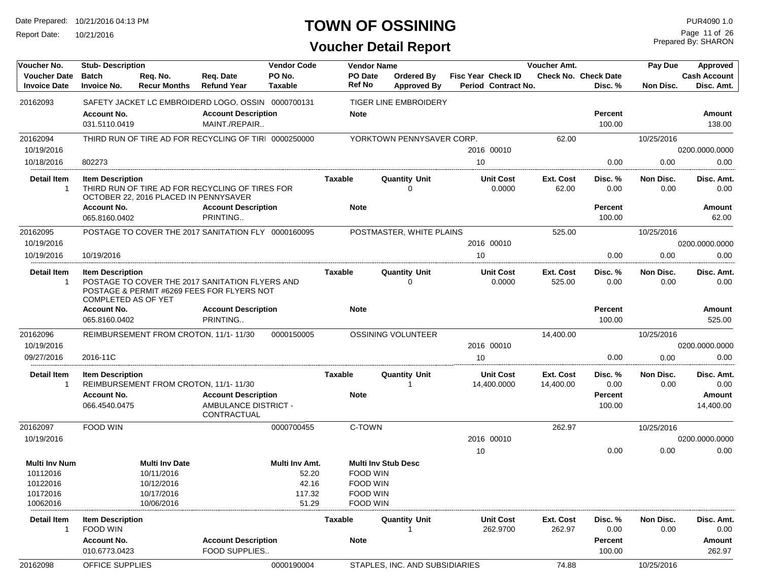# TOWN OF OSSINING

## Voucher Detail Report

Date Prepared: 10/21/2016 04:13 PM
Report Date: 10/21/2016
PUR4090 1.0
Prepared By: SHARON

| Voucher No. / Voucher Date / Invoice Date | Stub- Description / Batch / Invoice No. | Req. No. / Recur Months | Req. Date / Refund Year | Vendor Code / PO No. / Taxable | Vendor Name / PO Date / Ref No | Ordered By / Approved By | Fisc Year / Period | Check ID / Contract No. | Voucher Amt. / Check No. | Check Date / Disc. % | Pay Due / Non Disc. | Approved / Cash Account / Disc. Amt. |
|---|---|---|---|---|---|---|---|---|---|---|---|---|
| 20162093 | SAFETY JACKET LC EMBROIDERD LOGO, OSSIN | | | 0000700131 | TIGER LINE EMBROIDERY | | | | | | | |

| Account No. | Account Description | Note | Percent | Amount |
|---|---|---|---|---|
| 031.5110.0419 | MAINT./REPAIR.. | | 100.00 | 138.00 |

| Voucher No. | Stub- Description | Vendor Code | Vendor Name | Fisc Year | Check ID | Voucher Amt. | Disc. % | Pay Due | Non Disc. | Cash Account / Disc. Amt. |
|---|---|---|---|---|---|---|---|---|---|---|
| 20162094 | THIRD RUN OF TIRE AD FOR RECYCLING OF TIRI | 0000250000 | YORKTOWN PENNYSAVER CORP. | | | 62.00 | | 10/25/2016 | | |
| 10/19/2016 | | | | 2016 | 00010 | | | | | 0200.0000.0000 |
| 10/18/2016 | 802273 | | | 10 | | | 0.00 | | 0.00 | 0.00 |

| Detail Item | Item Description | Taxable | Quantity | Unit | Unit Cost | Ext. Cost | Disc. % | Non Disc. | Disc. Amt. |
|---|---|---|---|---|---|---|---|---|---|
| 1 | THIRD RUN OF TIRE AD FOR RECYCLING OF TIRES FOR OCTOBER 22, 2016 PLACED IN PENNYSAVER | | 0 | | 0.0000 | 62.00 | 0.00 | 0.00 | 0.00 |

| Account No. | Account Description | Note | Percent | Amount |
|---|---|---|---|---|
| 065.8160.0402 | PRINTING.. | | 100.00 | 62.00 |

| Voucher No. | Stub- Description | Vendor Code | Vendor Name | Fisc Year | Check ID | Voucher Amt. | Disc. % | Pay Due | Non Disc. | Cash Account / Disc. Amt. |
|---|---|---|---|---|---|---|---|---|---|---|
| 20162095 | POSTAGE TO COVER THE 2017 SANITATION FLY | 0000160095 | POSTMASTER, WHITE PLAINS | | | 525.00 | | 10/25/2016 | | |
| 10/19/2016 | | | | 2016 | 00010 | | | | | 0200.0000.0000 |
| 10/19/2016 | 10/19/2016 | | | 10 | | | 0.00 | | 0.00 | 0.00 |

| Detail Item | Item Description | Taxable | Quantity | Unit | Unit Cost | Ext. Cost | Disc. % | Non Disc. | Disc. Amt. |
|---|---|---|---|---|---|---|---|---|---|
| 1 | POSTAGE TO COVER THE 2017 SANITATION FLYERS AND POSTAGE & PERMIT #6269 FEES FOR FLYERS NOT COMPLETED AS OF YET | | 0 | | 0.0000 | 525.00 | 0.00 | 0.00 | 0.00 |

| Account No. | Account Description | Note | Percent | Amount |
|---|---|---|---|---|
| 065.8160.0402 | PRINTING.. | | 100.00 | 525.00 |

| Voucher No. | Stub- Description | Vendor Code | Vendor Name | Fisc Year | Check ID | Voucher Amt. | Disc. % | Pay Due | Non Disc. | Cash Account / Disc. Amt. |
|---|---|---|---|---|---|---|---|---|---|---|
| 20162096 | REIMBURSEMENT FROM CROTON, 11/1- 11/30 | 0000150005 | OSSINING VOLUNTEER | | | 14,400.00 | | 10/25/2016 | | |
| 10/19/2016 | | | | 2016 | 00010 | | | | | 0200.0000.0000 |
| 09/27/2016 | 2016-11C | | | 10 | | | 0.00 | | 0.00 | 0.00 |

| Detail Item | Item Description | Taxable | Quantity | Unit | Unit Cost | Ext. Cost | Disc. % | Non Disc. | Disc. Amt. |
|---|---|---|---|---|---|---|---|---|---|
| 1 | REIMBURSEMENT FROM CROTON, 11/1- 11/30 | | 1 | | 14,400.0000 | 14,400.00 | 0.00 | 0.00 | 0.00 |

| Account No. | Account Description | Note | Percent | Amount |
|---|---|---|---|---|
| 066.4540.0475 | AMBULANCE DISTRICT - CONTRACTUAL | | 100.00 | 14,400.00 |

| Voucher No. | Stub- Description | Vendor Code | Vendor Name | Fisc Year | Check ID | Voucher Amt. | Disc. % | Pay Due | Non Disc. | Cash Account / Disc. Amt. |
|---|---|---|---|---|---|---|---|---|---|---|
| 20162097 | FOOD WIN | 0000700455 | C-TOWN | | | 262.97 | | 10/25/2016 | | |
| 10/19/2016 | | | | 2016 | 00010 | | | | | 0200.0000.0000 |
| | | | | 10 | | | 0.00 | | 0.00 | 0.00 |

| Multi Inv Num | Multi Inv Date | Multi Inv Amt. | Multi Inv Stub Desc |
|---|---|---|---|
| 10112016 | 10/11/2016 | 52.20 | FOOD WIN |
| 10122016 | 10/12/2016 | 42.16 | FOOD WIN |
| 10172016 | 10/17/2016 | 117.32 | FOOD WIN |
| 10062016 | 10/06/2016 | 51.29 | FOOD WIN |

| Detail Item | Item Description | Taxable | Quantity | Unit | Unit Cost | Ext. Cost | Disc. % | Non Disc. | Disc. Amt. |
|---|---|---|---|---|---|---|---|---|---|
| 1 | FOOD WIN | | 1 | | 262.9700 | 262.97 | 0.00 | 0.00 | 0.00 |

| Account No. | Account Description | Note | Percent | Amount |
|---|---|---|---|---|
| 010.6773.0423 | FOOD SUPPLIES.. | | 100.00 | 262.97 |

| Voucher No. | Stub- Description | Vendor Code | Vendor Name | Voucher Amt. | Pay Due |
|---|---|---|---|---|---|
| 20162098 | OFFICE SUPPLIES | 0000190004 | STAPLES, INC. AND SUBSIDIARIES | 74.88 | 10/25/2016 |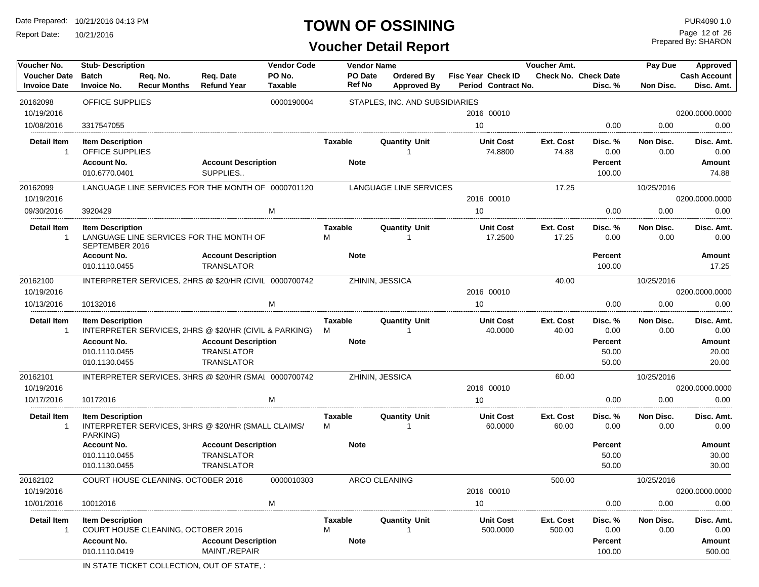# TOWN OF OSSINING

## Voucher Detail Report

Date Prepared: 10/21/2016 04:13 PM
Report Date: 10/21/2016

PUR4090 1.0
Prepared By: SHARON

| Voucher No. | Stub- Description | | | Vendor Code | Vendor Name | | | Voucher Amt. | | Pay Due | Approved |
|---|---|---|---|---|---|---|---|---|---|---|---|
| Voucher Date | Batch | Req. No. | Req. Date | PO No. | PO Date | Ordered By | Fisc Year Check ID | Check No. | Check Date | | Cash Account |
| Invoice Date | Invoice No. | Recur Months | Refund Year | Taxable | Ref No | Approved By | Period Contract No. | | Disc. % | Non Disc. | Disc. Amt. |
| 20162098 | OFFICE SUPPLIES | | | 0000190004 | STAPLES, INC. AND SUBSIDIARIES | | | | | | |
| 10/19/2016 | | | | | | | 2016 00010 | | | | 0200.0000.0000 |
| 10/08/2016 | 3317547055 | | | | | | 10 | | 0.00 | 0.00 | 0.00 |

| Detail Item | Item Description | Account Description | Taxable | Quantity Unit | Unit Cost | Ext. Cost | Disc. % | Non Disc. | Disc. Amt. |
|---|---|---|---|---|---|---|---|---|---|
| 1 | OFFICE SUPPLIES | | | 1 | 74.8800 | 74.88 | 0.00 | 0.00 | 0.00 |
| | **Account No.** | **Account Description** | **Note** | | | | **Percent** | | **Amount** |
| | 010.6770.0401 | SUPPLIES.. | | | | | 100.00 | | 74.88 |

| Voucher No. | Stub- Description | Vendor Code | Vendor Name | Fisc Year Check ID / Period | Voucher Amt. | Disc. % | Pay Due / Non Disc. | Approved / Disc. Amt. |
|---|---|---|---|---|---|---|---|---|
| 20162099 | LANGUAGE LINE SERVICES FOR THE MONTH OF | 0000701120 | LANGUAGE LINE SERVICES | | 17.25 | | 10/25/2016 | |
| 10/19/2016 | | | | 2016 00010 | | | | 0200.0000.0000 |
| 09/30/2016 | 3920429 | M | | 10 | | 0.00 | 0.00 | 0.00 |

| Detail Item | Item Description | Account Description | Taxable | Quantity Unit | Unit Cost | Ext. Cost | Disc. % | Non Disc. | Disc. Amt. |
|---|---|---|---|---|---|---|---|---|---|
| 1 | LANGUAGE LINE SERVICES FOR THE MONTH OF SEPTEMBER 2016 | | M | 1 | 17.2500 | 17.25 | 0.00 | 0.00 | 0.00 |
| | **Account No.** | **Account Description** | **Note** | | | | **Percent** | | **Amount** |
| | 010.1110.0455 | TRANSLATOR | | | | | 100.00 | | 17.25 |

| Voucher No. | Stub- Description | Vendor Code | Vendor Name | Fisc Year Check ID / Period | Voucher Amt. | Disc. % | Pay Due / Non Disc. | Approved / Disc. Amt. |
|---|---|---|---|---|---|---|---|---|
| 20162100 | INTERPRETER SERVICES, 2HRS @ $20/HR (CIVIL | 0000700742 | ZHININ, JESSICA | | 40.00 | | 10/25/2016 | |
| 10/19/2016 | | | | 2016 00010 | | | | 0200.0000.0000 |
| 10/13/2016 | 10132016 | M | | 10 | | 0.00 | 0.00 | 0.00 |

| Detail Item | Item Description | Account Description | Taxable | Quantity Unit | Unit Cost | Ext. Cost | Disc. % | Non Disc. | Disc. Amt. |
|---|---|---|---|---|---|---|---|---|---|
| 1 | INTERPRETER SERVICES, 2HRS @ $20/HR (CIVIL & PARKING) | | M | 1 | 40.0000 | 40.00 | 0.00 | 0.00 | 0.00 |
| | **Account No.** | **Account Description** | **Note** | | | | **Percent** | | **Amount** |
| | 010.1110.0455 | TRANSLATOR | | | | | 50.00 | | 20.00 |
| | 010.1130.0455 | TRANSLATOR | | | | | 50.00 | | 20.00 |

| Voucher No. | Stub- Description | Vendor Code | Vendor Name | Fisc Year Check ID / Period | Voucher Amt. | Disc. % | Pay Due / Non Disc. | Approved / Disc. Amt. |
|---|---|---|---|---|---|---|---|---|
| 20162101 | INTERPRETER SERVICES, 3HRS @ $20/HR (SMAI | 0000700742 | ZHININ, JESSICA | | 60.00 | | 10/25/2016 | |
| 10/19/2016 | | | | 2016 00010 | | | | 0200.0000.0000 |
| 10/17/2016 | 10172016 | M | | 10 | | 0.00 | 0.00 | 0.00 |

| Detail Item | Item Description | Account Description | Taxable | Quantity Unit | Unit Cost | Ext. Cost | Disc. % | Non Disc. | Disc. Amt. |
|---|---|---|---|---|---|---|---|---|---|
| 1 | INTERPRETER SERVICES, 3HRS @ $20/HR (SMALL CLAIMS/ PARKING) | | M | 1 | 60.0000 | 60.00 | 0.00 | 0.00 | 0.00 |
| | **Account No.** | **Account Description** | **Note** | | | | **Percent** | | **Amount** |
| | 010.1110.0455 | TRANSLATOR | | | | | 50.00 | | 30.00 |
| | 010.1130.0455 | TRANSLATOR | | | | | 50.00 | | 30.00 |

| Voucher No. | Stub- Description | Vendor Code | Vendor Name | Fisc Year Check ID / Period | Voucher Amt. | Disc. % | Pay Due / Non Disc. | Approved / Disc. Amt. |
|---|---|---|---|---|---|---|---|---|
| 20162102 | COURT HOUSE CLEANING, OCTOBER 2016 | 0000010303 | ARCO CLEANING | | 500.00 | | 10/25/2016 | |
| 10/19/2016 | | | | 2016 00010 | | | | 0200.0000.0000 |
| 10/01/2016 | 10012016 | M | | 10 | | 0.00 | 0.00 | 0.00 |

| Detail Item | Item Description | Account Description | Taxable | Quantity Unit | Unit Cost | Ext. Cost | Disc. % | Non Disc. | Disc. Amt. |
|---|---|---|---|---|---|---|---|---|---|
| 1 | COURT HOUSE CLEANING, OCTOBER 2016 | | M | 1 | 500.0000 | 500.00 | 0.00 | 0.00 | 0.00 |
| | **Account No.** | **Account Description** | **Note** | | | | **Percent** | | **Amount** |
| | 010.1110.0419 | MAINT./REPAIR | | | | | 100.00 | | 500.00 |

IN STATE TICKET COLLECTION, OUT OF STATE, :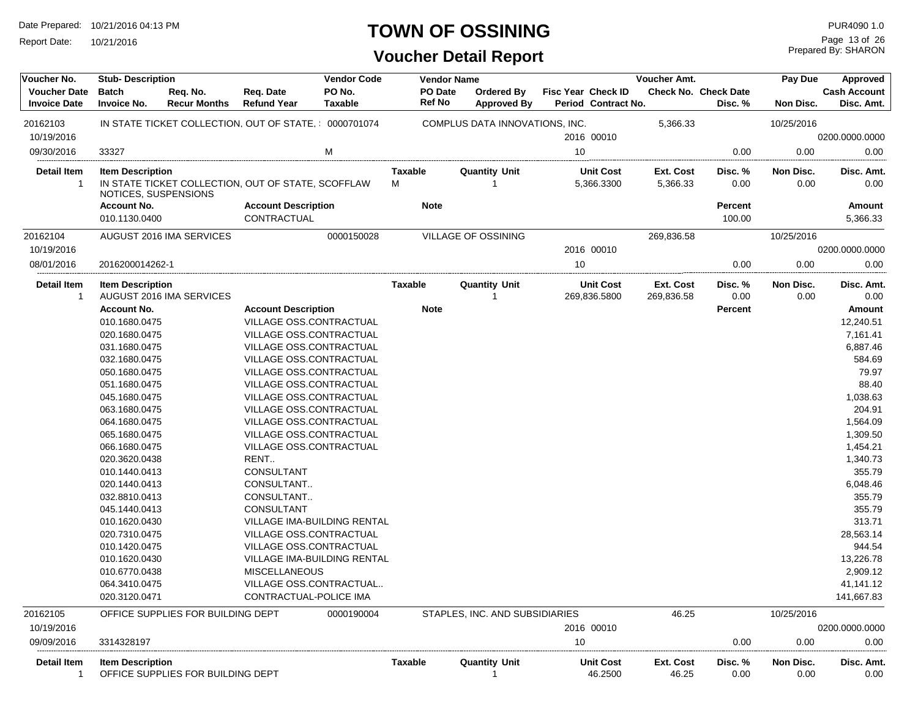# TOWN OF OSSINING

## Voucher Detail Report

Date Prepared: 10/21/2016 04:13 PM
Report Date: 10/21/2016

PUR4090 1.0
Prepared By: SHARON

| Voucher No. | Stub- Description | Req. No. | Req. Date | Vendor Code | Vendor Name | | Fisc Year | Check ID | Voucher Amt. | | Pay Due | Approved |
|---|---|---|---|---|---|---|---|---|---|---|---|---|
| Voucher Date | Batch | | | PO No. | PO Date | Ordered By | | | Check No. | Check Date | | Cash Account |
| Invoice Date | Invoice No. | Recur Months | Refund Year | Taxable | Ref No | Approved By | Period | Contract No. | | Disc. % | Non Disc. | Disc. Amt. |
| 20162103 | IN STATE TICKET COLLECTION, OUT OF STATE, ! | | | 0000701074 | COMPLUS DATA INNOVATIONS, INC. | | | | 5,366.33 | | 10/25/2016 | |
| 10/19/2016 | | | | | | | 2016 | 00010 | | | | 0200.0000.0000 |
| 09/30/2016 | 33327 | | | M | | | 10 | | | 0.00 | 0.00 | 0.00 |

| Detail Item | Item Description | Taxable | Quantity | Unit | Unit Cost | Ext. Cost | Disc. % | Non Disc. | Disc. Amt. |
|---|---|---|---|---|---|---|---|---|---|
| 1 | IN STATE TICKET COLLECTION, OUT OF STATE, SCOFFLAW NOTICES, SUSPENSIONS | M | 1 | | 5,366.3300 | 5,366.33 | 0.00 | 0.00 | 0.00 |

| Account No. | Account Description | Note | Percent | Amount |
|---|---|---|---|---|
| 010.1130.0400 | CONTRACTUAL | | 100.00 | 5,366.33 |

| Voucher No. | Stub- Description | Vendor Code | Vendor Name | Fisc Year | Check ID | Voucher Amt. | Disc. % | Pay Due / Non Disc. | Approved / Disc. Amt. |
|---|---|---|---|---|---|---|---|---|---|
| 20162104 | AUGUST 2016 IMA SERVICES | 0000150028 | VILLAGE OF OSSINING | | | 269,836.58 | | 10/25/2016 | |
| 10/19/2016 | | | | 2016 | 00010 | | | | 0200.0000.0000 |
| 08/01/2016 | 2016200014262-1 | | | 10 | | | 0.00 | 0.00 | 0.00 |

| Detail Item | Item Description | Taxable | Quantity | Unit | Unit Cost | Ext. Cost | Disc. % | Non Disc. | Disc. Amt. |
|---|---|---|---|---|---|---|---|---|---|
| 1 | AUGUST 2016 IMA SERVICES | | 1 | | 269,836.5800 | 269,836.58 | 0.00 | 0.00 | 0.00 |

| Account No. | Account Description | Note | Percent | Amount |
|---|---|---|---|---|
| 010.1680.0475 | VILLAGE OSS.CONTRACTUAL | | | 12,240.51 |
| 020.1680.0475 | VILLAGE OSS.CONTRACTUAL | | | 7,161.41 |
| 031.1680.0475 | VILLAGE OSS.CONTRACTUAL | | | 6,887.46 |
| 032.1680.0475 | VILLAGE OSS.CONTRACTUAL | | | 584.69 |
| 050.1680.0475 | VILLAGE OSS.CONTRACTUAL | | | 79.97 |
| 051.1680.0475 | VILLAGE OSS.CONTRACTUAL | | | 88.40 |
| 045.1680.0475 | VILLAGE OSS.CONTRACTUAL | | | 1,038.63 |
| 063.1680.0475 | VILLAGE OSS.CONTRACTUAL | | | 204.91 |
| 064.1680.0475 | VILLAGE OSS.CONTRACTUAL | | | 1,564.09 |
| 065.1680.0475 | VILLAGE OSS.CONTRACTUAL | | | 1,309.50 |
| 066.1680.0475 | VILLAGE OSS.CONTRACTUAL | | | 1,454.21 |
| 020.3620.0438 | RENT.. | | | 1,340.73 |
| 010.1440.0413 | CONSULTANT | | | 355.79 |
| 020.1440.0413 | CONSULTANT.. | | | 6,048.46 |
| 032.8810.0413 | CONSULTANT.. | | | 355.79 |
| 045.1440.0413 | CONSULTANT | | | 355.79 |
| 010.1620.0430 | VILLAGE IMA-BUILDING RENTAL | | | 313.71 |
| 020.7310.0475 | VILLAGE OSS.CONTRACTUAL | | | 28,563.14 |
| 010.1420.0475 | VILLAGE OSS.CONTRACTUAL | | | 944.54 |
| 010.1620.0430 | VILLAGE IMA-BUILDING RENTAL | | | 13,226.78 |
| 010.6770.0438 | MISCELLANEOUS | | | 2,909.12 |
| 064.3410.0475 | VILLAGE OSS.CONTRACTUAL.. | | | 41,141.12 |
| 020.3120.0471 | CONTRACTUAL-POLICE IMA | | | 141,667.83 |

| Voucher No. | Stub- Description | Vendor Code | Vendor Name | Fisc Year | Check ID | Voucher Amt. | Disc. % | Pay Due / Non Disc. | Approved / Disc. Amt. |
|---|---|---|---|---|---|---|---|---|---|
| 20162105 | OFFICE SUPPLIES FOR BUILDING DEPT | 0000190004 | STAPLES, INC. AND SUBSIDIARIES | | | 46.25 | | 10/25/2016 | |
| 10/19/2016 | | | | 2016 | 00010 | | | | 0200.0000.0000 |
| 09/09/2016 | 3314328197 | | | 10 | | | 0.00 | 0.00 | 0.00 |

| Detail Item | Item Description | Taxable | Quantity | Unit | Unit Cost | Ext. Cost | Disc. % | Non Disc. | Disc. Amt. |
|---|---|---|---|---|---|---|---|---|---|
| 1 | OFFICE SUPPLIES FOR BUILDING DEPT | | 1 | | 46.2500 | 46.25 | 0.00 | 0.00 | 0.00 |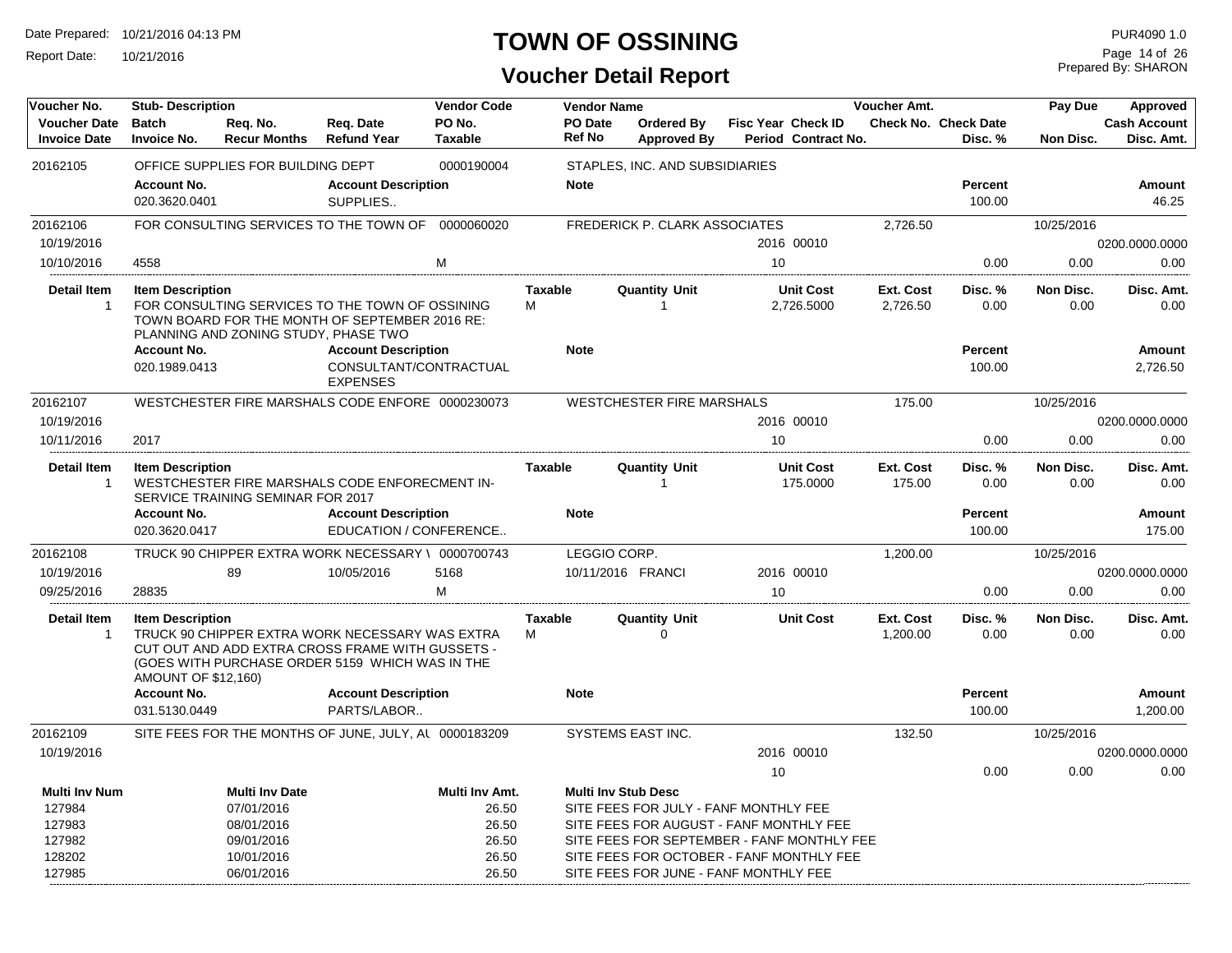# TOWN OF OSSINING

## Voucher Detail Report

Date Prepared: 10/21/2016 04:13 PM
Report Date: 10/21/2016
PUR4090 1.0
Prepared By: SHARON

| Voucher No. | Stub- Description | | | Vendor Code | Vendor Name | | | | Voucher Amt. | | Pay Due | Approved |
|---|---|---|---|---|---|---|---|---|---|---|---|---|
| Voucher Date | Batch | Req. No. | Req. Date | PO No. | PO Date | Ordered By | Fisc Year | Check ID | Check No. | Check Date | | Cash Account |
| Invoice Date | Invoice No. | Recur Months | Refund Year | Taxable | Ref No | Approved By | Period | Contract No. | | Disc. % | Non Disc. | Disc. Amt. |

**20162105** — OFFICE SUPPLIES FOR BUILDING DEPT — 0000190004 — STAPLES, INC. AND SUBSIDIARIES

| Account No. | Account Description | Note | Percent | Amount |
|---|---|---|---|---|
| 020.3620.0401 | SUPPLIES.. | | 100.00 | 46.25 |

**20162106** — FOR CONSULTING SERVICES TO THE TOWN OF — 0000060020 — FREDERICK P. CLARK ASSOCIATES — Voucher Amt. 2,726.50 — Pay Due 10/25/2016

| Voucher Date | Batch | Req. No. | Req. Date | PO No. | PO Date | Ordered By | Fisc Year | Check ID | Cash Account |
|---|---|---|---|---|---|---|---|---|---|
| 10/19/2016 | | | | | | | 2016 | 00010 | 0200.0000.0000 |

| Invoice Date | Invoice No. | Taxable | Period | Disc. % | Non Disc. | Disc. Amt. |
|---|---|---|---|---|---|---|
| 10/10/2016 | 4558 | M | 10 | 0.00 | 0.00 | 0.00 |

| Detail Item | Item Description | Taxable | Quantity | Unit | Unit Cost | Ext. Cost | Disc. % | Non Disc. | Disc. Amt. |
|---|---|---|---|---|---|---|---|---|---|
| 1 | FOR CONSULTING SERVICES TO THE TOWN OF OSSINING TOWN BOARD FOR THE MONTH OF SEPTEMBER 2016 RE: PLANNING AND ZONING STUDY, PHASE TWO | M | 1 | | 2,726.5000 | 2,726.50 | 0.00 | 0.00 | 0.00 |

| Account No. | Account Description | Note | Percent | Amount |
|---|---|---|---|---|
| 020.1989.0413 | CONSULTANT/CONTRACTUAL EXPENSES | | 100.00 | 2,726.50 |

**20162107** — WESTCHESTER FIRE MARSHALS CODE ENFORE — 0000230073 — WESTCHESTER FIRE MARSHALS — Voucher Amt. 175.00 — Pay Due 10/25/2016

| Voucher Date | Batch | Req. No. | Req. Date | PO No. | PO Date | Ordered By | Fisc Year | Check ID | Cash Account |
|---|---|---|---|---|---|---|---|---|---|
| 10/19/2016 | | | | | | | 2016 | 00010 | 0200.0000.0000 |

| Invoice Date | Invoice No. | Taxable | Period | Disc. % | Non Disc. | Disc. Amt. |
|---|---|---|---|---|---|---|
| 10/11/2016 | 2017 | | 10 | 0.00 | 0.00 | 0.00 |

| Detail Item | Item Description | Taxable | Quantity | Unit | Unit Cost | Ext. Cost | Disc. % | Non Disc. | Disc. Amt. |
|---|---|---|---|---|---|---|---|---|---|
| 1 | WESTCHESTER FIRE MARSHALS CODE ENFORECMENT IN-SERVICE TRAINING SEMINAR FOR 2017 | | 1 | | 175.0000 | 175.00 | 0.00 | 0.00 | 0.00 |

| Account No. | Account Description | Note | Percent | Amount |
|---|---|---|---|---|
| 020.3620.0417 | EDUCATION / CONFERENCE.. | | 100.00 | 175.00 |

**20162108** — TRUCK 90 CHIPPER EXTRA WORK NECESSARY \ — 0000700743 — LEGGIO CORP. — Voucher Amt. 1,200.00 — Pay Due 10/25/2016

| Voucher Date | Batch | Req. No. | Req. Date | PO No. | PO Date | Ordered By | Fisc Year | Check ID | Cash Account |
|---|---|---|---|---|---|---|---|---|---|
| 10/19/2016 | | 89 | 10/05/2016 | 5168 | 10/11/2016 | FRANCI | 2016 | 00010 | 0200.0000.0000 |

| Invoice Date | Invoice No. | Taxable | Period | Disc. % | Non Disc. | Disc. Amt. |
|---|---|---|---|---|---|---|
| 09/25/2016 | 28835 | M | 10 | 0.00 | 0.00 | 0.00 |

| Detail Item | Item Description | Taxable | Quantity | Unit | Unit Cost | Ext. Cost | Disc. % | Non Disc. | Disc. Amt. |
|---|---|---|---|---|---|---|---|---|---|
| 1 | TRUCK 90 CHIPPER EXTRA WORK NECESSARY WAS EXTRA CUT OUT AND ADD EXTRA CROSS FRAME WITH GUSSETS - (GOES WITH PURCHASE ORDER 5159 WHICH WAS IN THE AMOUNT OF $12,160) | M | 0 | | | 1,200.00 | 0.00 | 0.00 | 0.00 |

| Account No. | Account Description | Note | Percent | Amount |
|---|---|---|---|---|
| 031.5130.0449 | PARTS/LABOR.. | | 100.00 | 1,200.00 |

**20162109** — SITE FEES FOR THE MONTHS OF JUNE, JULY, AU — 0000183209 — SYSTEMS EAST INC. — Voucher Amt. 132.50 — Pay Due 10/25/2016

| Voucher Date | Fisc Year | Check ID | Period | Disc. % | Non Disc. | Disc. Amt. | Cash Account |
|---|---|---|---|---|---|---|---|
| 10/19/2016 | 2016 | 00010 | 10 | 0.00 | 0.00 | 0.00 | 0200.0000.0000 |

| Multi Inv Num | Multi Inv Date | Multi Inv Amt. | Multi Inv Stub Desc |
|---|---|---|---|
| 127984 | 07/01/2016 | 26.50 | SITE FEES FOR JULY - FANF MONTHLY FEE |
| 127983 | 08/01/2016 | 26.50 | SITE FEES FOR AUGUST - FANF MONTHLY FEE |
| 127982 | 09/01/2016 | 26.50 | SITE FEES FOR SEPTEMBER - FANF MONTHLY FEE |
| 128202 | 10/01/2016 | 26.50 | SITE FEES FOR OCTOBER - FANF MONTHLY FEE |
| 127985 | 06/01/2016 | 26.50 | SITE FEES FOR JUNE - FANF MONTHLY FEE |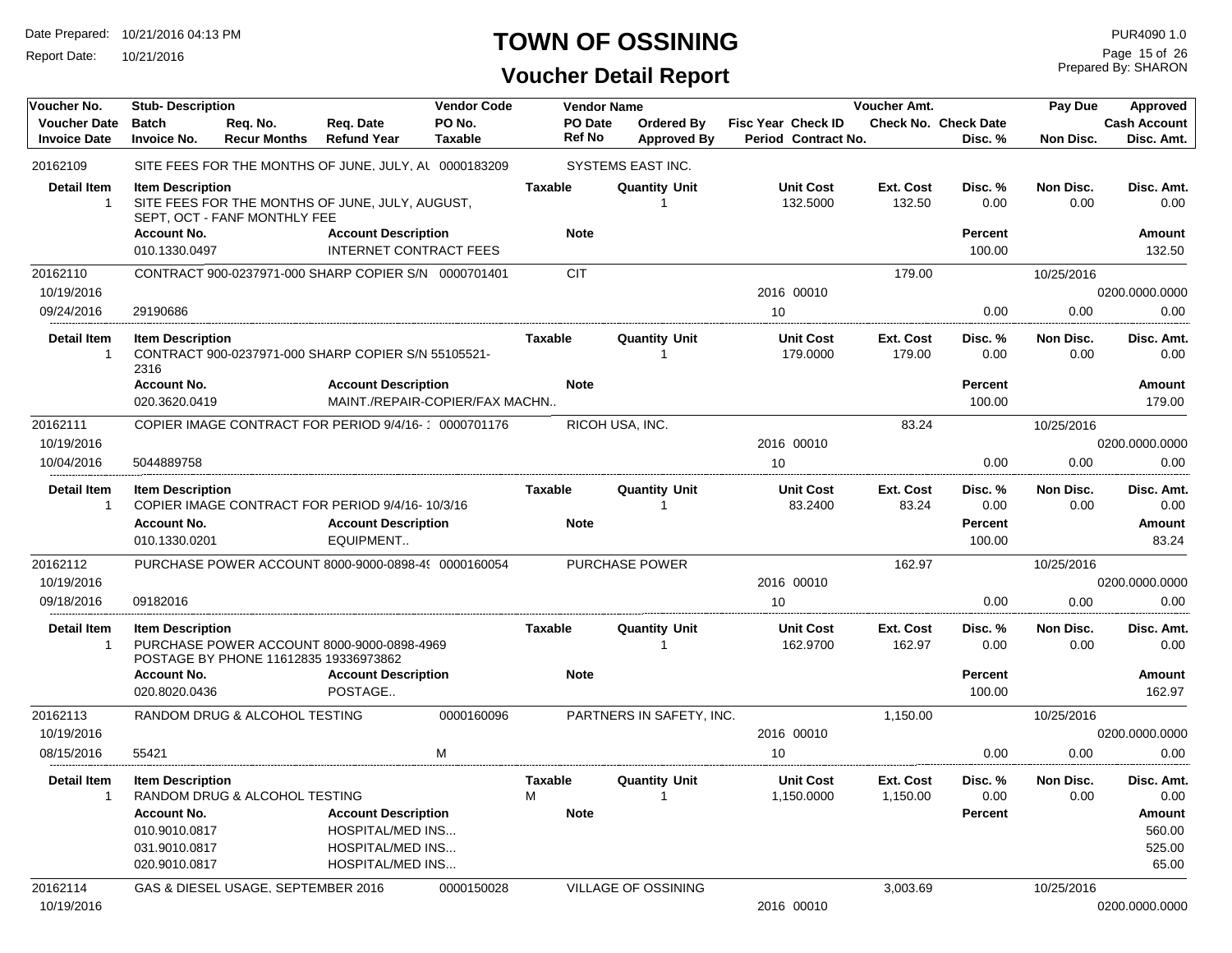# TOWN OF OSSINING

## Voucher Detail Report

Date Prepared: 10/21/2016 04:13 PM
Report Date: 10/21/2016

PUR4090 1.0
Prepared By: SHARON

| Voucher No. | Stub- Description | | | Vendor Code | Vendor Name | | | | Voucher Amt. | | Pay Due | Approved |
|---|---|---|---|---|---|---|---|---|---|---|---|---|
| Voucher Date | Batch | Req. No. | Req. Date | PO No. | PO Date | Ordered By | Fisc Year Check ID | | Check No. | Check Date | | Cash Account |
| Invoice Date | Invoice No. | Recur Months | Refund Year | Taxable | Ref No | Approved By | Period Contract No. | | | Disc. % | Non Disc. | Disc. Amt. |

**20162109** — SITE FEES FOR THE MONTHS OF JUNE, JULY, AU — 0000183209 — SYSTEMS EAST INC.

| Detail Item | Item Description | Taxable | Quantity Unit | Unit Cost | Ext. Cost | Disc. % | Non Disc. | Disc. Amt. |
|---|---|---|---|---|---|---|---|---|
| 1 | SITE FEES FOR THE MONTHS OF JUNE, JULY, AUGUST, SEPT, OCT - FANF MONTHLY FEE | | 1 | 132.5000 | 132.50 | 0.00 | 0.00 | 0.00 |

| Account No. | Account Description | Note | Percent | Amount |
|---|---|---|---|---|
| 010.1330.0497 | INTERNET CONTRACT FEES | | 100.00 | 132.50 |

**20162110** — CONTRACT 900-0237971-000 SHARP COPIER S/N — 0000701401 — CIT — Voucher Amt. 179.00 — Pay Due 10/25/2016
Voucher Date 10/19/2016 — Fisc Year 2016 Check ID 00010 — Cash Account 0200.0000.0000
Invoice Date 09/24/2016 — Invoice No. 29190686 — Period 10 — Disc. % 0.00 — Non Disc. 0.00 — Disc. Amt. 0.00

| Detail Item | Item Description | Taxable | Quantity Unit | Unit Cost | Ext. Cost | Disc. % | Non Disc. | Disc. Amt. |
|---|---|---|---|---|---|---|---|---|
| 1 | CONTRACT 900-0237971-000 SHARP COPIER S/N 55105521-2316 | | 1 | 179.0000 | 179.00 | 0.00 | 0.00 | 0.00 |

| Account No. | Account Description | Note | Percent | Amount |
|---|---|---|---|---|
| 020.3620.0419 | MAINT./REPAIR-COPIER/FAX MACHN.. | | 100.00 | 179.00 |

**20162111** — COPIER IMAGE CONTRACT FOR PERIOD 9/4/16- 1 — 0000701176 — RICOH USA, INC. — Voucher Amt. 83.24 — Pay Due 10/25/2016
Voucher Date 10/19/2016 — Fisc Year 2016 Check ID 00010 — Cash Account 0200.0000.0000
Invoice Date 10/04/2016 — Invoice No. 5044889758 — Period 10 — Disc. % 0.00 — Non Disc. 0.00 — Disc. Amt. 0.00

| Detail Item | Item Description | Taxable | Quantity Unit | Unit Cost | Ext. Cost | Disc. % | Non Disc. | Disc. Amt. |
|---|---|---|---|---|---|---|---|---|
| 1 | COPIER IMAGE CONTRACT FOR PERIOD 9/4/16- 10/3/16 | | 1 | 83.2400 | 83.24 | 0.00 | 0.00 | 0.00 |

| Account No. | Account Description | Note | Percent | Amount |
|---|---|---|---|---|
| 010.1330.0201 | EQUIPMENT.. | | 100.00 | 83.24 |

**20162112** — PURCHASE POWER ACCOUNT 8000-9000-0898-4 — 0000160054 — PURCHASE POWER — Voucher Amt. 162.97 — Pay Due 10/25/2016
Voucher Date 10/19/2016 — Fisc Year 2016 Check ID 00010 — Cash Account 0200.0000.0000
Invoice Date 09/18/2016 — Invoice No. 09182016 — Period 10 — Disc. % 0.00 — Non Disc. 0.00 — Disc. Amt. 0.00

| Detail Item | Item Description | Taxable | Quantity Unit | Unit Cost | Ext. Cost | Disc. % | Non Disc. | Disc. Amt. |
|---|---|---|---|---|---|---|---|---|
| 1 | PURCHASE POWER ACCOUNT 8000-9000-0898-4969 POSTAGE BY PHONE 11612835 19336973862 | | 1 | 162.9700 | 162.97 | 0.00 | 0.00 | 0.00 |

| Account No. | Account Description | Note | Percent | Amount |
|---|---|---|---|---|
| 020.8020.0436 | POSTAGE.. | | 100.00 | 162.97 |

**20162113** — RANDOM DRUG & ALCOHOL TESTING — 0000160096 — PARTNERS IN SAFETY, INC. — Voucher Amt. 1,150.00 — Pay Due 10/25/2016
Voucher Date 10/19/2016 — Fisc Year 2016 Check ID 00010 — Cash Account 0200.0000.0000
Invoice Date 08/15/2016 — Invoice No. 55421 — Taxable M — Period 10 — Disc. % 0.00 — Non Disc. 0.00 — Disc. Amt. 0.00

| Detail Item | Item Description | Taxable | Quantity Unit | Unit Cost | Ext. Cost | Disc. % | Non Disc. | Disc. Amt. |
|---|---|---|---|---|---|---|---|---|
| 1 | RANDOM DRUG & ALCOHOL TESTING | M | 1 | 1,150.0000 | 1,150.00 | 0.00 | 0.00 | 0.00 |

| Account No. | Account Description | Note | Percent | Amount |
|---|---|---|---|---|
| 010.9010.0817 | HOSPITAL/MED INS... | | | 560.00 |
| 031.9010.0817 | HOSPITAL/MED INS... | | | 525.00 |
| 020.9010.0817 | HOSPITAL/MED INS... | | | 65.00 |

**20162114** — GAS & DIESEL USAGE, SEPTEMBER 2016 — 0000150028 — VILLAGE OF OSSINING — Voucher Amt. 3,003.69 — Pay Due 10/25/2016
Voucher Date 10/19/2016 — Fisc Year 2016 Check ID 00010 — Cash Account 0200.0000.0000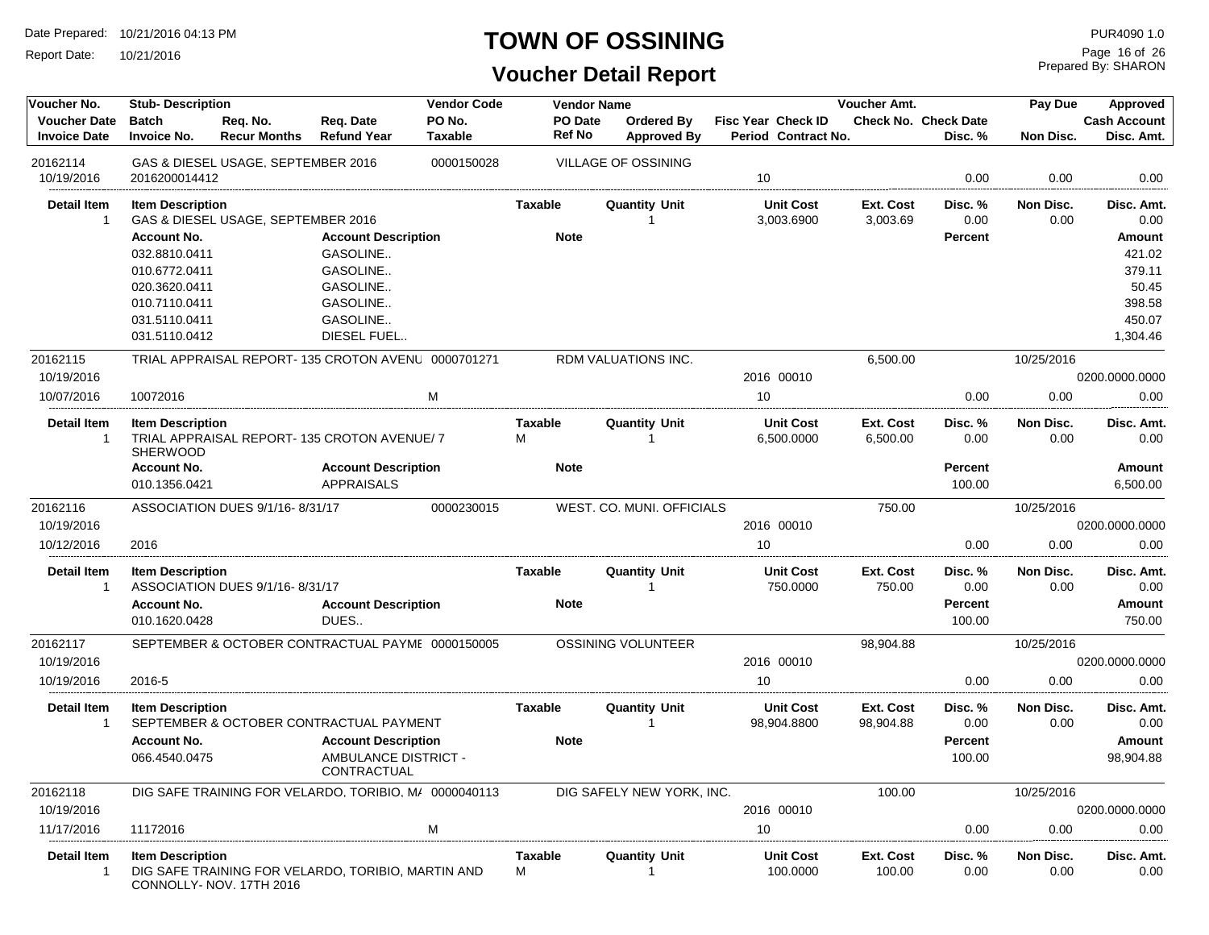# TOWN OF OSSINING

## Voucher Detail Report

Date Prepared: 10/21/2016 04:13 PM
Report Date: 10/21/2016

PUR4090 1.0
Prepared By: SHARON

| Voucher No. / Voucher Date / Invoice Date | Stub- Description / Batch / Invoice No. | Req. No. / Recur Months | Req. Date / Refund Year | Vendor Code / PO No. / Taxable | Vendor Name / PO Date / Ref No | Ordered By / Approved By | Fisc Year / Period | Check ID / Contract No. | Voucher Amt. / Check No. | Check Date / Disc. % | Pay Due / Non Disc. | Approved / Cash Account / Disc. Amt. |
|---|---|---|---|---|---|---|---|---|---|---|---|---|
| 20162114 | GAS & DIESEL USAGE, SEPTEMBER 2016 | | | 0000150028 | VILLAGE OF OSSINING | | | | | | | |
| 10/19/2016 | 2016200014412 | | | | | | 10 | | | 0.00 | 0.00 | 0.00 |

| Detail Item | Item Description | Taxable | Quantity | Unit | Unit Cost | Ext. Cost | Disc. % | Non Disc. | Disc. Amt. |
|---|---|---|---|---|---|---|---|---|---|
| 1 | GAS & DIESEL USAGE, SEPTEMBER 2016 | | 1 | | 3,003.6900 | 3,003.69 | 0.00 | 0.00 | 0.00 |

| Account No. | Account Description | Note | Percent | Amount |
|---|---|---|---|---|
| 032.8810.0411 | GASOLINE.. | | | 421.02 |
| 010.6772.0411 | GASOLINE.. | | | 379.11 |
| 020.3620.0411 | GASOLINE.. | | | 50.45 |
| 010.7110.0411 | GASOLINE.. | | | 398.58 |
| 031.5110.0411 | GASOLINE.. | | | 450.07 |
| 031.5110.0412 | DIESEL FUEL.. | | | 1,304.46 |

| Voucher No. / Voucher Date / Invoice Date | Stub- Description / Batch / Invoice No. | Req. No. / Recur Months | Req. Date / Refund Year | Vendor Code / PO No. / Taxable | Vendor Name / PO Date / Ref No | Ordered By / Approved By | Fisc Year / Period | Check ID / Contract No. | Voucher Amt. / Check No. | Check Date / Disc. % | Pay Due / Non Disc. | Approved / Cash Account / Disc. Amt. |
|---|---|---|---|---|---|---|---|---|---|---|---|---|
| 20162115 | TRIAL APPRAISAL REPORT- 135 CROTON AVENU | | | 0000701271 | RDM VALUATIONS INC. | | | | 6,500.00 | | 10/25/2016 | |
| 10/19/2016 | | | | | | | 2016 | 00010 | | | | 0200.0000.0000 |
| 10/07/2016 | 10072016 | | | M | | | 10 | | | 0.00 | 0.00 | 0.00 |

| Detail Item | Item Description | Taxable | Quantity | Unit | Unit Cost | Ext. Cost | Disc. % | Non Disc. | Disc. Amt. |
|---|---|---|---|---|---|---|---|---|---|
| 1 | TRIAL APPRAISAL REPORT- 135 CROTON AVENUE/ 7 SHERWOOD | M | 1 | | 6,500.0000 | 6,500.00 | 0.00 | 0.00 | 0.00 |

| Account No. | Account Description | Note | Percent | Amount |
|---|---|---|---|---|
| 010.1356.0421 | APPRAISALS | | 100.00 | 6,500.00 |

| Voucher No. / Voucher Date / Invoice Date | Stub- Description / Batch / Invoice No. | Req. No. / Recur Months | Req. Date / Refund Year | Vendor Code / PO No. / Taxable | Vendor Name / PO Date / Ref No | Ordered By / Approved By | Fisc Year / Period | Check ID / Contract No. | Voucher Amt. / Check No. | Check Date / Disc. % | Pay Due / Non Disc. | Approved / Cash Account / Disc. Amt. |
|---|---|---|---|---|---|---|---|---|---|---|---|---|
| 20162116 | ASSOCIATION DUES 9/1/16- 8/31/17 | | | 0000230015 | WEST. CO. MUNI. OFFICIALS | | | | 750.00 | | 10/25/2016 | |
| 10/19/2016 | | | | | | | 2016 | 00010 | | | | 0200.0000.0000 |
| 10/12/2016 | 2016 | | | | | | 10 | | | 0.00 | 0.00 | 0.00 |

| Detail Item | Item Description | Taxable | Quantity | Unit | Unit Cost | Ext. Cost | Disc. % | Non Disc. | Disc. Amt. |
|---|---|---|---|---|---|---|---|---|---|
| 1 | ASSOCIATION DUES 9/1/16- 8/31/17 | | 1 | | 750.0000 | 750.00 | 0.00 | 0.00 | 0.00 |

| Account No. | Account Description | Note | Percent | Amount |
|---|---|---|---|---|
| 010.1620.0428 | DUES.. | | 100.00 | 750.00 |

| Voucher No. / Voucher Date / Invoice Date | Stub- Description / Batch / Invoice No. | Req. No. / Recur Months | Req. Date / Refund Year | Vendor Code / PO No. / Taxable | Vendor Name / PO Date / Ref No | Ordered By / Approved By | Fisc Year / Period | Check ID / Contract No. | Voucher Amt. / Check No. | Check Date / Disc. % | Pay Due / Non Disc. | Approved / Cash Account / Disc. Amt. |
|---|---|---|---|---|---|---|---|---|---|---|---|---|
| 20162117 | SEPTEMBER & OCTOBER CONTRACTUAL PAYME | | | 0000150005 | OSSINING VOLUNTEER | | | | 98,904.88 | | 10/25/2016 | |
| 10/19/2016 | | | | | | | 2016 | 00010 | | | | 0200.0000.0000 |
| 10/19/2016 | 2016-5 | | | | | | 10 | | | 0.00 | 0.00 | 0.00 |

| Detail Item | Item Description | Taxable | Quantity | Unit | Unit Cost | Ext. Cost | Disc. % | Non Disc. | Disc. Amt. |
|---|---|---|---|---|---|---|---|---|---|
| 1 | SEPTEMBER & OCTOBER CONTRACTUAL PAYMENT | | 1 | | 98,904.8800 | 98,904.88 | 0.00 | 0.00 | 0.00 |

| Account No. | Account Description | Note | Percent | Amount |
|---|---|---|---|---|
| 066.4540.0475 | AMBULANCE DISTRICT - CONTRACTUAL | | 100.00 | 98,904.88 |

| Voucher No. / Voucher Date / Invoice Date | Stub- Description / Batch / Invoice No. | Req. No. / Recur Months | Req. Date / Refund Year | Vendor Code / PO No. / Taxable | Vendor Name / PO Date / Ref No | Ordered By / Approved By | Fisc Year / Period | Check ID / Contract No. | Voucher Amt. / Check No. | Check Date / Disc. % | Pay Due / Non Disc. | Approved / Cash Account / Disc. Amt. |
|---|---|---|---|---|---|---|---|---|---|---|---|---|
| 20162118 | DIG SAFE TRAINING FOR VELARDO, TORIBIO, MA | | | 0000040113 | DIG SAFELY NEW YORK, INC. | | | | 100.00 | | 10/25/2016 | |
| 10/19/2016 | | | | | | | 2016 | 00010 | | | | 0200.0000.0000 |
| 11/17/2016 | 11172016 | | | M | | | 10 | | | 0.00 | 0.00 | 0.00 |

| Detail Item | Item Description | Taxable | Quantity | Unit | Unit Cost | Ext. Cost | Disc. % | Non Disc. | Disc. Amt. |
|---|---|---|---|---|---|---|---|---|---|
| 1 | DIG SAFE TRAINING FOR VELARDO, TORIBIO, MARTIN AND CONNOLLY- NOV. 17TH 2016 | M | 1 | | 100.0000 | 100.00 | 0.00 | 0.00 | 0.00 |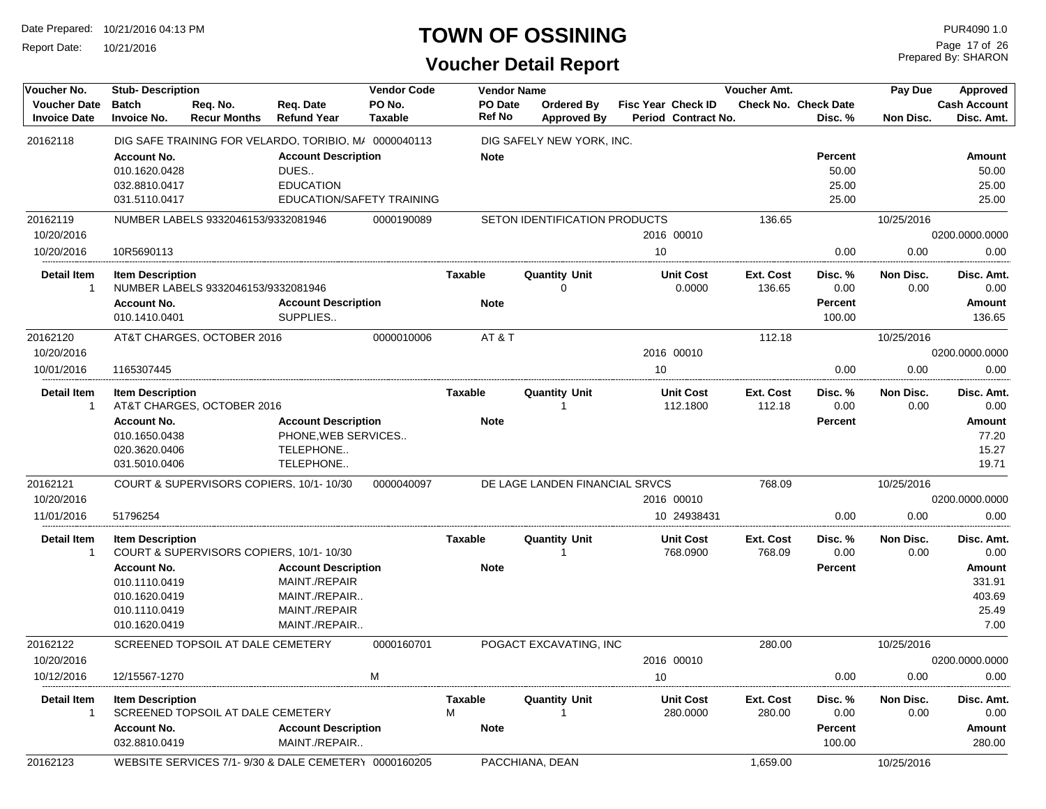# TOWN OF OSSINING

## Voucher Detail Report

Date Prepared: 10/21/2016 04:13 PM
Report Date: 10/21/2016

PUR4090 1.0
Prepared By: SHARON

| Voucher No. | Stub- Description | | | Vendor Code | Vendor Name | | | | Voucher Amt. | | Pay Due | Approved |
|---|---|---|---|---|---|---|---|---|---|---|---|---|
| Voucher Date | Batch | Req. No. | Req. Date | PO No. | PO Date | Ordered By | Fisc Year Check ID | | Check No. | Check Date | | Cash Account |
| Invoice Date | Invoice No. | Recur Months | Refund Year | Taxable | Ref No | Approved By | Period Contract No. | | | Disc. % | Non Disc. | Disc. Amt. |

**20162118** — DIG SAFE TRAINING FOR VELARDO, TORIBIO, M/ — 0000040113 — DIG SAFELY NEW YORK, INC.

| Account No. | Account Description | Note | Percent | Amount |
|---|---|---|---|---|
| 010.1620.0428 | DUES.. | | 50.00 | 50.00 |
| 032.8810.0417 | EDUCATION | | 25.00 | 25.00 |
| 031.5110.0417 | EDUCATION/SAFETY TRAINING | | 25.00 | 25.00 |

**20162119** — NUMBER LABELS 9332046153/9332081946 — 0000190089 — SETON IDENTIFICATION PRODUCTS — 136.65 — 10/25/2016

| Voucher Date | Invoice Date | Invoice No. | Fisc Year Check ID | Period | Disc. % | Non Disc. | Cash Account | Disc. Amt. |
|---|---|---|---|---|---|---|---|---|
| 10/20/2016 | 10/20/2016 | 10R5690113 | 2016 00010 | 10 | 0.00 | 0.00 | 0200.0000.0000 | 0.00 |

| Detail Item | Item Description | Taxable | Quantity Unit | Unit Cost | Ext. Cost | Disc. % | Non Disc. | Disc. Amt. |
|---|---|---|---|---|---|---|---|---|
| 1 | NUMBER LABELS 9332046153/9332081946 | | 0 | 0.0000 | 136.65 | 0.00 | 0.00 | 0.00 |

| Account No. | Account Description | Note | Percent | Amount |
|---|---|---|---|---|
| 010.1410.0401 | SUPPLIES.. | | 100.00 | 136.65 |

**20162120** — AT&T CHARGES, OCTOBER 2016 — 0000010006 — AT & T — 112.18 — 10/25/2016

| Voucher Date | Invoice Date | Invoice No. | Fisc Year Check ID | Period | Disc. % | Non Disc. | Cash Account | Disc. Amt. |
|---|---|---|---|---|---|---|---|---|
| 10/20/2016 | 10/01/2016 | 1165307445 | 2016 00010 | 10 | 0.00 | 0.00 | 0200.0000.0000 | 0.00 |

| Detail Item | Item Description | Taxable | Quantity Unit | Unit Cost | Ext. Cost | Disc. % | Non Disc. | Disc. Amt. |
|---|---|---|---|---|---|---|---|---|
| 1 | AT&T CHARGES, OCTOBER 2016 | | 1 | 112.1800 | 112.18 | 0.00 | 0.00 | 0.00 |

| Account No. | Account Description | Note | Percent | Amount |
|---|---|---|---|---|
| 010.1650.0438 | PHONE,WEB SERVICES.. | | | 77.20 |
| 020.3620.0406 | TELEPHONE.. | | | 15.27 |
| 031.5010.0406 | TELEPHONE.. | | | 19.71 |

**20162121** — COURT & SUPERVISORS COPIERS, 10/1- 10/30 — 0000040097 — DE LAGE LANDEN FINANCIAL SRVCS — 768.09 — 10/25/2016

| Voucher Date | Invoice Date | Invoice No. | Fisc Year Check ID | Period Contract No. | Disc. % | Non Disc. | Cash Account | Disc. Amt. |
|---|---|---|---|---|---|---|---|---|
| 10/20/2016 | 11/01/2016 | 51796254 | 2016 00010 | 10 24938431 | 0.00 | 0.00 | 0200.0000.0000 | 0.00 |

| Detail Item | Item Description | Taxable | Quantity Unit | Unit Cost | Ext. Cost | Disc. % | Non Disc. | Disc. Amt. |
|---|---|---|---|---|---|---|---|---|
| 1 | COURT & SUPERVISORS COPIERS, 10/1- 10/30 | | 1 | 768.0900 | 768.09 | 0.00 | 0.00 | 0.00 |

| Account No. | Account Description | Note | Percent | Amount |
|---|---|---|---|---|
| 010.1110.0419 | MAINT./REPAIR | | | 331.91 |
| 010.1620.0419 | MAINT./REPAIR.. | | | 403.69 |
| 010.1110.0419 | MAINT./REPAIR | | | 25.49 |
| 010.1620.0419 | MAINT./REPAIR.. | | | 7.00 |

**20162122** — SCREENED TOPSOIL AT DALE CEMETERY — 0000160701 — POGACT EXCAVATING, INC — 280.00 — 10/25/2016

| Voucher Date | Invoice Date | Invoice No. | Taxable | Fisc Year Check ID | Period | Disc. % | Non Disc. | Cash Account | Disc. Amt. |
|---|---|---|---|---|---|---|---|---|---|
| 10/20/2016 | 10/12/2016 | 12/15567-1270 | M | 2016 00010 | 10 | 0.00 | 0.00 | 0200.0000.0000 | 0.00 |

| Detail Item | Item Description | Taxable | Quantity Unit | Unit Cost | Ext. Cost | Disc. % | Non Disc. | Disc. Amt. |
|---|---|---|---|---|---|---|---|---|
| 1 | SCREENED TOPSOIL AT DALE CEMETERY | M | 1 | 280.0000 | 280.00 | 0.00 | 0.00 | 0.00 |

| Account No. | Account Description | Note | Percent | Amount |
|---|---|---|---|---|
| 032.8810.0419 | MAINT./REPAIR.. | | 100.00 | 280.00 |

**20162123** — WEBSITE SERVICES 7/1- 9/30 & DALE CEMETERY — 0000160205 — PACCHIANA, DEAN — 1,659.00 — 10/25/2016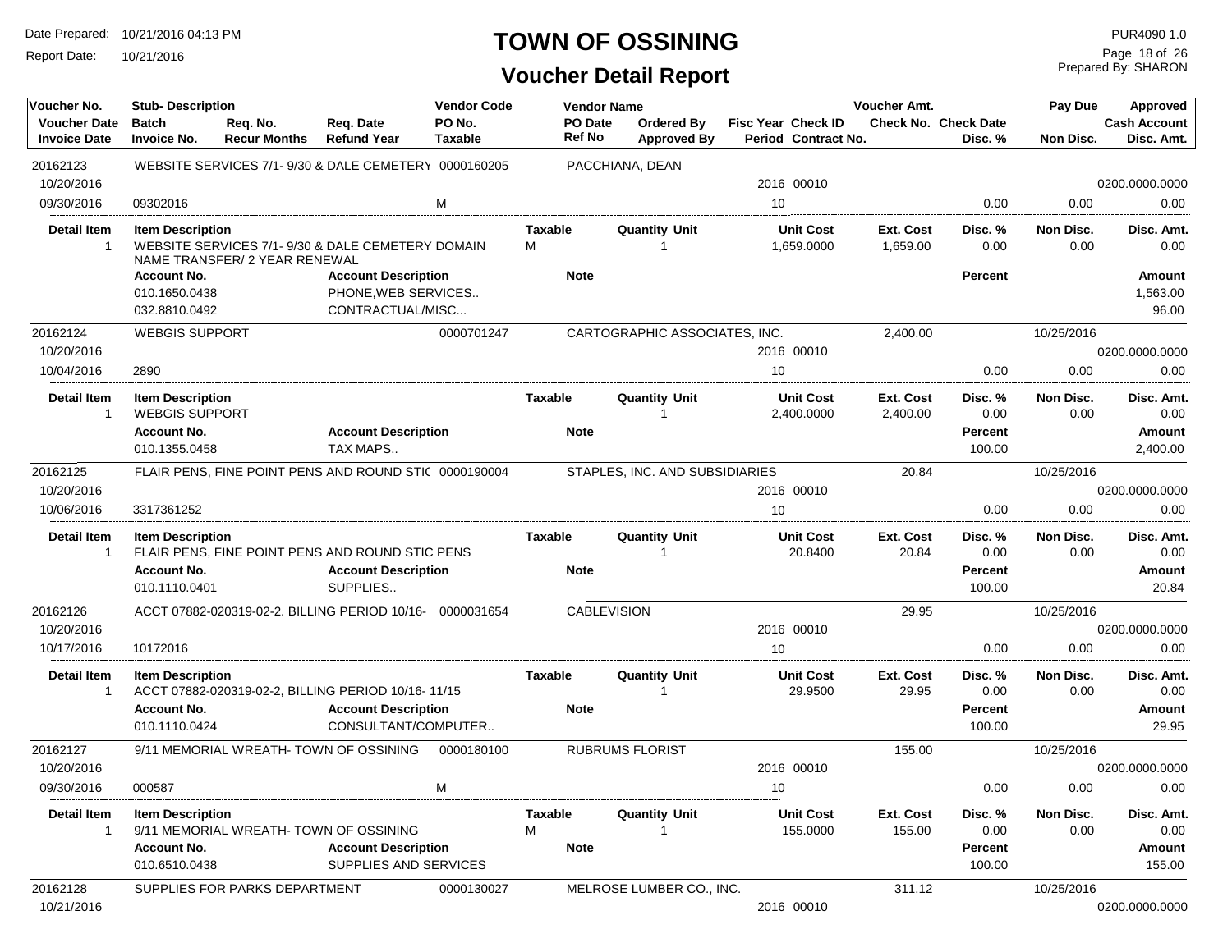# TOWN OF OSSINING

## Voucher Detail Report

Date Prepared: 10/21/2016 04:13 PM
Report Date: 10/21/2016

PUR4090 1.0
Prepared By: SHARON

| Voucher No. | Stub- Description | | | Vendor Code | Vendor Name | | | | Voucher Amt. | | Pay Due | Approved |
|---|---|---|---|---|---|---|---|---|---|---|---|---|
| **Voucher Date** | **Batch** | **Req. No.** | **Req. Date** | **PO No.** | **PO Date** | **Ordered By** | **Fisc Year** | **Check ID** | **Check No.** | **Check Date** | | **Cash Account** |
| **Invoice Date** | **Invoice No.** | **Recur Months** | **Refund Year** | **Taxable** | **Ref No** | **Approved By** | **Period** | **Contract No.** | | **Disc. %** | **Non Disc.** | **Disc. Amt.** |

---

**20162123** — WEBSITE SERVICES 7/1- 9/30 & DALE CEMETERY — Vendor Code: 0000160205 — PACCHIANA, DEAN
Voucher Date: 10/20/2016 — Fisc Year 2016, Check ID 00010 — Cash Account 0200.0000.0000
Invoice Date: 09/30/2016 — Invoice No. 09302016 — Taxable: M — Period 10 — Disc. % 0.00 — Non Disc. 0.00 — Disc. Amt. 0.00

| Detail Item | Item Description | Taxable | Quantity Unit | Unit Cost | Ext. Cost | Disc. % | Non Disc. | Disc. Amt. |
|---|---|---|---|---|---|---|---|---|
| 1 | WEBSITE SERVICES 7/1- 9/30 & DALE CEMETERY DOMAIN NAME TRANSFER/ 2 YEAR RENEWAL | M | 1 | 1,659.0000 | 1,659.00 | 0.00 | 0.00 | 0.00 |

| Account No. | Account Description | Note | Percent | Amount |
|---|---|---|---|---|
| 010.1650.0438 | PHONE,WEB SERVICES.. | | | 1,563.00 |
| 032.8810.0492 | CONTRACTUAL/MISC... | | | 96.00 |

---

**20162124** — WEBGIS SUPPORT — Vendor Code: 0000701247 — CARTOGRAPHIC ASSOCIATES, INC. — Voucher Amt. 2,400.00 — Pay Due 10/25/2016
Voucher Date: 10/20/2016 — Fisc Year 2016, Check ID 00010 — Cash Account 0200.0000.0000
Invoice Date: 10/04/2016 — Invoice No. 2890 — Period 10 — Disc. % 0.00 — Non Disc. 0.00 — Disc. Amt. 0.00

| Detail Item | Item Description | Taxable | Quantity Unit | Unit Cost | Ext. Cost | Disc. % | Non Disc. | Disc. Amt. |
|---|---|---|---|---|---|---|---|---|
| 1 | WEBGIS SUPPORT | | 1 | 2,400.0000 | 2,400.00 | 0.00 | 0.00 | 0.00 |

| Account No. | Account Description | Note | Percent | Amount |
|---|---|---|---|---|
| 010.1355.0458 | TAX MAPS.. | | 100.00 | 2,400.00 |

---

**20162125** — FLAIR PENS, FINE POINT PENS AND ROUND STI( — Vendor Code: 0000190004 — STAPLES, INC. AND SUBSIDIARIES — Voucher Amt. 20.84 — Pay Due 10/25/2016
Voucher Date: 10/20/2016 — Fisc Year 2016, Check ID 00010 — Cash Account 0200.0000.0000
Invoice Date: 10/06/2016 — Invoice No. 3317361252 — Period 10 — Disc. % 0.00 — Non Disc. 0.00 — Disc. Amt. 0.00

| Detail Item | Item Description | Taxable | Quantity Unit | Unit Cost | Ext. Cost | Disc. % | Non Disc. | Disc. Amt. |
|---|---|---|---|---|---|---|---|---|
| 1 | FLAIR PENS, FINE POINT PENS AND ROUND STIC PENS | | 1 | 20.8400 | 20.84 | 0.00 | 0.00 | 0.00 |

| Account No. | Account Description | Note | Percent | Amount |
|---|---|---|---|---|
| 010.1110.0401 | SUPPLIES.. | | 100.00 | 20.84 |

---

**20162126** — ACCT 07882-020319-02-2, BILLING PERIOD 10/16- — Vendor Code: 0000031654 — CABLEVISION — Voucher Amt. 29.95 — Pay Due 10/25/2016
Voucher Date: 10/20/2016 — Fisc Year 2016, Check ID 00010 — Cash Account 0200.0000.0000
Invoice Date: 10/17/2016 — Invoice No. 10172016 — Period 10 — Disc. % 0.00 — Non Disc. 0.00 — Disc. Amt. 0.00

| Detail Item | Item Description | Taxable | Quantity Unit | Unit Cost | Ext. Cost | Disc. % | Non Disc. | Disc. Amt. |
|---|---|---|---|---|---|---|---|---|
| 1 | ACCT 07882-020319-02-2, BILLING PERIOD 10/16- 11/15 | | 1 | 29.9500 | 29.95 | 0.00 | 0.00 | 0.00 |

| Account No. | Account Description | Note | Percent | Amount |
|---|---|---|---|---|
| 010.1110.0424 | CONSULTANT/COMPUTER.. | | 100.00 | 29.95 |

---

**20162127** — 9/11 MEMORIAL WREATH- TOWN OF OSSINING — Vendor Code: 0000180100 — RUBRUMS FLORIST — Voucher Amt. 155.00 — Pay Due 10/25/2016
Voucher Date: 10/20/2016 — Fisc Year 2016, Check ID 00010 — Cash Account 0200.0000.0000
Invoice Date: 09/30/2016 — Invoice No. 000587 — Taxable: M — Period 10 — Disc. % 0.00 — Non Disc. 0.00 — Disc. Amt. 0.00

| Detail Item | Item Description | Taxable | Quantity Unit | Unit Cost | Ext. Cost | Disc. % | Non Disc. | Disc. Amt. |
|---|---|---|---|---|---|---|---|---|
| 1 | 9/11 MEMORIAL WREATH- TOWN OF OSSINING | M | 1 | 155.0000 | 155.00 | 0.00 | 0.00 | 0.00 |

| Account No. | Account Description | Note | Percent | Amount |
|---|---|---|---|---|
| 010.6510.0438 | SUPPLIES AND SERVICES | | 100.00 | 155.00 |

---

**20162128** — SUPPLIES FOR PARKS DEPARTMENT — Vendor Code: 0000130027 — MELROSE LUMBER CO., INC. — Voucher Amt. 311.12 — Pay Due 10/25/2016
Voucher Date: 10/21/2016 — Fisc Year 2016, Check ID 00010 — Cash Account 0200.0000.0000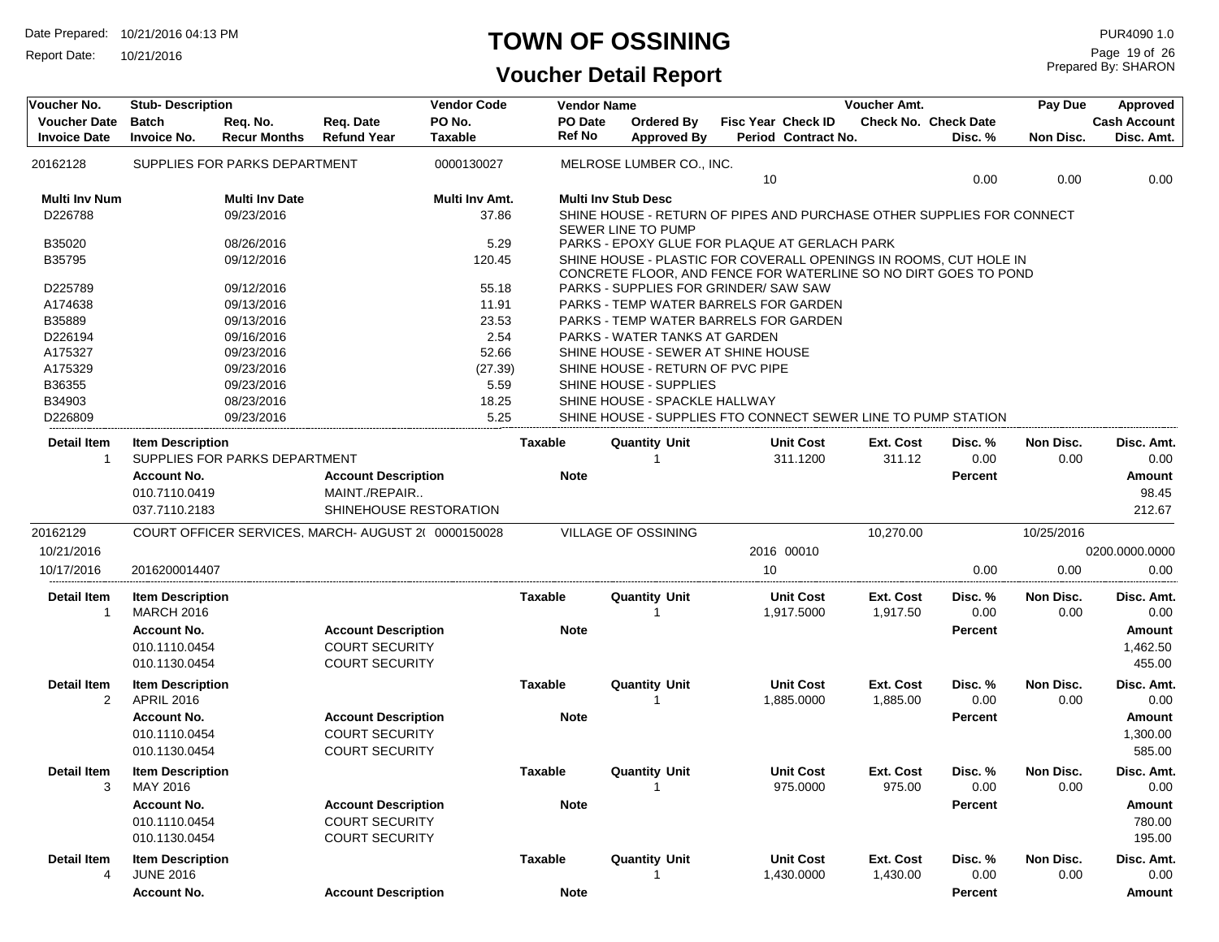# TOWN OF OSSINING

## Voucher Detail Report

Date Prepared: 10/21/2016 04:13 PM
Report Date: 10/21/2016

PUR4090 1.0
Prepared By: SHARON

| Voucher No. | Stub- Description | Req. No. | Req. Date | Vendor Code | Vendor Name | Ordered By | Fisc Year Check ID | Voucher Amt. | Check No. Check Date | Pay Due | Approved |
|---|---|---|---|---|---|---|---|---|---|---|---|
| Voucher Date | Batch | Recur Months | Refund Year | PO No. | PO Date | Approved By | Period Contract No. | | Disc. % | Non Disc. | Cash Account |
| Invoice Date | Invoice No. | | | Taxable | Ref No | | | | | | Disc. Amt. |
| 20162128 | SUPPLIES FOR PARKS DEPARTMENT | | | 0000130027 | MELROSE LUMBER CO., INC. | | 10 | | 0.00 | 0.00 | 0.00 |

| Multi Inv Num | Multi Inv Date | Multi Inv Amt. | Multi Inv Stub Desc |
|---|---|---|---|
| D226788 | 09/23/2016 | 37.86 | SHINE HOUSE - RETURN OF PIPES AND PURCHASE OTHER SUPPLIES FOR CONNECT SEWER LINE TO PUMP |
| B35020 | 08/26/2016 | 5.29 | PARKS - EPOXY GLUE FOR PLAQUE AT GERLACH PARK |
| B35795 | 09/12/2016 | 120.45 | SHINE HOUSE - PLASTIC FOR COVERALL OPENINGS IN ROOMS, CUT HOLE IN CONCRETE FLOOR, AND FENCE FOR WATERLINE SO NO DIRT GOES TO POND |
| D225789 | 09/12/2016 | 55.18 | PARKS - SUPPLIES FOR GRINDER/ SAW SAW |
| A174638 | 09/13/2016 | 11.91 | PARKS - TEMP WATER BARRELS FOR GARDEN |
| B35889 | 09/13/2016 | 23.53 | PARKS - TEMP WATER BARRELS FOR GARDEN |
| D226194 | 09/16/2016 | 2.54 | PARKS - WATER TANKS AT GARDEN |
| A175327 | 09/23/2016 | 52.66 | SHINE HOUSE - SEWER AT SHINE HOUSE |
| A175329 | 09/23/2016 | (27.39) | SHINE HOUSE - RETURN OF PVC PIPE |
| B36355 | 09/23/2016 | 5.59 | SHINE HOUSE - SUPPLIES |
| B34903 | 08/23/2016 | 18.25 | SHINE HOUSE - SPACKLE HALLWAY |
| D226809 | 09/23/2016 | 5.25 | SHINE HOUSE - SUPPLIES FTO CONNECT SEWER LINE TO PUMP STATION |

| Detail Item | Item Description | Taxable | Quantity Unit | Unit Cost | Ext. Cost | Disc. % | Non Disc. | Disc. Amt. |
|---|---|---|---|---|---|---|---|---|
| 1 | SUPPLIES FOR PARKS DEPARTMENT | | 1 | 311.1200 | 311.12 | 0.00 | 0.00 | 0.00 |

| Account No. | Account Description | Note | Percent | Amount |
|---|---|---|---|---|
| 010.7110.0419 | MAINT./REPAIR.. | | | 98.45 |
| 037.7110.2183 | SHINEHOUSE RESTORATION | | | 212.67 |

| Voucher No. | Stub- Description | Vendor Code | Vendor Name | Fisc Year Check ID | Voucher Amt. | Disc. % | Pay Due / Non Disc. | Approved |
|---|---|---|---|---|---|---|---|---|
| 20162129 | COURT OFFICER SERVICES, MARCH- AUGUST 2( | 0000150028 | VILLAGE OF OSSINING | | 10,270.00 | | 10/25/2016 | |
| 10/21/2016 | | | | 2016 00010 | | | | 0200.0000.0000 |
| 10/17/2016 | 2016200014407 | | | 10 | | 0.00 | 0.00 | 0.00 |

| Detail Item | Item Description | Taxable | Quantity Unit | Unit Cost | Ext. Cost | Disc. % | Non Disc. | Disc. Amt. |
|---|---|---|---|---|---|---|---|---|
| 1 | MARCH 2016 | | 1 | 1,917.5000 | 1,917.50 | 0.00 | 0.00 | 0.00 |

| Account No. | Account Description | Note | Percent | Amount |
|---|---|---|---|---|
| 010.1110.0454 | COURT SECURITY | | | 1,462.50 |
| 010.1130.0454 | COURT SECURITY | | | 455.00 |

| Detail Item | Item Description | Taxable | Quantity Unit | Unit Cost | Ext. Cost | Disc. % | Non Disc. | Disc. Amt. |
|---|---|---|---|---|---|---|---|---|
| 2 | APRIL 2016 | | 1 | 1,885.0000 | 1,885.00 | 0.00 | 0.00 | 0.00 |

| Account No. | Account Description | Note | Percent | Amount |
|---|---|---|---|---|
| 010.1110.0454 | COURT SECURITY | | | 1,300.00 |
| 010.1130.0454 | COURT SECURITY | | | 585.00 |

| Detail Item | Item Description | Taxable | Quantity Unit | Unit Cost | Ext. Cost | Disc. % | Non Disc. | Disc. Amt. |
|---|---|---|---|---|---|---|---|---|
| 3 | MAY 2016 | | 1 | 975.0000 | 975.00 | 0.00 | 0.00 | 0.00 |

| Account No. | Account Description | Note | Percent | Amount |
|---|---|---|---|---|
| 010.1110.0454 | COURT SECURITY | | | 780.00 |
| 010.1130.0454 | COURT SECURITY | | | 195.00 |

| Detail Item | Item Description | Taxable | Quantity Unit | Unit Cost | Ext. Cost | Disc. % | Non Disc. | Disc. Amt. |
|---|---|---|---|---|---|---|---|---|
| 4 | JUNE 2016 | | 1 | 1,430.0000 | 1,430.00 | 0.00 | 0.00 | 0.00 |

| Account No. | Account Description | Note | Percent | Amount |
|---|---|---|---|---|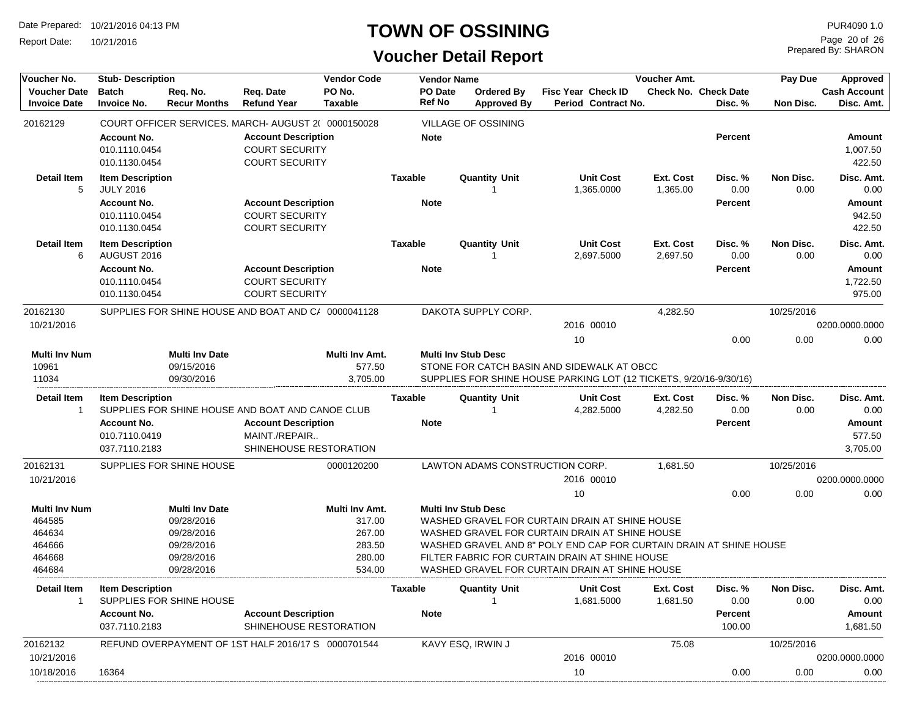# TOWN OF OSSINING

## Voucher Detail Report

Date Prepared: 10/21/2016 04:13 PM
Report Date: 10/21/2016

PUR4090 1.0
Prepared By: SHARON

| Voucher No. | Stub- Description | | | Vendor Code | Vendor Name | | | Voucher Amt. | | Pay Due | Approved |
|---|---|---|---|---|---|---|---|---|---|---|---|
| Voucher Date | Batch | Req. No. | Req. Date | PO No. | PO Date | Ordered By | Fisc Year Check ID | Check No. | Check Date | | Cash Account |
| Invoice Date | Invoice No. | Recur Months | Refund Year | Taxable | Ref No | Approved By | Period Contract No. | | Disc. % | Non Disc. | Disc. Amt. |
| 20162129 | COURT OFFICER SERVICES, MARCH- AUGUST 2( | | | 0000150028 | VILLAGE OF OSSINING | | | | | | |

| Account No. | Account Description | Note | Percent | Amount |
|---|---|---|---|---|
| 010.1110.0454 | COURT SECURITY | | | 1,007.50 |
| 010.1130.0454 | COURT SECURITY | | | 422.50 |

| Detail Item | Item Description | Taxable | Quantity Unit | Unit Cost | Ext. Cost | Disc. % | Non Disc. | Disc. Amt. |
|---|---|---|---|---|---|---|---|---|
| 5 | JULY 2016 | | 1 | 1,365.0000 | 1,365.00 | 0.00 | 0.00 | 0.00 |

| Account No. | Account Description | Note | Percent | Amount |
|---|---|---|---|---|
| 010.1110.0454 | COURT SECURITY | | | 942.50 |
| 010.1130.0454 | COURT SECURITY | | | 422.50 |

| Detail Item | Item Description | Taxable | Quantity Unit | Unit Cost | Ext. Cost | Disc. % | Non Disc. | Disc. Amt. |
|---|---|---|---|---|---|---|---|---|
| 6 | AUGUST 2016 | | 1 | 2,697.5000 | 2,697.50 | 0.00 | 0.00 | 0.00 |

| Account No. | Account Description | Note | Percent | Amount |
|---|---|---|---|---|
| 010.1110.0454 | COURT SECURITY | | | 1,722.50 |
| 010.1130.0454 | COURT SECURITY | | | 975.00 |

| Voucher No. | Stub- Description | Vendor Code | Vendor Name | Fisc Year Check ID | Voucher Amt. | Disc. % | Pay Due | Cash Account |
|---|---|---|---|---|---|---|---|---|
| 20162130 | SUPPLIES FOR SHINE HOUSE AND BOAT AND C/ | 0000041128 | DAKOTA SUPPLY CORP. | 2016 00010 | 4,282.50 | | 10/25/2016 | 0200.0000.0000 |
| 10/21/2016 | | | | 10 | | 0.00 | 0.00 | 0.00 |

| Multi Inv Num | Multi Inv Date | Multi Inv Amt. | Multi Inv Stub Desc |
|---|---|---|---|
| 10961 | 09/15/2016 | 577.50 | STONE FOR CATCH BASIN AND SIDEWALK AT OBCC |
| 11034 | 09/30/2016 | 3,705.00 | SUPPLIES FOR SHINE HOUSE PARKING LOT (12 TICKETS, 9/20/16-9/30/16) |

| Detail Item | Item Description | Taxable | Quantity Unit | Unit Cost | Ext. Cost | Disc. % | Non Disc. | Disc. Amt. |
|---|---|---|---|---|---|---|---|---|
| 1 | SUPPLIES FOR SHINE HOUSE AND BOAT AND CANOE CLUB | | 1 | 4,282.5000 | 4,282.50 | 0.00 | 0.00 | 0.00 |

| Account No. | Account Description | Note | Percent | Amount |
|---|---|---|---|---|
| 010.7110.0419 | MAINT./REPAIR.. | | | 577.50 |
| 037.7110.2183 | SHINEHOUSE RESTORATION | | | 3,705.00 |

| Voucher No. | Stub- Description | Vendor Code | Vendor Name | Fisc Year Check ID | Voucher Amt. | Disc. % | Pay Due | Cash Account |
|---|---|---|---|---|---|---|---|---|
| 20162131 | SUPPLIES FOR SHINE HOUSE | 0000120200 | LAWTON ADAMS CONSTRUCTION CORP. | 2016 00010 | 1,681.50 | | 10/25/2016 | 0200.0000.0000 |
| 10/21/2016 | | | | 10 | | 0.00 | 0.00 | 0.00 |

| Multi Inv Num | Multi Inv Date | Multi Inv Amt. | Multi Inv Stub Desc |
|---|---|---|---|
| 464585 | 09/28/2016 | 317.00 | WASHED GRAVEL FOR CURTAIN DRAIN AT SHINE HOUSE |
| 464634 | 09/28/2016 | 267.00 | WASHED GRAVEL FOR CURTAIN DRAIN AT SHINE HOUSE |
| 464666 | 09/28/2016 | 283.50 | WASHED GRAVEL AND 8" POLY END CAP FOR CURTAIN DRAIN AT SHINE HOUSE |
| 464668 | 09/28/2016 | 280.00 | FILTER FABRIC FOR CURTAIN DRAIN AT SHINE HOUSE |
| 464684 | 09/28/2016 | 534.00 | WASHED GRAVEL FOR CURTAIN DRAIN AT SHINE HOUSE |

| Detail Item | Item Description | Taxable | Quantity Unit | Unit Cost | Ext. Cost | Disc. % | Non Disc. | Disc. Amt. |
|---|---|---|---|---|---|---|---|---|
| 1 | SUPPLIES FOR SHINE HOUSE | | 1 | 1,681.5000 | 1,681.50 | 0.00 | 0.00 | 0.00 |

| Account No. | Account Description | Note | Percent | Amount |
|---|---|---|---|---|
| 037.7110.2183 | SHINEHOUSE RESTORATION | | 100.00 | 1,681.50 |

| Voucher No. | Stub- Description | Vendor Code | Vendor Name | Fisc Year Check ID | Voucher Amt. | Disc. % | Pay Due | Cash Account |
|---|---|---|---|---|---|---|---|---|
| 20162132 | REFUND OVERPAYMENT OF 1ST HALF 2016/17 S | 0000701544 | KAVY ESQ, IRWIN J | 2016 00010 | 75.08 | | 10/25/2016 | 0200.0000.0000 |
| 10/21/2016 | | | | | | | | |
| 10/18/2016 | 16364 | | | 10 | | 0.00 | 0.00 | 0.00 |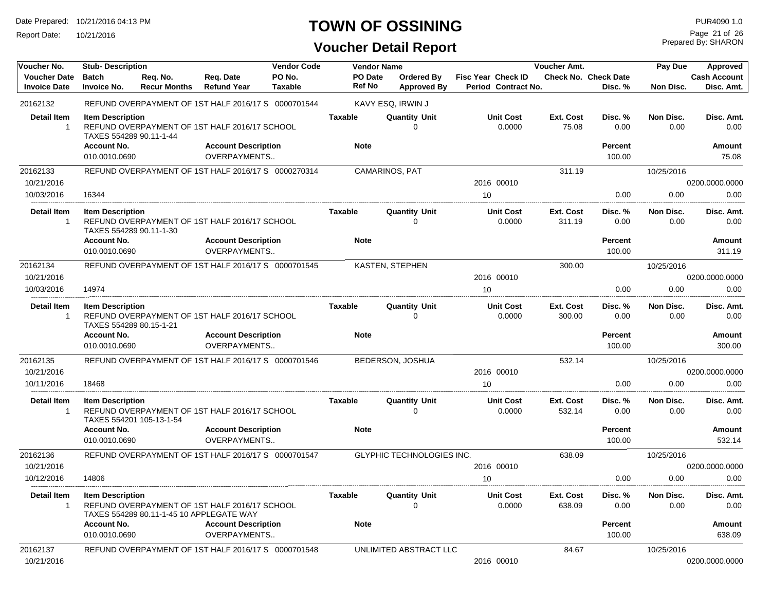# TOWN OF OSSINING

## Voucher Detail Report

Date Prepared: 10/21/2016 04:13 PM
Report Date: 10/21/2016

PUR4090 1.0
Prepared By: SHARON

| Voucher No. | Stub- Description | | | Vendor Code | Vendor Name | | | Voucher Amt. | | Pay Due | Approved |
|---|---|---|---|---|---|---|---|---|---|---|---|
| Voucher Date | Batch | Req. No. | Req. Date | PO No. | PO Date | Ordered By | Fisc Year Check ID | Check No. | Check Date | | Cash Account |
| Invoice Date | Invoice No. | Recur Months | Refund Year | Taxable | Ref No | Approved By | Period Contract No. | | Disc. % | Non Disc. | Disc. Amt. |
| 20162132 | REFUND OVERPAYMENT OF 1ST HALF 2016/17 S | | | 0000701544 | KAVY ESQ, IRWIN J | | | | | | |

| Detail Item | Item Description | Taxable | Quantity Unit | Unit Cost | Ext. Cost | Disc. % | Non Disc. | Disc. Amt. |
|---|---|---|---|---|---|---|---|---|
| 1 | REFUND OVERPAYMENT OF 1ST HALF 2016/17 SCHOOL TAXES 554289 90.11-1-44 | | 0 | 0.0000 | 75.08 | 0.00 | 0.00 | 0.00 |

| Account No. | Account Description | Note | Percent | Amount |
|---|---|---|---|---|
| 010.0010.0690 | OVERPAYMENTS.. | | 100.00 | 75.08 |

| Voucher No. | Stub- Description | Vendor Code | Vendor Name | Fisc Year / Check ID | Voucher Amt. | Disc. % | Pay Due / Non Disc. | Approved / Cash Account / Disc. Amt. |
|---|---|---|---|---|---|---|---|---|
| 20162133 | REFUND OVERPAYMENT OF 1ST HALF 2016/17 S | 0000270314 | CAMARINOS, PAT | | 311.19 | | 10/25/2016 | |
| 10/21/2016 | | | | 2016 00010 | | | | 0200.0000.0000 |
| 10/03/2016 | 16344 | | | 10 | | 0.00 | 0.00 | 0.00 |

| Detail Item | Item Description | Taxable | Quantity Unit | Unit Cost | Ext. Cost | Disc. % | Non Disc. | Disc. Amt. |
|---|---|---|---|---|---|---|---|---|
| 1 | REFUND OVERPAYMENT OF 1ST HALF 2016/17 SCHOOL TAXES 554289 90.11-1-30 | | 0 | 0.0000 | 311.19 | 0.00 | 0.00 | 0.00 |

| Account No. | Account Description | Note | Percent | Amount |
|---|---|---|---|---|
| 010.0010.0690 | OVERPAYMENTS.. | | 100.00 | 311.19 |

| Voucher No. | Stub- Description | Vendor Code | Vendor Name | Fisc Year / Check ID | Voucher Amt. | Disc. % | Pay Due / Non Disc. | Approved / Cash Account / Disc. Amt. |
|---|---|---|---|---|---|---|---|---|
| 20162134 | REFUND OVERPAYMENT OF 1ST HALF 2016/17 S | 0000701545 | KASTEN, STEPHEN | | 300.00 | | 10/25/2016 | |
| 10/21/2016 | | | | 2016 00010 | | | | 0200.0000.0000 |
| 10/03/2016 | 14974 | | | 10 | | 0.00 | 0.00 | 0.00 |

| Detail Item | Item Description | Taxable | Quantity Unit | Unit Cost | Ext. Cost | Disc. % | Non Disc. | Disc. Amt. |
|---|---|---|---|---|---|---|---|---|
| 1 | REFUND OVERPAYMENT OF 1ST HALF 2016/17 SCHOOL TAXES 554289 80.15-1-21 | | 0 | 0.0000 | 300.00 | 0.00 | 0.00 | 0.00 |

| Account No. | Account Description | Note | Percent | Amount |
|---|---|---|---|---|
| 010.0010.0690 | OVERPAYMENTS.. | | 100.00 | 300.00 |

| Voucher No. | Stub- Description | Vendor Code | Vendor Name | Fisc Year / Check ID | Voucher Amt. | Disc. % | Pay Due / Non Disc. | Approved / Cash Account / Disc. Amt. |
|---|---|---|---|---|---|---|---|---|
| 20162135 | REFUND OVERPAYMENT OF 1ST HALF 2016/17 S | 0000701546 | BEDERSON, JOSHUA | | 532.14 | | 10/25/2016 | |
| 10/21/2016 | | | | 2016 00010 | | | | 0200.0000.0000 |
| 10/11/2016 | 18468 | | | 10 | | 0.00 | 0.00 | 0.00 |

| Detail Item | Item Description | Taxable | Quantity Unit | Unit Cost | Ext. Cost | Disc. % | Non Disc. | Disc. Amt. |
|---|---|---|---|---|---|---|---|---|
| 1 | REFUND OVERPAYMENT OF 1ST HALF 2016/17 SCHOOL TAXES 554201 105-13-1-54 | | 0 | 0.0000 | 532.14 | 0.00 | 0.00 | 0.00 |

| Account No. | Account Description | Note | Percent | Amount |
|---|---|---|---|---|
| 010.0010.0690 | OVERPAYMENTS.. | | 100.00 | 532.14 |

| Voucher No. | Stub- Description | Vendor Code | Vendor Name | Fisc Year / Check ID | Voucher Amt. | Disc. % | Pay Due / Non Disc. | Approved / Cash Account / Disc. Amt. |
|---|---|---|---|---|---|---|---|---|
| 20162136 | REFUND OVERPAYMENT OF 1ST HALF 2016/17 S | 0000701547 | GLYPHIC TECHNOLOGIES INC. | | 638.09 | | 10/25/2016 | |
| 10/21/2016 | | | | 2016 00010 | | | | 0200.0000.0000 |
| 10/12/2016 | 14806 | | | 10 | | 0.00 | 0.00 | 0.00 |

| Detail Item | Item Description | Taxable | Quantity Unit | Unit Cost | Ext. Cost | Disc. % | Non Disc. | Disc. Amt. |
|---|---|---|---|---|---|---|---|---|
| 1 | REFUND OVERPAYMENT OF 1ST HALF 2016/17 SCHOOL TAXES 554289 80.11-1-45 10 APPLEGATE WAY | | 0 | 0.0000 | 638.09 | 0.00 | 0.00 | 0.00 |

| Account No. | Account Description | Note | Percent | Amount |
|---|---|---|---|---|
| 010.0010.0690 | OVERPAYMENTS.. | | 100.00 | 638.09 |

| Voucher No. | Stub- Description | Vendor Code | Vendor Name | Fisc Year / Check ID | Voucher Amt. | Disc. % | Pay Due / Non Disc. | Approved / Cash Account / Disc. Amt. |
|---|---|---|---|---|---|---|---|---|
| 20162137 | REFUND OVERPAYMENT OF 1ST HALF 2016/17 S | 0000701548 | UNLIMITED ABSTRACT LLC | | 84.67 | | 10/25/2016 | |
| 10/21/2016 | | | | 2016 00010 | | | | 0200.0000.0000 |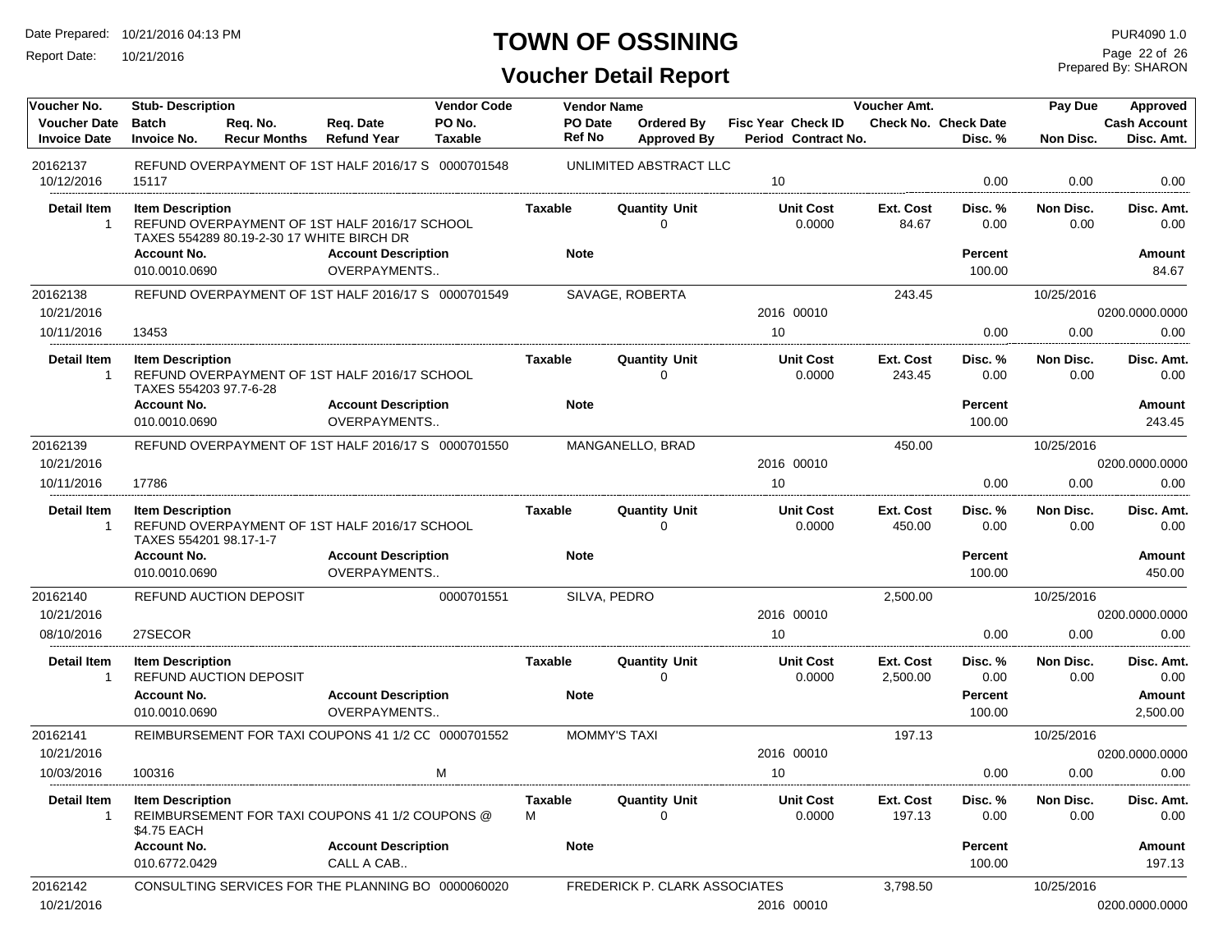# TOWN OF OSSINING

## Voucher Detail Report

Date Prepared: 10/21/2016 04:13 PM
Report Date: 10/21/2016

PUR4090 1.0
Prepared By: SHARON

| Voucher No. | Stub- Description | | | Vendor Code | Vendor Name | | | Voucher Amt. | | Pay Due | Approved |
|---|---|---|---|---|---|---|---|---|---|---|---|
| Voucher Date | Batch | Req. No. | Req. Date | PO No. | PO Date | Ordered By | Fisc Year Check ID | Check No. | Check Date | | Cash Account |
| Invoice Date | Invoice No. | Recur Months | Refund Year | Taxable | Ref No | Approved By | Period Contract No. | | Disc. % | Non Disc. | Disc. Amt. |
| 20162137 | REFUND OVERPAYMENT OF 1ST HALF 2016/17 S | | | 0000701548 | UNLIMITED ABSTRACT LLC | | | | | | |
| 10/12/2016 | 15117 | | | | | | 10 | | 0.00 | 0.00 | 0.00 |

| Detail Item | Item Description | Taxable | Quantity Unit | Unit Cost | Ext. Cost | Disc. % | Non Disc. | Disc. Amt. |
|---|---|---|---|---|---|---|---|---|
| 1 | REFUND OVERPAYMENT OF 1ST HALF 2016/17 SCHOOL TAXES 554289 80.19-2-30 17 WHITE BIRCH DR | | 0 | 0.0000 | 84.67 | 0.00 | 0.00 | 0.00 |

| Account No. | Account Description | Note | Percent | Amount |
|---|---|---|---|---|
| 010.0010.0690 | OVERPAYMENTS.. | | 100.00 | 84.67 |

| Voucher No. | Stub- Description | | | Vendor Code | Vendor Name | | | Voucher Amt. | | Pay Due | Approved |
|---|---|---|---|---|---|---|---|---|---|---|---|
| 20162138 | REFUND OVERPAYMENT OF 1ST HALF 2016/17 S | | | 0000701549 | SAVAGE, ROBERTA | | | 243.45 | | 10/25/2016 | |
| 10/21/2016 | | | | | | | 2016 00010 | | | | 0200.0000.0000 |
| 10/11/2016 | 13453 | | | | | | 10 | | 0.00 | 0.00 | 0.00 |

| Detail Item | Item Description | Taxable | Quantity Unit | Unit Cost | Ext. Cost | Disc. % | Non Disc. | Disc. Amt. |
|---|---|---|---|---|---|---|---|---|
| 1 | REFUND OVERPAYMENT OF 1ST HALF 2016/17 SCHOOL TAXES 554203 97.7-6-28 | | 0 | 0.0000 | 243.45 | 0.00 | 0.00 | 0.00 |

| Account No. | Account Description | Note | Percent | Amount |
|---|---|---|---|---|
| 010.0010.0690 | OVERPAYMENTS.. | | 100.00 | 243.45 |

| Voucher No. | Stub- Description | | | Vendor Code | Vendor Name | | | Voucher Amt. | | Pay Due | Approved |
|---|---|---|---|---|---|---|---|---|---|---|---|
| 20162139 | REFUND OVERPAYMENT OF 1ST HALF 2016/17 S | | | 0000701550 | MANGANELLO, BRAD | | | 450.00 | | 10/25/2016 | |
| 10/21/2016 | | | | | | | 2016 00010 | | | | 0200.0000.0000 |
| 10/11/2016 | 17786 | | | | | | 10 | | 0.00 | 0.00 | 0.00 |

| Detail Item | Item Description | Taxable | Quantity Unit | Unit Cost | Ext. Cost | Disc. % | Non Disc. | Disc. Amt. |
|---|---|---|---|---|---|---|---|---|
| 1 | REFUND OVERPAYMENT OF 1ST HALF 2016/17 SCHOOL TAXES 554201 98.17-1-7 | | 0 | 0.0000 | 450.00 | 0.00 | 0.00 | 0.00 |

| Account No. | Account Description | Note | Percent | Amount |
|---|---|---|---|---|
| 010.0010.0690 | OVERPAYMENTS.. | | 100.00 | 450.00 |

| Voucher No. | Stub- Description | | | Vendor Code | Vendor Name | | | Voucher Amt. | | Pay Due | Approved |
|---|---|---|---|---|---|---|---|---|---|---|---|
| 20162140 | REFUND AUCTION DEPOSIT | | | 0000701551 | SILVA, PEDRO | | | 2,500.00 | | 10/25/2016 | |
| 10/21/2016 | | | | | | | 2016 00010 | | | | 0200.0000.0000 |
| 08/10/2016 | 27SECOR | | | | | | 10 | | 0.00 | 0.00 | 0.00 |

| Detail Item | Item Description | Taxable | Quantity Unit | Unit Cost | Ext. Cost | Disc. % | Non Disc. | Disc. Amt. |
|---|---|---|---|---|---|---|---|---|
| 1 | REFUND AUCTION DEPOSIT | | 0 | 0.0000 | 2,500.00 | 0.00 | 0.00 | 0.00 |

| Account No. | Account Description | Note | Percent | Amount |
|---|---|---|---|---|
| 010.0010.0690 | OVERPAYMENTS.. | | 100.00 | 2,500.00 |

| Voucher No. | Stub- Description | | | Vendor Code | Vendor Name | | | Voucher Amt. | | Pay Due | Approved |
|---|---|---|---|---|---|---|---|---|---|---|---|
| 20162141 | REIMBURSEMENT FOR TAXI COUPONS 41 1/2 CC | | | 0000701552 | MOMMY'S TAXI | | | 197.13 | | 10/25/2016 | |
| 10/21/2016 | | | | | | | 2016 00010 | | | | 0200.0000.0000 |
| 10/03/2016 | 100316 | | | M | | | 10 | | 0.00 | 0.00 | 0.00 |

| Detail Item | Item Description | Taxable | Quantity Unit | Unit Cost | Ext. Cost | Disc. % | Non Disc. | Disc. Amt. |
|---|---|---|---|---|---|---|---|---|
| 1 | REIMBURSEMENT FOR TAXI COUPONS 41 1/2 COUPONS @ $4.75 EACH | M | 0 | 0.0000 | 197.13 | 0.00 | 0.00 | 0.00 |

| Account No. | Account Description | Note | Percent | Amount |
|---|---|---|---|---|
| 010.6772.0429 | CALL A CAB.. | | 100.00 | 197.13 |

| Voucher No. | Stub- Description | | | Vendor Code | Vendor Name | | | Voucher Amt. | | Pay Due | Approved |
|---|---|---|---|---|---|---|---|---|---|---|---|
| 20162142 | CONSULTING SERVICES FOR THE PLANNING BO | | | 0000060020 | FREDERICK P. CLARK ASSOCIATES | | | 3,798.50 | | 10/25/2016 | |
| 10/21/2016 | | | | | | | 2016 00010 | | | | 0200.0000.0000 |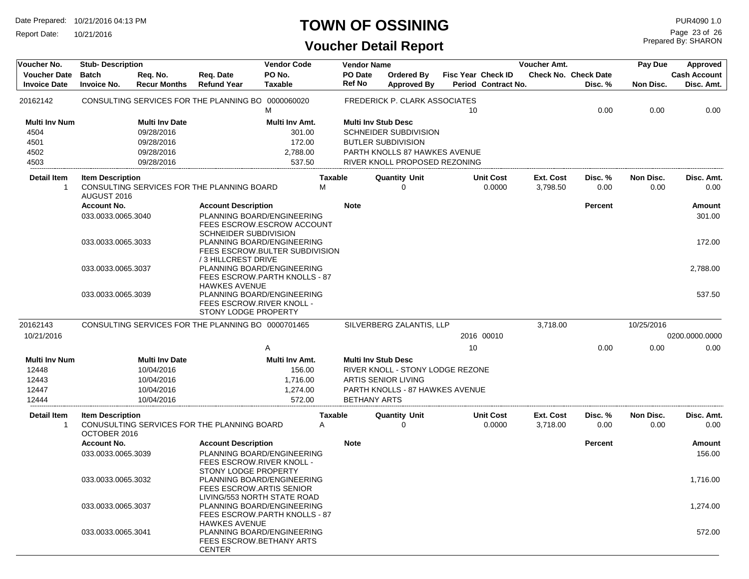# TOWN OF OSSINING

## Voucher Detail Report

Date Prepared: 10/21/2016 04:13 PM
Report Date: 10/21/2016

PUR4090 1.0
Prepared By: SHARON

| Voucher No. | Stub- Description | | | Vendor Code | Vendor Name | | | Voucher Amt. | | Pay Due | Approved |
|---|---|---|---|---|---|---|---|---|---|---|---|
| Voucher Date | Batch | Req. No. | Req. Date | PO No. | PO Date | Ordered By | Fisc Year Check ID | Check No. | Check Date | | Cash Account |
| Invoice Date | Invoice No. | Recur Months | Refund Year | Taxable | Ref No | Approved By | Period Contract No. | | Disc. % | Non Disc. | Disc. Amt. |

---

**20162142** — CONSULTING SERVICES FOR THE PLANNING BO — Vendor Code: 0000060020 — FREDERICK P. CLARK ASSOCIATES

Taxable: M — Period: 10 — Disc. %: 0.00 — Non Disc.: 0.00 — Disc. Amt.: 0.00

| Multi Inv Num | Multi Inv Date | Multi Inv Amt. | Multi Inv Stub Desc |
|---|---|---|---|
| 4504 | 09/28/2016 | 301.00 | SCHNEIDER SUBDIVISION |
| 4501 | 09/28/2016 | 172.00 | BUTLER SUBDIVISION |
| 4502 | 09/28/2016 | 2,788.00 | PARTH KNOLLS 87 HAWKES AVENUE |
| 4503 | 09/28/2016 | 537.50 | RIVER KNOLL PROPOSED REZONING |

| Detail Item | Item Description | Taxable | Quantity Unit | Unit Cost | Ext. Cost | Disc. % | Non Disc. | Disc. Amt. |
|---|---|---|---|---|---|---|---|---|
| 1 | CONSULTING SERVICES FOR THE PLANNING BOARD AUGUST 2016 | M | 0 | 0.0000 | 3,798.50 | 0.00 | 0.00 | 0.00 |

| Account No. | Account Description | Note | Percent | Amount |
|---|---|---|---|---|
| 033.0033.0065.3040 | PLANNING BOARD/ENGINEERING FEES ESCROW.ESCROW ACCOUNT SCHNEIDER SUBDIVISION | | | 301.00 |
| 033.0033.0065.3033 | PLANNING BOARD/ENGINEERING FEES ESCROW.BULTER SUBDIVISION / 3 HILLCREST DRIVE | | | 172.00 |
| 033.0033.0065.3037 | PLANNING BOARD/ENGINEERING FEES ESCROW.PARTH KNOLLS - 87 HAWKES AVENUE | | | 2,788.00 |
| 033.0033.0065.3039 | PLANNING BOARD/ENGINEERING FEES ESCROW.RIVER KNOLL - STONY LODGE PROPERTY | | | 537.50 |

---

**20162143** — CONSULTING SERVICES FOR THE PLANNING BO — Vendor Code: 0000701465 — SILVERBERG ZALANTIS, LLP — Voucher Amt.: 3,718.00 — Pay Due: 10/25/2016

Voucher Date: 10/21/2016 — Fisc Year: 2016 — Check ID: 00010 — Cash Account: 0200.0000.0000

Taxable: A — Period: 10 — Disc. %: 0.00 — Non Disc.: 0.00 — Disc. Amt.: 0.00

| Multi Inv Num | Multi Inv Date | Multi Inv Amt. | Multi Inv Stub Desc |
|---|---|---|---|
| 12448 | 10/04/2016 | 156.00 | RIVER KNOLL - STONY LODGE REZONE |
| 12443 | 10/04/2016 | 1,716.00 | ARTIS SENIOR LIVING |
| 12447 | 10/04/2016 | 1,274.00 | PARTH KNOLLS - 87 HAWKES AVENUE |
| 12444 | 10/04/2016 | 572.00 | BETHANY ARTS |

| Detail Item | Item Description | Taxable | Quantity Unit | Unit Cost | Ext. Cost | Disc. % | Non Disc. | Disc. Amt. |
|---|---|---|---|---|---|---|---|---|
| 1 | CONSULTING SERVICES FOR THE PLANNING BOARD OCTOBER 2016 | A | 0 | 0.0000 | 3,718.00 | 0.00 | 0.00 | 0.00 |

| Account No. | Account Description | Note | Percent | Amount |
|---|---|---|---|---|
| 033.0033.0065.3039 | PLANNING BOARD/ENGINEERING FEES ESCROW.RIVER KNOLL - STONY LODGE PROPERTY | | | 156.00 |
| 033.0033.0065.3032 | PLANNING BOARD/ENGINEERING FEES ESCROW.ARTIS SENIOR LIVING/553 NORTH STATE ROAD | | | 1,716.00 |
| 033.0033.0065.3037 | PLANNING BOARD/ENGINEERING FEES ESCROW.PARTH KNOLLS - 87 HAWKES AVENUE | | | 1,274.00 |
| 033.0033.0065.3041 | PLANNING BOARD/ENGINEERING FEES ESCROW.BETHANY ARTS CENTER | | | 572.00 |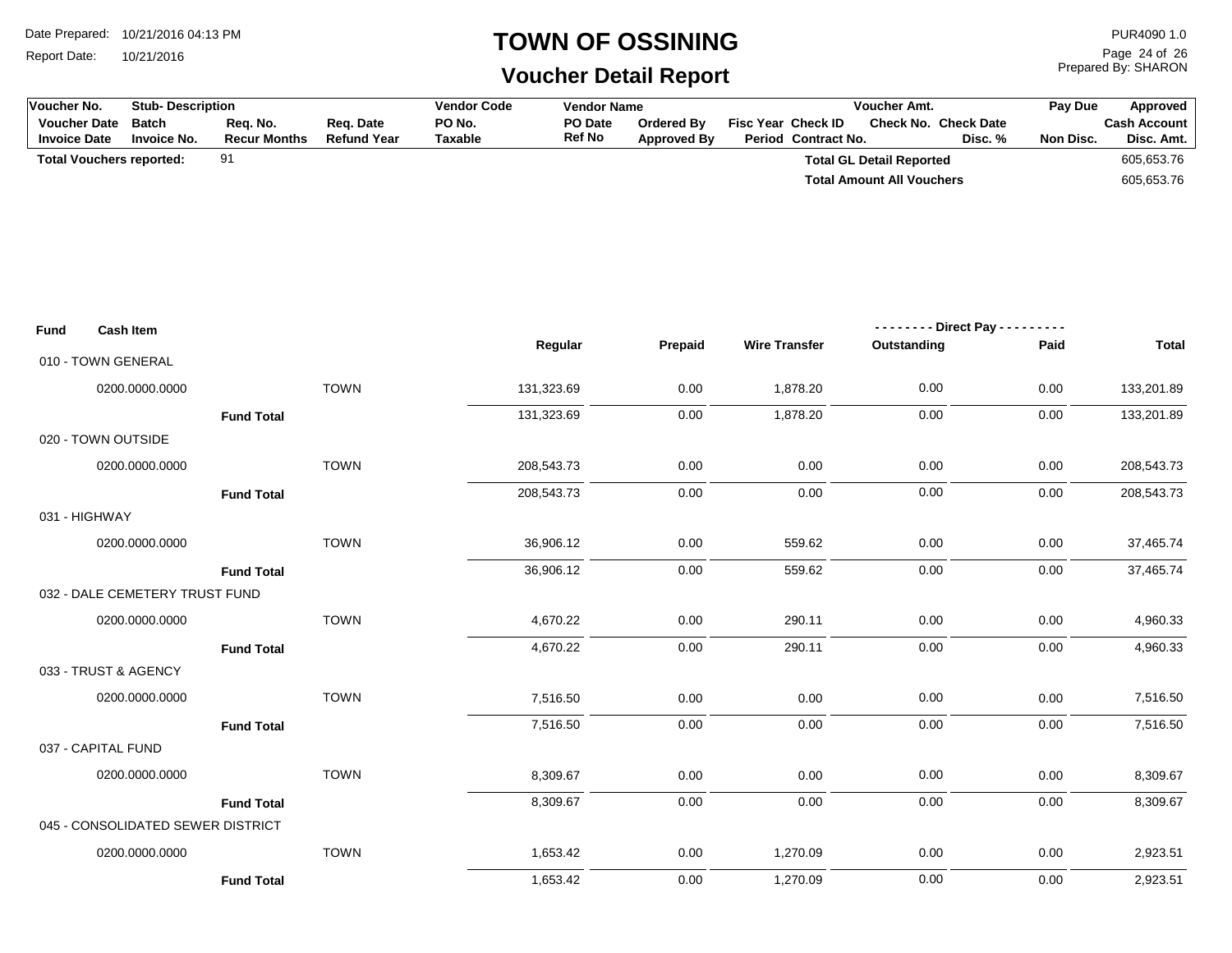# TOWN OF OSSINING

## Voucher Detail Report

| Voucher No. | Stub- Description | | | Vendor Code | Vendor Name | | | Voucher Amt. | | Pay Due | Approved |
|---|---|---|---|---|---|---|---|---|---|---|---|
| Voucher Date | Batch | Req. No. | Req. Date | PO No. | PO Date | Ordered By | Fisc Year Check ID | Check No. | Check Date | | Cash Account |
| Invoice Date | Invoice No. | Recur Months | Refund Year | Taxable | Ref No | Approved By | Period Contract No. | | Disc. % | Non Disc. | Disc. Amt. |

**Total Vouchers reported:** 91

| | |
|---|---|
| **Total GL Detail Reported** | 605,653.76 |
| **Total Amount All Vouchers** | 605,653.76 |

| Fund | Cash Item | | Regular | Prepaid | Wire Transfer | Direct Pay Outstanding | Direct Pay Paid | Total |
|---|---|---|---|---|---|---|---|---|
| 010 - TOWN GENERAL | | | | | | | | |
| | 0200.0000.0000 | TOWN | 131,323.69 | 0.00 | 1,878.20 | 0.00 | 0.00 | 133,201.89 |
| | **Fund Total** | | 131,323.69 | 0.00 | 1,878.20 | 0.00 | 0.00 | 133,201.89 |
| 020 - TOWN OUTSIDE | | | | | | | | |
| | 0200.0000.0000 | TOWN | 208,543.73 | 0.00 | 0.00 | 0.00 | 0.00 | 208,543.73 |
| | **Fund Total** | | 208,543.73 | 0.00 | 0.00 | 0.00 | 0.00 | 208,543.73 |
| 031 - HIGHWAY | | | | | | | | |
| | 0200.0000.0000 | TOWN | 36,906.12 | 0.00 | 559.62 | 0.00 | 0.00 | 37,465.74 |
| | **Fund Total** | | 36,906.12 | 0.00 | 559.62 | 0.00 | 0.00 | 37,465.74 |
| 032 - DALE CEMETERY TRUST FUND | | | | | | | | |
| | 0200.0000.0000 | TOWN | 4,670.22 | 0.00 | 290.11 | 0.00 | 0.00 | 4,960.33 |
| | **Fund Total** | | 4,670.22 | 0.00 | 290.11 | 0.00 | 0.00 | 4,960.33 |
| 033 - TRUST & AGENCY | | | | | | | | |
| | 0200.0000.0000 | TOWN | 7,516.50 | 0.00 | 0.00 | 0.00 | 0.00 | 7,516.50 |
| | **Fund Total** | | 7,516.50 | 0.00 | 0.00 | 0.00 | 0.00 | 7,516.50 |
| 037 - CAPITAL FUND | | | | | | | | |
| | 0200.0000.0000 | TOWN | 8,309.67 | 0.00 | 0.00 | 0.00 | 0.00 | 8,309.67 |
| | **Fund Total** | | 8,309.67 | 0.00 | 0.00 | 0.00 | 0.00 | 8,309.67 |
| 045 - CONSOLIDATED SEWER DISTRICT | | | | | | | | |
| | 0200.0000.0000 | TOWN | 1,653.42 | 0.00 | 1,270.09 | 0.00 | 0.00 | 2,923.51 |
| | **Fund Total** | | 1,653.42 | 0.00 | 1,270.09 | 0.00 | 0.00 | 2,923.51 |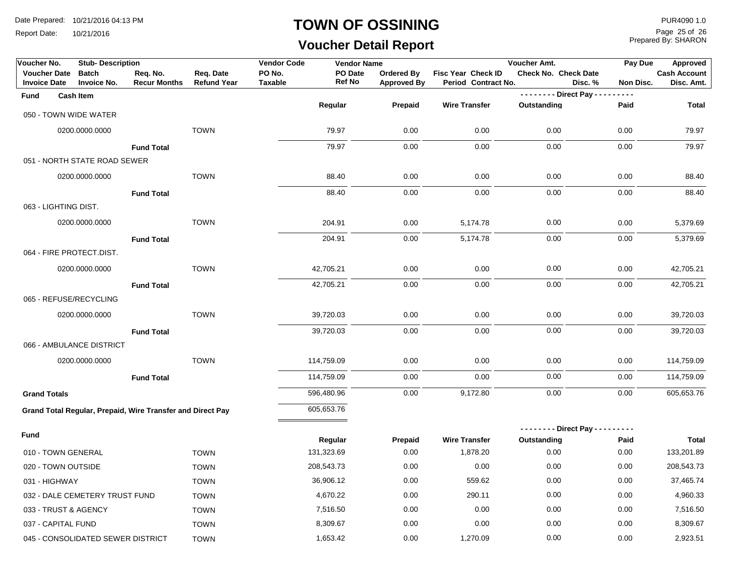# TOWN OF OSSINING

## Voucher Detail Report

Date Prepared: 10/21/2016 04:13 PM
Report Date: 10/21/2016

PUR4090 1.0
Prepared By: SHARON

| Voucher No. | Stub- Description | | | Vendor Code | Vendor Name | | | Voucher Amt. | | Pay Due | Approved |
|---|---|---|---|---|---|---|---|---|---|---|---|
| Voucher Date | Batch | Req. No. | Req. Date | PO No. | PO Date | Ordered By | Fisc Year Check ID | Check No. | Check Date | | Cash Account |
| Invoice Date | Invoice No. | Recur Months | Refund Year | Taxable | Ref No | Approved By | Period Contract No. | | Disc. % | Non Disc. | Disc. Amt. |

| Fund | Cash Item | | Regular | Prepaid | Wire Transfer | Direct Pay Outstanding | Direct Pay Paid | Total |
|---|---|---|---|---|---|---|---|---|
| 050 - TOWN WIDE WATER | | | | | | | | |
| | 0200.0000.0000 | TOWN | 79.97 | 0.00 | 0.00 | 0.00 | 0.00 | 79.97 |
| | Fund Total | | 79.97 | 0.00 | 0.00 | 0.00 | 0.00 | 79.97 |
| 051 - NORTH STATE ROAD SEWER | | | | | | | | |
| | 0200.0000.0000 | TOWN | 88.40 | 0.00 | 0.00 | 0.00 | 0.00 | 88.40 |
| | Fund Total | | 88.40 | 0.00 | 0.00 | 0.00 | 0.00 | 88.40 |
| 063 - LIGHTING DIST. | | | | | | | | |
| | 0200.0000.0000 | TOWN | 204.91 | 0.00 | 5,174.78 | 0.00 | 0.00 | 5,379.69 |
| | Fund Total | | 204.91 | 0.00 | 5,174.78 | 0.00 | 0.00 | 5,379.69 |
| 064 - FIRE PROTECT.DIST. | | | | | | | | |
| | 0200.0000.0000 | TOWN | 42,705.21 | 0.00 | 0.00 | 0.00 | 0.00 | 42,705.21 |
| | Fund Total | | 42,705.21 | 0.00 | 0.00 | 0.00 | 0.00 | 42,705.21 |
| 065 - REFUSE/RECYCLING | | | | | | | | |
| | 0200.0000.0000 | TOWN | 39,720.03 | 0.00 | 0.00 | 0.00 | 0.00 | 39,720.03 |
| | Fund Total | | 39,720.03 | 0.00 | 0.00 | 0.00 | 0.00 | 39,720.03 |
| 066 - AMBULANCE DISTRICT | | | | | | | | |
| | 0200.0000.0000 | TOWN | 114,759.09 | 0.00 | 0.00 | 0.00 | 0.00 | 114,759.09 |
| | Fund Total | | 114,759.09 | 0.00 | 0.00 | 0.00 | 0.00 | 114,759.09 |
| **Grand Totals** | | | 596,480.96 | 0.00 | 9,172.80 | 0.00 | 0.00 | 605,653.76 |
| **Grand Total Regular, Prepaid, Wire Transfer and Direct Pay** | | | 605,653.76 | | | | | |

| Fund | | Regular | Prepaid | Wire Transfer | Direct Pay Outstanding | Direct Pay Paid | Total |
|---|---|---|---|---|---|---|---|
| 010 - TOWN GENERAL | TOWN | 131,323.69 | 0.00 | 1,878.20 | 0.00 | 0.00 | 133,201.89 |
| 020 - TOWN OUTSIDE | TOWN | 208,543.73 | 0.00 | 0.00 | 0.00 | 0.00 | 208,543.73 |
| 031 - HIGHWAY | TOWN | 36,906.12 | 0.00 | 559.62 | 0.00 | 0.00 | 37,465.74 |
| 032 - DALE CEMETERY TRUST FUND | TOWN | 4,670.22 | 0.00 | 290.11 | 0.00 | 0.00 | 4,960.33 |
| 033 - TRUST & AGENCY | TOWN | 7,516.50 | 0.00 | 0.00 | 0.00 | 0.00 | 7,516.50 |
| 037 - CAPITAL FUND | TOWN | 8,309.67 | 0.00 | 0.00 | 0.00 | 0.00 | 8,309.67 |
| 045 - CONSOLIDATED SEWER DISTRICT | TOWN | 1,653.42 | 0.00 | 1,270.09 | 0.00 | 0.00 | 2,923.51 |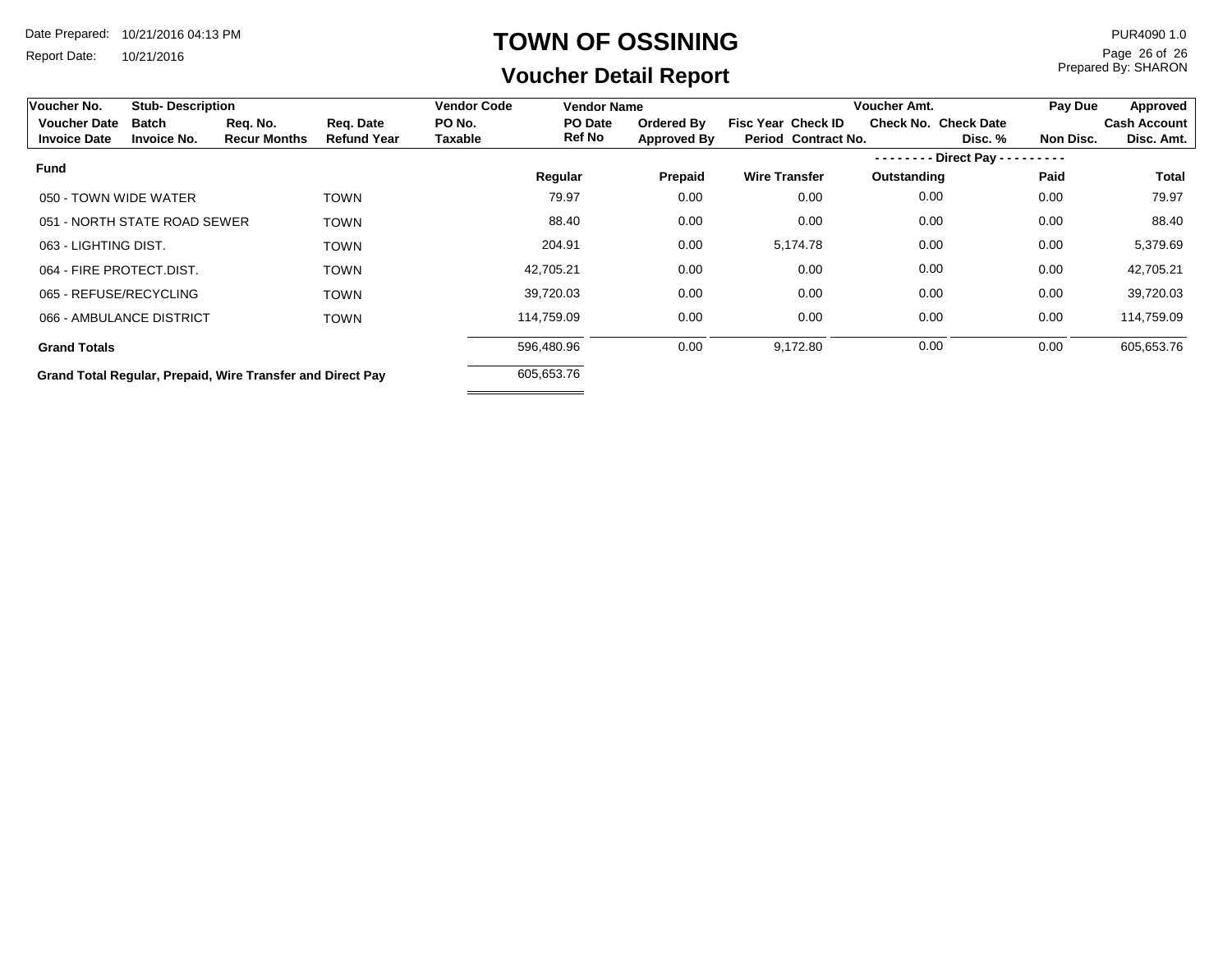# TOWN OF OSSINING

## Voucher Detail Report

Date Prepared: 10/21/2016 04:13 PM
Report Date: 10/21/2016

PUR4090 1.0
Prepared By: SHARON

| Voucher No. | Stub- Description | | | Vendor Code | Vendor Name | | | Voucher Amt. | | Pay Due | Approved |
|---|---|---|---|---|---|---|---|---|---|---|---|
| Voucher Date | Batch | Req. No. | Req. Date | PO No. | PO Date | Ordered By | Fisc Year Check ID | Check No. | Check Date | | Cash Account |
| Invoice Date | Invoice No. | Recur Months | Refund Year | Taxable | Ref No | Approved By | Period Contract No. | | Disc. % | Non Disc. | Disc. Amt. |

| Fund | | Regular | Prepaid | Wire Transfer | Direct Pay - Outstanding | Direct Pay - Paid | Total |
|---|---|---|---|---|---|---|---|
| 050 - TOWN WIDE WATER | TOWN | 79.97 | 0.00 | 0.00 | 0.00 | 0.00 | 79.97 |
| 051 - NORTH STATE ROAD SEWER | TOWN | 88.40 | 0.00 | 0.00 | 0.00 | 0.00 | 88.40 |
| 063 - LIGHTING DIST. | TOWN | 204.91 | 0.00 | 5,174.78 | 0.00 | 0.00 | 5,379.69 |
| 064 - FIRE PROTECT.DIST. | TOWN | 42,705.21 | 0.00 | 0.00 | 0.00 | 0.00 | 42,705.21 |
| 065 - REFUSE/RECYCLING | TOWN | 39,720.03 | 0.00 | 0.00 | 0.00 | 0.00 | 39,720.03 |
| 066 - AMBULANCE DISTRICT | TOWN | 114,759.09 | 0.00 | 0.00 | 0.00 | 0.00 | 114,759.09 |
| **Grand Totals** | | 596,480.96 | 0.00 | 9,172.80 | 0.00 | 0.00 | 605,653.76 |
| **Grand Total Regular, Prepaid, Wire Transfer and Direct Pay** | | 605,653.76 | | | | | |